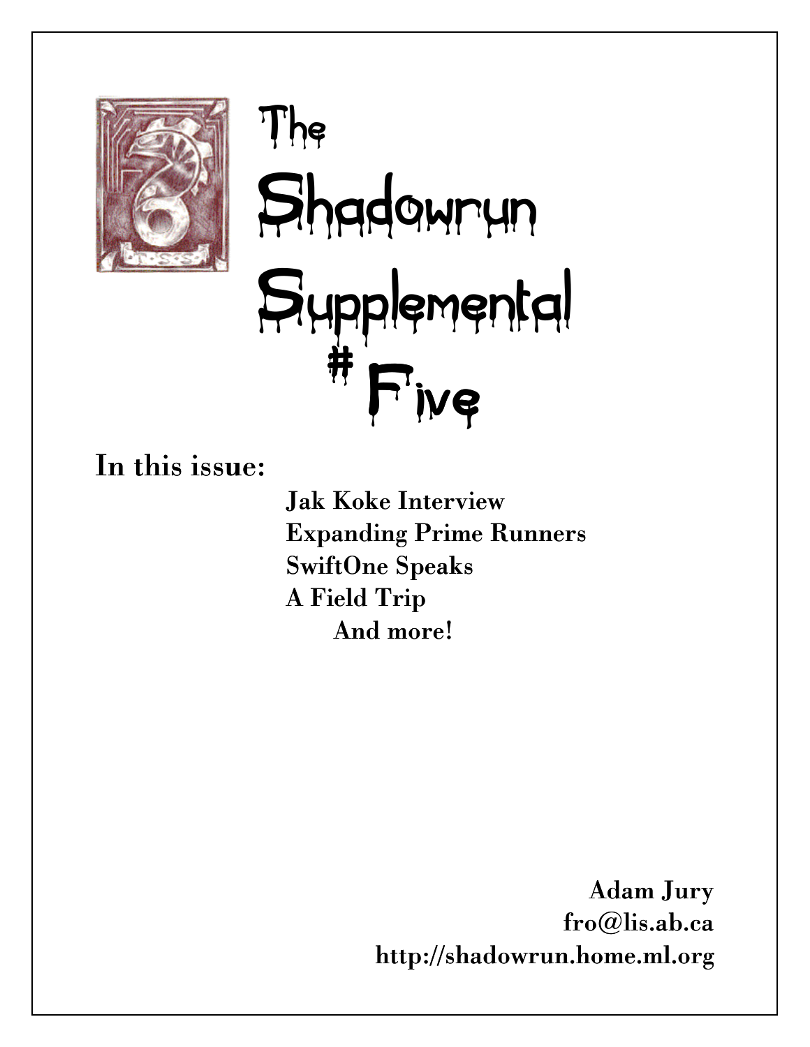# The Shadowrun Supplemental # Five

**In this issue:**

- **Jak Koke Interview**
- **Expanding Prime Runners**
- **SwiftOne Speaks**
- **A Field Trip**
- **And more!**

**Adam Jury**
**fro@lis.ab.ca**
**http://shadowrun.home.ml.org**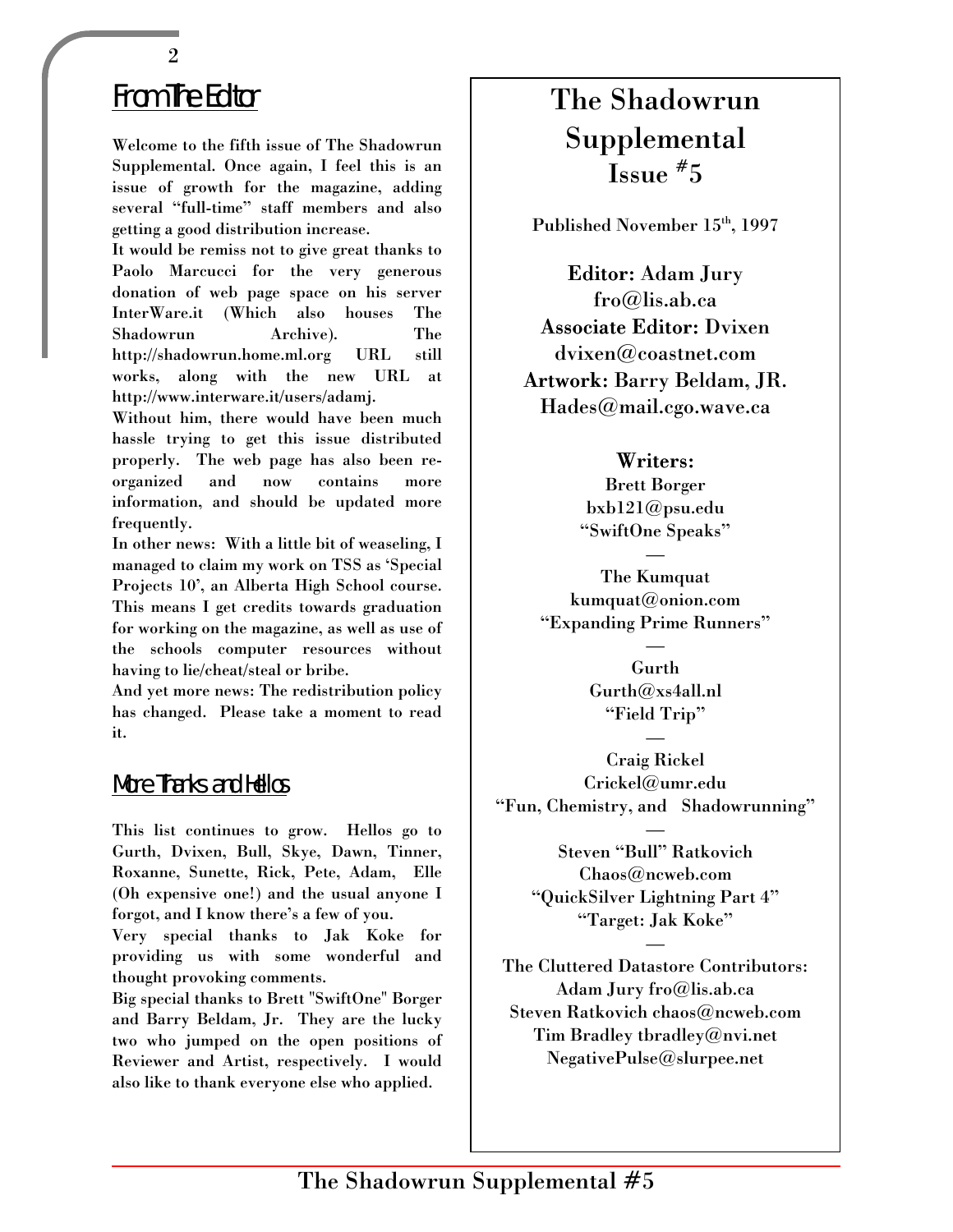## From The Editor

Welcome to the fifth issue of The Shadowrun Supplemental. Once again, I feel this is an issue of growth for the magazine, adding several "full-time" staff members and also getting a good distribution increase.

It would be remiss not to give great thanks to Paolo Marcucci for the very generous donation of web page space on his server InterWare.it (Which also houses The Shadowrun Archive). The http://shadowrun.home.ml.org URL still works, along with the new URL at http://www.interware.it/users/adamj.

Without him, there would have been much hassle trying to get this issue distributed properly. The web page has also been re-organized and now contains more information, and should be updated more frequently.

In other news: With a little bit of weaseling, I managed to claim my work on TSS as 'Special Projects 10', an Alberta High School course. This means I get credits towards graduation for working on the magazine, as well as use of the schools computer resources without having to lie/cheat/steal or bribe.

And yet more news: The redistribution policy has changed. Please take a moment to read it.

## More Thanks and Hellos

This list continues to grow. Hellos go to Gurth, Dvixen, Bull, Skye, Dawn, Tinner, Roxanne, Sunette, Rick, Pete, Adam, Elle (Oh expensive one!) and the usual anyone I forgot, and I know there's a few of you.

Very special thanks to Jak Koke for providing us with some wonderful and thought provoking comments.

Big special thanks to Brett "SwiftOne" Borger and Barry Beldam, Jr. They are the lucky two who jumped on the open positions of Reviewer and Artist, respectively. I would also like to thank everyone else who applied.

# The Shadowrun Supplemental Issue #5

Published November 15th, 1997

**Editor:** Adam Jury
fro@lis.ab.ca

**Associate Editor:** Dvixen
dvixen@coastnet.com

**Artwork:** Barry Beldam, JR.
Hades@mail.cgo.wave.ca

**Writers:**

Brett Borger
bxb121@psu.edu
"SwiftOne Speaks"

—

The Kumquat
kumquat@onion.com
"Expanding Prime Runners"

—

Gurth
Gurth@xs4all.nl
"Field Trip"

—

Craig Rickel
Crickel@umr.edu
"Fun, Chemistry, and Shadowrunning"

—

Steven "Bull" Ratkovich
Chaos@ncweb.com
"QuickSilver Lightning Part 4"
"Target: Jak Koke"

—

The Cluttered Datastore Contributors:
Adam Jury fro@lis.ab.ca
Steven Ratkovich chaos@ncweb.com
Tim Bradley tbradley@nvi.net
NegativePulse@slurpee.net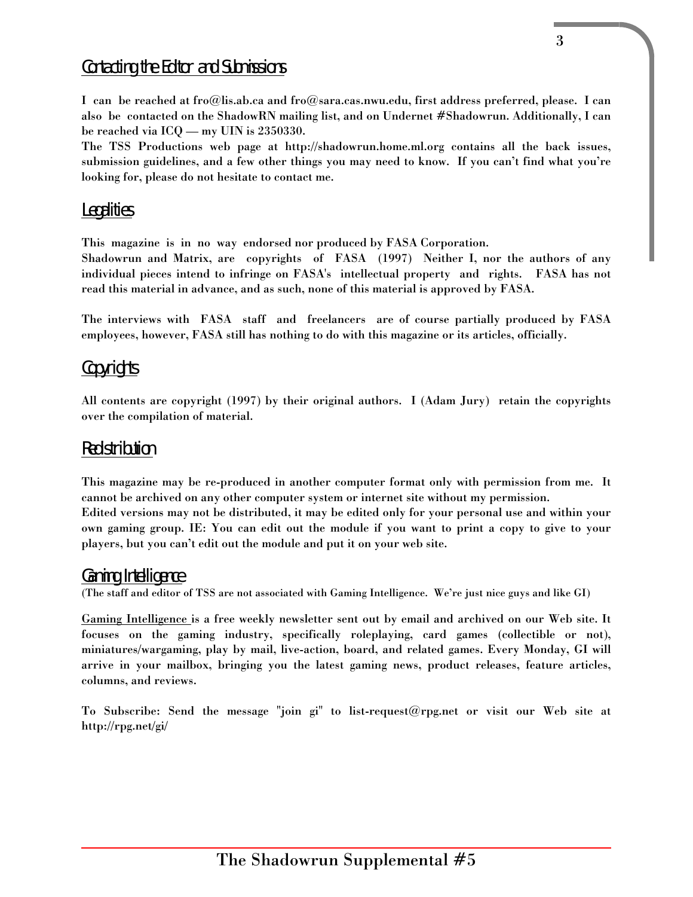## Contacting the Editor and Submissions

I can be reached at fro@lis.ab.ca and fro@sara.cas.nwu.edu, first address preferred, please. I can also be contacted on the ShadowRN mailing list, and on Undernet #Shadowrun. Additionally, I can be reached via ICQ — my UIN is 2350330.

The TSS Productions web page at http://shadowrun.home.ml.org contains all the back issues, submission guidelines, and a few other things you may need to know. If you can't find what you're looking for, please do not hesitate to contact me.

## Legalities

This magazine is in no way endorsed nor produced by FASA Corporation.

Shadowrun and Matrix, are copyrights of FASA (1997) Neither I, nor the authors of any individual pieces intend to infringe on FASA's intellectual property and rights. FASA has not read this material in advance, and as such, none of this material is approved by FASA.

The interviews with FASA staff and freelancers are of course partially produced by FASA employees, however, FASA still has nothing to do with this magazine or its articles, officially.

## Copyrights

All contents are copyright (1997) by their original authors. I (Adam Jury) retain the copyrights over the compilation of material.

## Redistribution

This magazine may be re-produced in another computer format only with permission from me. It cannot be archived on any other computer system or internet site without my permission.

Edited versions may not be distributed, it may be edited only for your personal use and within your own gaming group. IE: You can edit out the module if you want to print a copy to give to your players, but you can't edit out the module and put it on your web site.

## Gaming Intelligence

(The staff and editor of TSS are not associated with Gaming Intelligence. We're just nice guys and like GI)

Gaming Intelligence is a free weekly newsletter sent out by email and archived on our Web site. It focuses on the gaming industry, specifically roleplaying, card games (collectible or not), miniatures/wargaming, play by mail, live-action, board, and related games. Every Monday, GI will arrive in your mailbox, bringing you the latest gaming news, product releases, feature articles, columns, and reviews.

To Subscribe: Send the message "join gi" to list-request@rpg.net or visit our Web site at http://rpg.net/gi/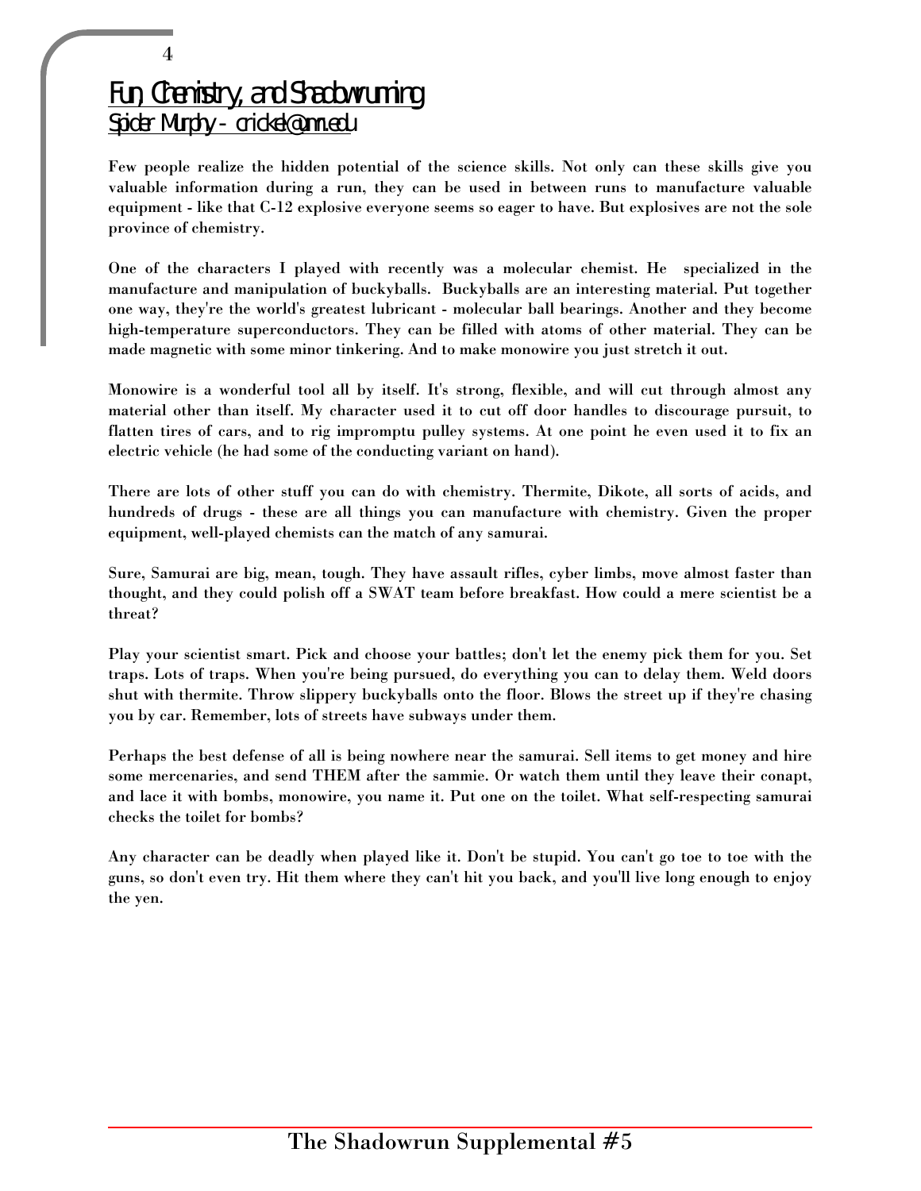# Fun, Chemistry, and Shadowrunning

Spider Murphy - crickel@umn.edu

Few people realize the hidden potential of the science skills. Not only can these skills give you valuable information during a run, they can be used in between runs to manufacture valuable equipment - like that C-12 explosive everyone seems so eager to have. But explosives are not the sole province of chemistry.

One of the characters I played with recently was a molecular chemist. He specialized in the manufacture and manipulation of buckyballs. Buckyballs are an interesting material. Put together one way, they're the world's greatest lubricant - molecular ball bearings. Another and they become high-temperature superconductors. They can be filled with atoms of other material. They can be made magnetic with some minor tinkering. And to make monowire you just stretch it out.

Monowire is a wonderful tool all by itself. It's strong, flexible, and will cut through almost any material other than itself. My character used it to cut off door handles to discourage pursuit, to flatten tires of cars, and to rig impromptu pulley systems. At one point he even used it to fix an electric vehicle (he had some of the conducting variant on hand).

There are lots of other stuff you can do with chemistry. Thermite, Dikote, all sorts of acids, and hundreds of drugs - these are all things you can manufacture with chemistry. Given the proper equipment, well-played chemists can the match of any samurai.

Sure, Samurai are big, mean, tough. They have assault rifles, cyber limbs, move almost faster than thought, and they could polish off a SWAT team before breakfast. How could a mere scientist be a threat?

Play your scientist smart. Pick and choose your battles; don't let the enemy pick them for you. Set traps. Lots of traps. When you're being pursued, do everything you can to delay them. Weld doors shut with thermite. Throw slippery buckyballs onto the floor. Blows the street up if they're chasing you by car. Remember, lots of streets have subways under them.

Perhaps the best defense of all is being nowhere near the samurai. Sell items to get money and hire some mercenaries, and send THEM after the sammie. Or watch them until they leave their conapt, and lace it with bombs, monowire, you name it. Put one on the toilet. What self-respecting samurai checks the toilet for bombs?

Any character can be deadly when played like it. Don't be stupid. You can't go toe to toe with the guns, so don't even try. Hit them where they can't hit you back, and you'll live long enough to enjoy the yen.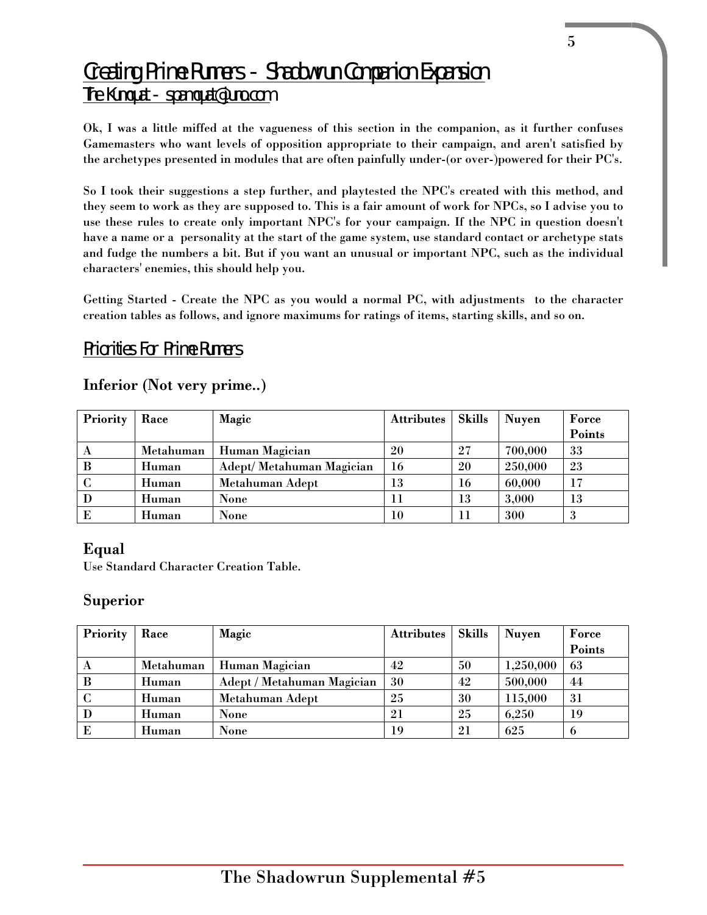# Creating Prime Runners - Shadowrun Companion Expansion

## The Kumquat - spamquat@juno.com

Ok, I was a little miffed at the vagueness of this section in the companion, as it further confuses Gamemasters who want levels of opposition appropriate to their campaign, and aren't satisfied by the archetypes presented in modules that are often painfully under-(or over-)powered for their PC's.

So I took their suggestions a step further, and playtested the NPC's created with this method, and they seem to work as they are supposed to. This is a fair amount of work for NPCs, so I advise you to use these rules to create only important NPC's for your campaign. If the NPC in question doesn't have a name or a personality at the start of the game system, use standard contact or archetype stats and fudge the numbers a bit. But if you want an unusual or important NPC, such as the individual characters' enemies, this should help you.

Getting Started - Create the NPC as you would a normal PC, with adjustments to the character creation tables as follows, and ignore maximums for ratings of items, starting skills, and so on.

## Priorities For Prime Runners

### Inferior (Not very prime..)

| Priority | Race | Magic | Attributes | Skills | Nuyen | Force Points |
|---|---|---|---|---|---|---|
| A | Metahuman | Human Magician | 20 | 27 | 700,000 | 33 |
| B | Human | Adept/ Metahuman Magician | 16 | 20 | 250,000 | 23 |
| C | Human | Metahuman Adept | 13 | 16 | 60,000 | 17 |
| D | Human | None | 11 | 13 | 3,000 | 13 |
| E | Human | None | 10 | 11 | 300 | 3 |

### Equal

Use Standard Character Creation Table.

### Superior

| Priority | Race | Magic | Attributes | Skills | Nuyen | Force Points |
|---|---|---|---|---|---|---|
| A | Metahuman | Human Magician | 42 | 50 | 1,250,000 | 63 |
| B | Human | Adept / Metahuman Magician | 30 | 42 | 500,000 | 44 |
| C | Human | Metahuman Adept | 25 | 30 | 115,000 | 31 |
| D | Human | None | 21 | 25 | 6,250 | 19 |
| E | Human | None | 19 | 21 | 625 | 6 |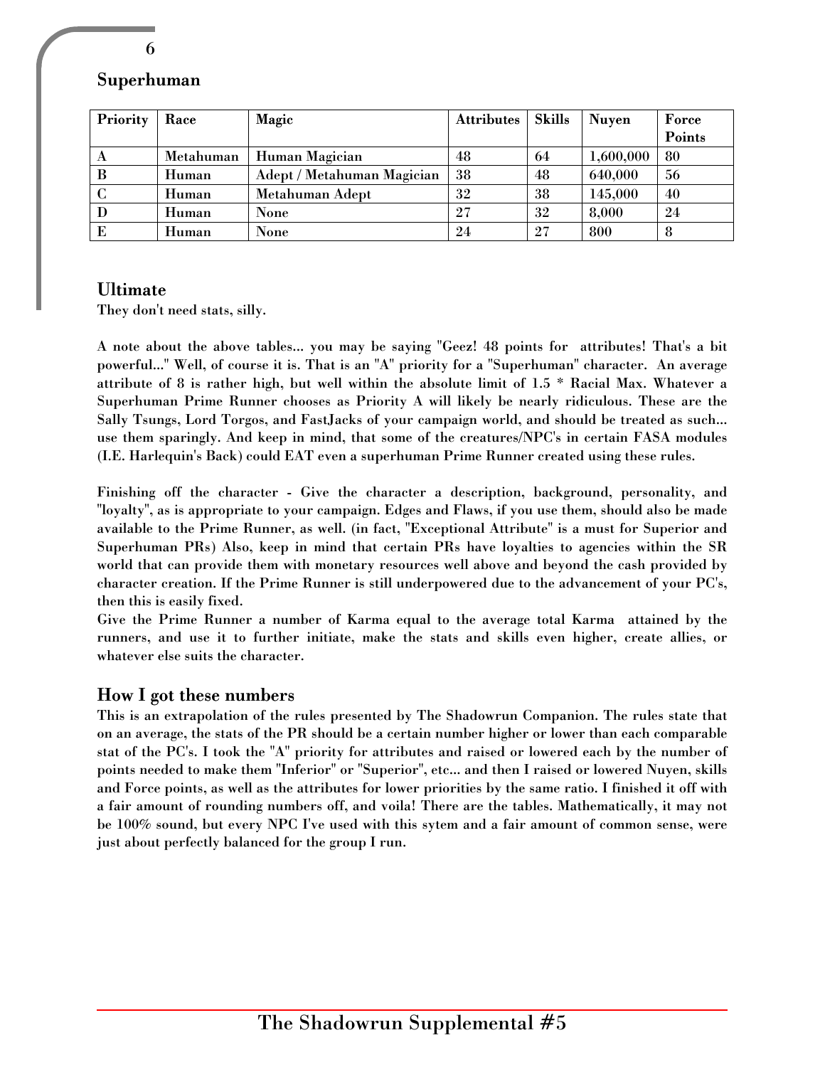## Superhuman

| Priority | Race | Magic | Attributes | Skills | Nuyen | Force Points |
|---|---|---|---|---|---|---|
| A | Metahuman | Human Magician | 48 | 64 | 1,600,000 | 80 |
| B | Human | Adept / Metahuman Magician | 38 | 48 | 640,000 | 56 |
| C | Human | Metahuman Adept | 32 | 38 | 145,000 | 40 |
| D | Human | None | 27 | 32 | 8,000 | 24 |
| E | Human | None | 24 | 27 | 800 | 8 |

## Ultimate

They don't need stats, silly.

A note about the above tables... you may be saying "Geez! 48 points for attributes! That's a bit powerful..." Well, of course it is. That is an "A" priority for a "Superhuman" character. An average attribute of 8 is rather high, but well within the absolute limit of 1.5 * Racial Max. Whatever a Superhuman Prime Runner chooses as Priority A will likely be nearly ridiculous. These are the Sally Tsungs, Lord Torgos, and FastJacks of your campaign world, and should be treated as such... use them sparingly. And keep in mind, that some of the creatures/NPC's in certain FASA modules (I.E. Harlequin's Back) could EAT even a superhuman Prime Runner created using these rules.

Finishing off the character - Give the character a description, background, personality, and "loyalty", as is appropriate to your campaign. Edges and Flaws, if you use them, should also be made available to the Prime Runner, as well. (in fact, "Exceptional Attribute" is a must for Superior and Superhuman PRs) Also, keep in mind that certain PRs have loyalties to agencies within the SR world that can provide them with monetary resources well above and beyond the cash provided by character creation. If the Prime Runner is still underpowered due to the advancement of your PC's, then this is easily fixed.
Give the Prime Runner a number of Karma equal to the average total Karma attained by the runners, and use it to further initiate, make the stats and skills even higher, create allies, or whatever else suits the character.

## How I got these numbers

This is an extrapolation of the rules presented by The Shadowrun Companion. The rules state that on an average, the stats of the PR should be a certain number higher or lower than each comparable stat of the PC's. I took the "A" priority for attributes and raised or lowered each by the number of points needed to make them "Inferior" or "Superior", etc... and then I raised or lowered Nuyen, skills and Force points, as well as the attributes for lower priorities by the same ratio. I finished it off with a fair amount of rounding numbers off, and voila! There are the tables. Mathematically, it may not be 100% sound, but every NPC I've used with this sytem and a fair amount of common sense, were just about perfectly balanced for the group I run.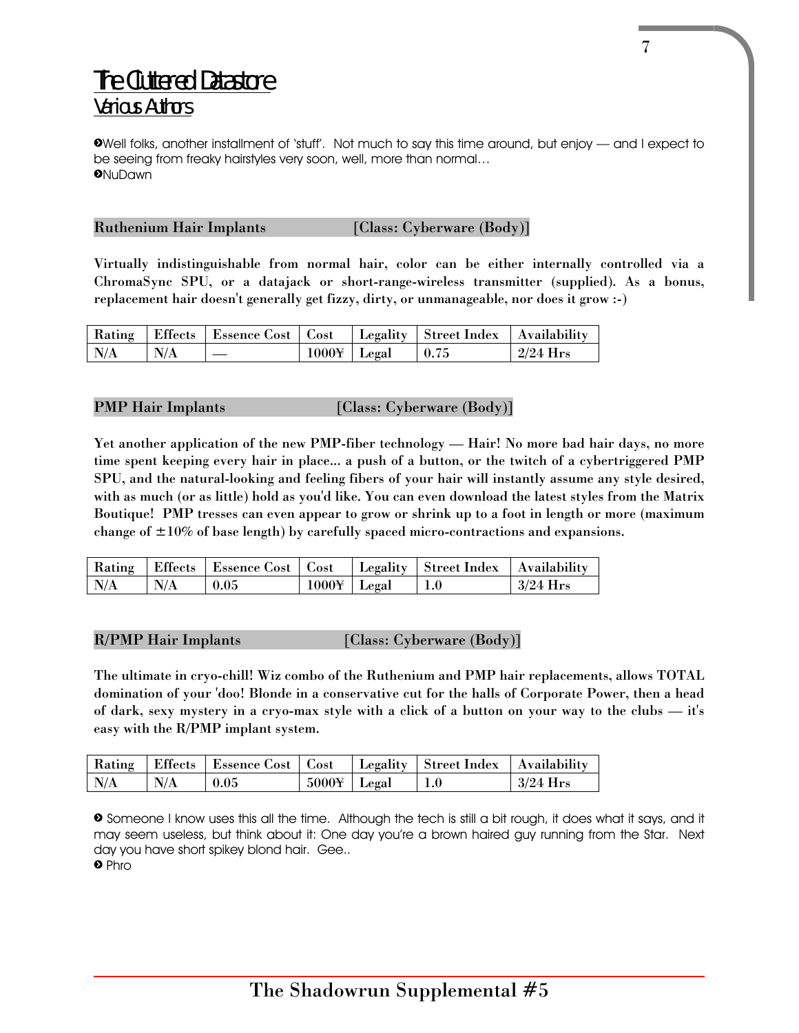# The Cluttered Datastore

## Various Authors

➋Well folks, another installment of 'stuff'. Not much to say this time around, but enjoy — and I expect to be seeing from freaky hairstyles very soon, well, more than normal…
➋NuDawn

### Ruthenium Hair Implants [Class: Cyberware (Body)]

Virtually indistinguishable from normal hair, color can be either internally controlled via a ChromaSync SPU, or a datajack or short-range-wireless transmitter (supplied). As a bonus, replacement hair doesn't generally get fizzy, dirty, or unmanageable, nor does it grow :-)

| Rating | Effects | Essence Cost | Cost | Legality | Street Index | Availability |
|---|---|---|---|---|---|---|
| N/A | N/A | — | 1000¥ | Legal | 0.75 | 2/24 Hrs |

### PMP Hair Implants [Class: Cyberware (Body)]

Yet another application of the new PMP-fiber technology — Hair! No more bad hair days, no more time spent keeping every hair in place... a push of a button, or the twitch of a cybertriggered PMP SPU, and the natural-looking and feeling fibers of your hair will instantly assume any style desired, with as much (or as little) hold as you'd like. You can even download the latest styles from the Matrix Boutique! PMP tresses can even appear to grow or shrink up to a foot in length or more (maximum change of ±10% of base length) by carefully spaced micro-contractions and expansions.

| Rating | Effects | Essence Cost | Cost | Legality | Street Index | Availability |
|---|---|---|---|---|---|---|
| N/A | N/A | 0.05 | 1000¥ | Legal | 1.0 | 3/24 Hrs |

### R/PMP Hair Implants [Class: Cyberware (Body)]

The ultimate in cryo-chill! Wiz combo of the Ruthenium and PMP hair replacements, allows TOTAL domination of your 'doo! Blonde in a conservative cut for the halls of Corporate Power, then a head of dark, sexy mystery in a cryo-max style with a click of a button on your way to the clubs — it's easy with the R/PMP implant system.

| Rating | Effects | Essence Cost | Cost | Legality | Street Index | Availability |
|---|---|---|---|---|---|---|
| N/A | N/A | 0.05 | 5000¥ | Legal | 1.0 | 3/24 Hrs |

➋ Someone I know uses this all the time. Although the tech is still a bit rough, it does what it says, and it may seem useless, but think about it: One day you're a brown haired guy running from the Star. Next day you have short spikey blond hair. Gee..
➋ Phro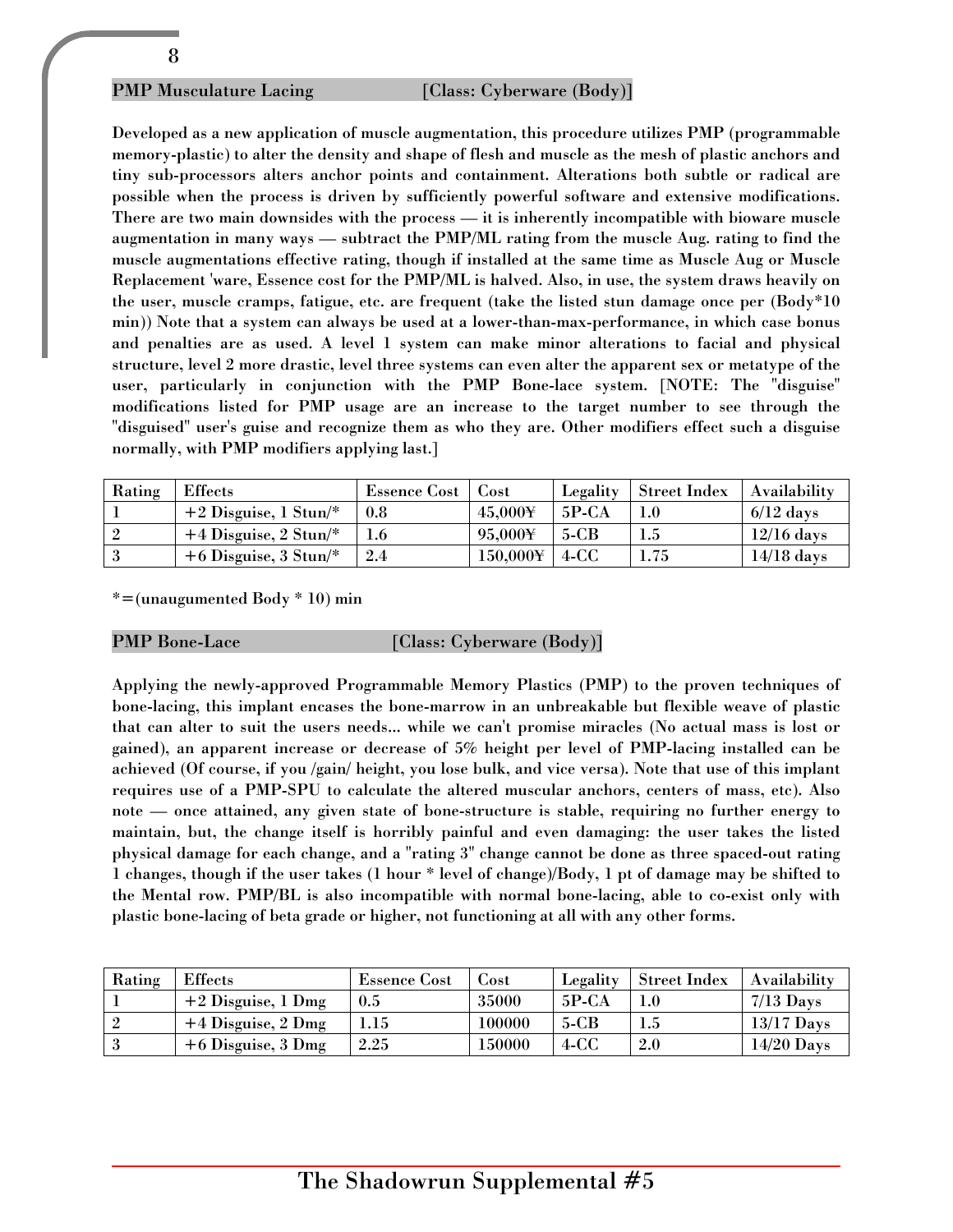## PMP Musculature Lacing [Class: Cyberware (Body)]

**Developed as a new application of muscle augmentation, this procedure utilizes PMP (programmable memory-plastic) to alter the density and shape of flesh and muscle as the mesh of plastic anchors and tiny sub-processors alters anchor points and containment. Alterations both subtle or radical are possible when the process is driven by sufficiently powerful software and extensive modifications. There are two main downsides with the process — it is inherently incompatible with bioware muscle augmentation in many ways — subtract the PMP/ML rating from the muscle Aug. rating to find the muscle augmentations effective rating, though if installed at the same time as Muscle Aug or Muscle Replacement 'ware, Essence cost for the PMP/ML is halved. Also, in use, the system draws heavily on the user, muscle cramps, fatigue, etc. are frequent (take the listed stun damage once per (Body*10 min)) Note that a system can always be used at a lower-than-max-performance, in which case bonus and penalties are as used. A level 1 system can make minor alterations to facial and physical structure, level 2 more drastic, level three systems can even alter the apparent sex or metatype of the user, particularly in conjunction with the PMP Bone-lace system. [NOTE: The "disguise" modifications listed for PMP usage are an increase to the target number to see through the "disguised" user's guise and recognize them as who they are. Other modifiers effect such a disguise normally, with PMP modifiers applying last.]**

| Rating | Effects | Essence Cost | Cost | Legality | Street Index | Availability |
|---|---|---|---|---|---|---|
| 1 | +2 Disguise, 1 Stun/* | 0.8 | 45,000¥ | 5P-CA | 1.0 | 6/12 days |
| 2 | +4 Disguise, 2 Stun/* | 1.6 | 95,000¥ | 5-CB | 1.5 | 12/16 days |
| 3 | +6 Disguise, 3 Stun/* | 2.4 | 150,000¥ | 4-CC | 1.75 | 14/18 days |

*=(unaugumented Body * 10) min

## PMP Bone-Lace [Class: Cyberware (Body)]

**Applying the newly-approved Programmable Memory Plastics (PMP) to the proven techniques of bone-lacing, this implant encases the bone-marrow in an unbreakable but flexible weave of plastic that can alter to suit the users needs... while we can't promise miracles (No actual mass is lost or gained), an apparent increase or decrease of 5% height per level of PMP-lacing installed can be achieved (Of course, if you /gain/ height, you lose bulk, and vice versa). Note that use of this implant requires use of a PMP-SPU to calculate the altered muscular anchors, centers of mass, etc). Also note — once attained, any given state of bone-structure is stable, requiring no further energy to maintain, but, the change itself is horribly painful and even damaging: the user takes the listed physical damage for each change, and a "rating 3" change cannot be done as three spaced-out rating 1 changes, though if the user takes (1 hour * level of change)/Body, 1 pt of damage may be shifted to the Mental row. PMP/BL is also incompatible with normal bone-lacing, able to co-exist only with plastic bone-lacing of beta grade or higher, not functioning at all with any other forms.**

| Rating | Effects | Essence Cost | Cost | Legality | Street Index | Availability |
|---|---|---|---|---|---|---|
| 1 | +2 Disguise, 1 Dmg | 0.5 | 35000 | 5P-CA | 1.0 | 7/13 Days |
| 2 | +4 Disguise, 2 Dmg | 1.15 | 100000 | 5-CB | 1.5 | 13/17 Days |
| 3 | +6 Disguise, 3 Dmg | 2.25 | 150000 | 4-CC | 2.0 | 14/20 Days |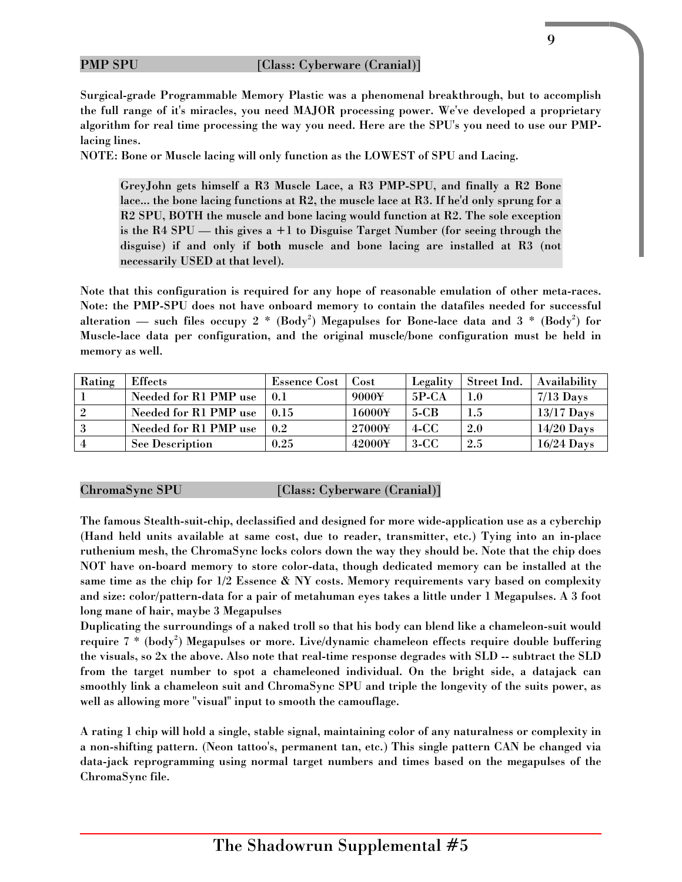## PMP SPU [Class: Cyberware (Cranial)]

**Surgical-grade Programmable Memory Plastic was a phenomenal breakthrough, but to accomplish the full range of it's miracles, you need MAJOR processing power. We've developed a proprietary algorithm for real time processing the way you need. Here are the SPU's you need to use our PMP-lacing lines.**

**NOTE: Bone or Muscle lacing will only function as the LOWEST of SPU and Lacing.**

> **GreyJohn gets himself a R3 Muscle Lace, a R3 PMP-SPU, and finally a R2 Bone lace... the bone lacing functions at R2, the muscle lace at R3. If he'd only sprung for a R2 SPU, BOTH the muscle and bone lacing would function at R2. The sole exception is the R4 SPU — this gives a +1 to Disguise Target Number (for seeing through the disguise) if and only if both muscle and bone lacing are installed at R3 (not necessarily USED at that level).**

**Note that this configuration is required for any hope of reasonable emulation of other meta-races. Note: the PMP-SPU does not have onboard memory to contain the datafiles needed for successful alteration — such files occupy 2 * (Body$^2$) Megapulses for Bone-lace data and 3 * (Body$^2$) for Muscle-lace data per configuration, and the original muscle/bone configuration must be held in memory as well.**

| Rating | Effects | Essence Cost | Cost | Legality | Street Ind. | Availability |
|---|---|---|---|---|---|---|
| 1 | Needed for R1 PMP use | 0.1 | 9000¥ | 5P-CA | 1.0 | 7/13 Days |
| 2 | Needed for R1 PMP use | 0.15 | 16000¥ | 5-CB | 1.5 | 13/17 Days |
| 3 | Needed for R1 PMP use | 0.2 | 27000¥ | 4-CC | 2.0 | 14/20 Days |
| 4 | See Description | 0.25 | 42000¥ | 3-CC | 2.5 | 16/24 Days |

## ChromaSync SPU [Class: Cyberware (Cranial)]

**The famous Stealth-suit-chip, declassified and designed for more wide-application use as a cyberchip (Hand held units available at same cost, due to reader, transmitter, etc.) Tying into an in-place ruthenium mesh, the ChromaSync locks colors down the way they should be. Note that the chip does NOT have on-board memory to store color-data, though dedicated memory can be installed at the same time as the chip for 1/2 Essence & NY costs. Memory requirements vary based on complexity and size: color/pattern-data for a pair of metahuman eyes takes a little under 1 Megapulses. A 3 foot long mane of hair, maybe 3 Megapulses**

**Duplicating the surroundings of a naked troll so that his body can blend like a chameleon-suit would require 7 * (body$^2$) Megapulses or more. Live/dynamic chameleon effects require double buffering the visuals, so 2x the above. Also note that real-time response degrades with SLD -- subtract the SLD from the target number to spot a chameleoned individual. On the bright side, a datajack can smoothly link a chameleon suit and ChromaSync SPU and triple the longevity of the suits power, as well as allowing more "visual" input to smooth the camouflage.**

**A rating 1 chip will hold a single, stable signal, maintaining color of any naturalness or complexity in a non-shifting pattern. (Neon tattoo's, permanent tan, etc.) This single pattern CAN be changed via data-jack reprogramming using normal target numbers and times based on the megapulses of the ChromaSync file.**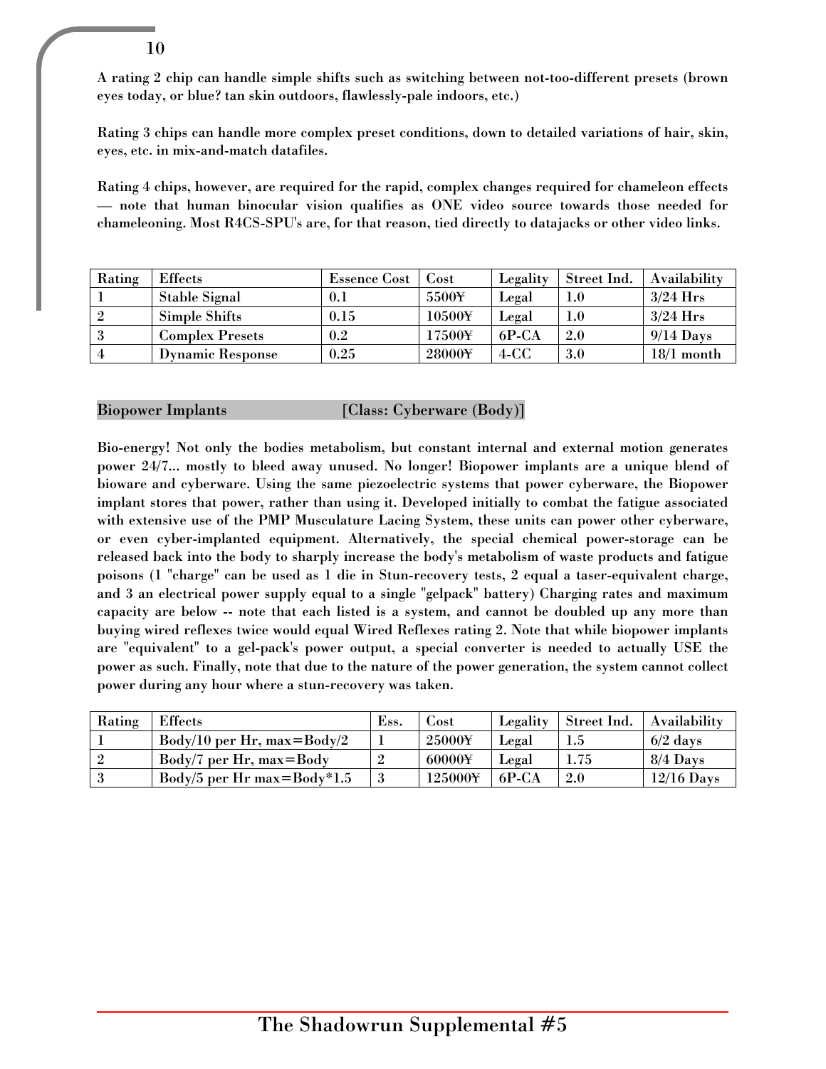A rating 2 chip can handle simple shifts such as switching between not-too-different presets (brown eyes today, or blue? tan skin outdoors, flawlessly-pale indoors, etc.)

Rating 3 chips can handle more complex preset conditions, down to detailed variations of hair, skin, eyes, etc. in mix-and-match datafiles.

Rating 4 chips, however, are required for the rapid, complex changes required for chameleon effects — note that human binocular vision qualifies as ONE video source towards those needed for chameleoning. Most R4CS-SPU's are, for that reason, tied directly to datajacks or other video links.

| Rating | Effects | Essence Cost | Cost | Legality | Street Ind. | Availability |
|---|---|---|---|---|---|---|
| 1 | Stable Signal | 0.1 | 5500¥ | Legal | 1.0 | 3/24 Hrs |
| 2 | Simple Shifts | 0.15 | 10500¥ | Legal | 1.0 | 3/24 Hrs |
| 3 | Complex Presets | 0.2 | 17500¥ | 6P-CA | 2.0 | 9/14 Days |
| 4 | Dynamic Response | 0.25 | 28000¥ | 4-CC | 3.0 | 18/1 month |

## Biopower Implants [Class: Cyberware (Body)]

Bio-energy! Not only the bodies metabolism, but constant internal and external motion generates power 24/7... mostly to bleed away unused. No longer! Biopower implants are a unique blend of bioware and cyberware. Using the same piezoelectric systems that power cyberware, the Biopower implant stores that power, rather than using it. Developed initially to combat the fatigue associated with extensive use of the PMP Musculature Lacing System, these units can power other cyberware, or even cyber-implanted equipment. Alternatively, the special chemical power-storage can be released back into the body to sharply increase the body's metabolism of waste products and fatigue poisons (1 "charge" can be used as 1 die in Stun-recovery tests, 2 equal a taser-equivalent charge, and 3 an electrical power supply equal to a single "gelpack" battery) Charging rates and maximum capacity are below -- note that each listed is a system, and cannot be doubled up any more than buying wired reflexes twice would equal Wired Reflexes rating 2. Note that while biopower implants are "equivalent" to a gel-pack's power output, a special converter is needed to actually USE the power as such. Finally, note that due to the nature of the power generation, the system cannot collect power during any hour where a stun-recovery was taken.

| Rating | Effects | Ess. | Cost | Legality | Street Ind. | Availability |
|---|---|---|---|---|---|---|
| 1 | Body/10 per Hr, max=Body/2 | 1 | 25000¥ | Legal | 1.5 | 6/2 days |
| 2 | Body/7 per Hr, max=Body | 2 | 60000¥ | Legal | 1.75 | 8/4 Days |
| 3 | Body/5 per Hr max=Body*1.5 | 3 | 125000¥ | 6P-CA | 2.0 | 12/16 Days |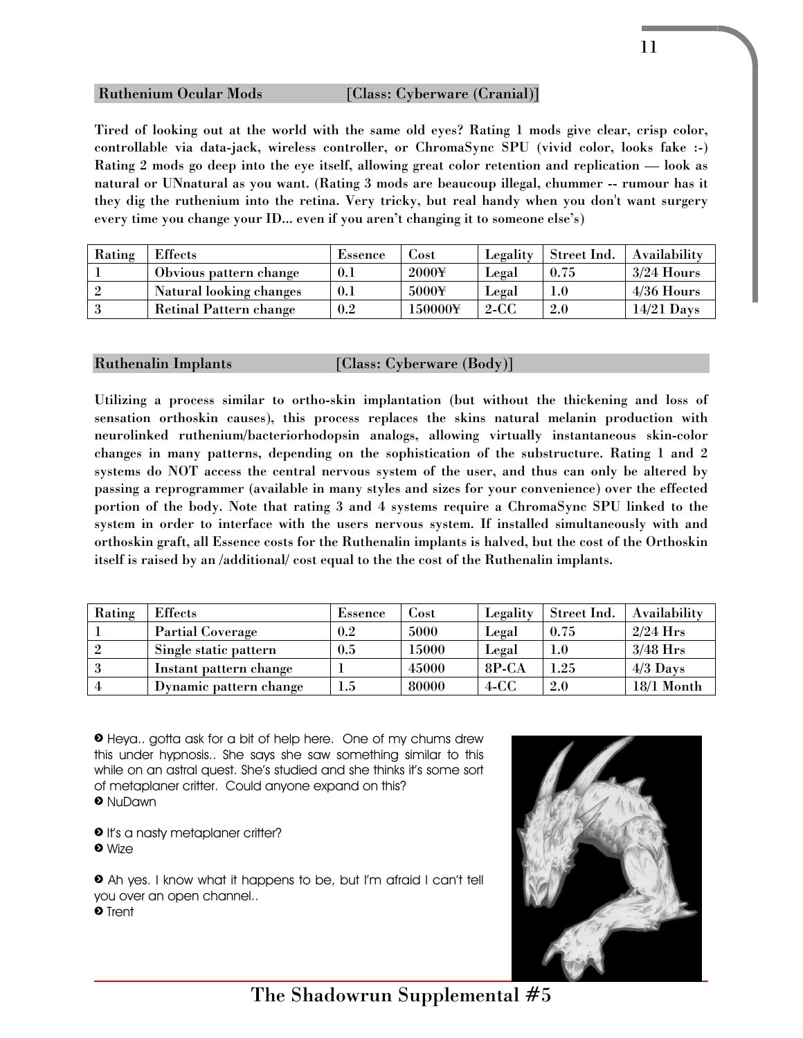## Ruthenium Ocular Mods [Class: Cyberware (Cranial)]

**Tired of looking out at the world with the same old eyes? Rating 1 mods give clear, crisp color, controllable via data-jack, wireless controller, or ChromaSync SPU (vivid color, looks fake :-) Rating 2 mods go deep into the eye itself, allowing great color retention and replication — look as natural or UNnatural as you want. (Rating 3 mods are beaucoup illegal, chummer -- rumour has it they dig the ruthenium into the retina. Very tricky, but real handy when you don't want surgery every time you change your ID... even if you aren't changing it to someone else's)**

| Rating | Effects | Essence | Cost | Legality | Street Ind. | Availability |
|---|---|---|---|---|---|---|
| 1 | Obvious pattern change | 0.1 | 2000¥ | Legal | 0.75 | 3/24 Hours |
| 2 | Natural looking changes | 0.1 | 5000¥ | Legal | 1.0 | 4/36 Hours |
| 3 | Retinal Pattern change | 0.2 | 150000¥ | 2-CC | 2.0 | 14/21 Days |

## Ruthenalin Implants [Class: Cyberware (Body)]

**Utilizing a process similar to ortho-skin implantation (but without the thickening and loss of sensation orthoskin causes), this process replaces the skins natural melanin production with neurolinked ruthenium/bacteriorhodopsin analogs, allowing virtually instantaneous skin-color changes in many patterns, depending on the sophistication of the substructure. Rating 1 and 2 systems do NOT access the central nervous system of the user, and thus can only be altered by passing a reprogrammer (available in many styles and sizes for your convenience) over the effected portion of the body. Note that rating 3 and 4 systems require a ChromaSync SPU linked to the system in order to interface with the users nervous system. If installed simultaneously with and orthoskin graft, all Essence costs for the Ruthenalin implants is halved, but the cost of the Orthoskin itself is raised by an /additional/ cost equal to the the cost of the Ruthenalin implants.**

| Rating | Effects | Essence | Cost | Legality | Street Ind. | Availability |
|---|---|---|---|---|---|---|
| 1 | Partial Coverage | 0.2 | 5000 | Legal | 0.75 | 2/24 Hrs |
| 2 | Single static pattern | 0.5 | 15000 | Legal | 1.0 | 3/48 Hrs |
| 3 | Instant pattern change | 1 | 45000 | 8P-CA | 1.25 | 4/3 Days |
| 4 | Dynamic pattern change | 1.5 | 80000 | 4-CC | 2.0 | 18/1 Month |

» Heya.. gotta ask for a bit of help here. One of my chums drew this under hypnosis.. She says she saw something similar to this while on an astral quest. She's studied and she thinks it's some sort of metaplaner critter. Could anyone expand on this?
» NuDawn

» It's a nasty metaplaner critter?
» Wize

» Ah yes. I know what it happens to be, but I'm afraid I can't tell you over an open channel..
» Trent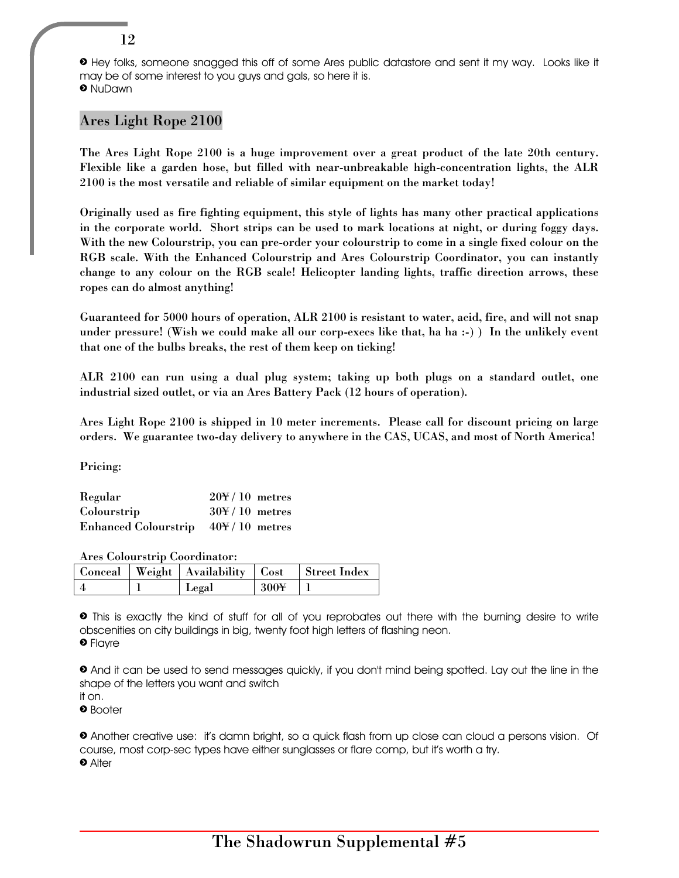➋ Hey folks, someone snagged this off of some Ares public datastore and sent it my way. Looks like it may be of some interest to you guys and gals, so here it is.
➋ NuDawn

## Ares Light Rope 2100

**The Ares Light Rope 2100 is a huge improvement over a great product of the late 20th century. Flexible like a garden hose, but filled with near-unbreakable high-concentration lights, the ALR 2100 is the most versatile and reliable of similar equipment on the market today!**

**Originally used as fire fighting equipment, this style of lights has many other practical applications in the corporate world. Short strips can be used to mark locations at night, or during foggy days. With the new Colourstrip, you can pre-order your colourstrip to come in a single fixed colour on the RGB scale. With the Enhanced Colourstrip and Ares Colourstrip Coordinator, you can instantly change to any colour on the RGB scale! Helicopter landing lights, traffic direction arrows, these ropes can do almost anything!**

**Guaranteed for 5000 hours of operation, ALR 2100 is resistant to water, acid, fire, and will not snap under pressure! (Wish we could make all our corp-execs like that, ha ha :-) ) In the unlikely event that one of the bulbs breaks, the rest of them keep on ticking!**

**ALR 2100 can run using a dual plug system; taking up both plugs on a standard outlet, one industrial sized outlet, or via an Ares Battery Pack (12 hours of operation).**

**Ares Light Rope 2100 is shipped in 10 meter increments. Please call for discount pricing on large orders. We guarantee two-day delivery to anywhere in the CAS, UCAS, and most of North America!**

**Pricing:**

| | |
|---|---|
| **Regular** | **20¥ / 10 metres** |
| **Colourstrip** | **30¥ / 10 metres** |
| **Enhanced Colourstrip** | **40¥ / 10 metres** |

**Ares Colourstrip Coordinator:**

| Conceal | Weight | Availability | Cost | Street Index |
|---|---|---|---|---|
| 4 | 1 | Legal | 300¥ | 1 |

➋ This is exactly the kind of stuff for all of you reprobates out there with the burning desire to write obscenities on city buildings in big, twenty foot high letters of flashing neon.
➋ Flayre

➋ And it can be used to send messages quickly, if you don't mind being spotted. Lay out the line in the shape of the letters you want and switch it on.
➋ Booter

➋ Another creative use: it's damn bright, so a quick flash from up close can cloud a persons vision. Of course, most corp-sec types have either sunglasses or flare comp, but it's worth a try.
➋ Alter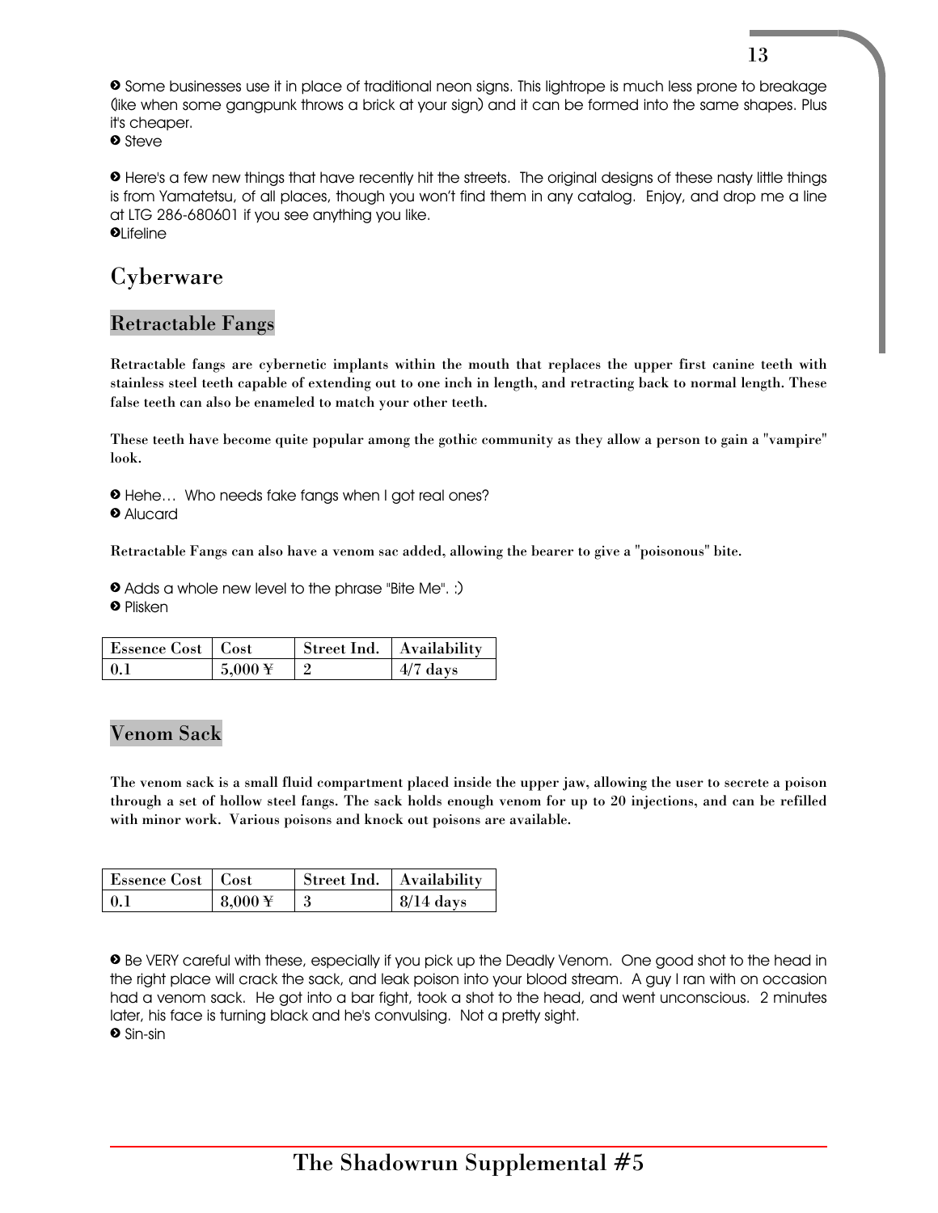➋ Some businesses use it in place of traditional neon signs. This lightrope is much less prone to breakage (like when some gangpunk throws a brick at your sign) and it can be formed into the same shapes. Plus it's cheaper.
➋ Steve

➋ Here's a few new things that have recently hit the streets. The original designs of these nasty little things is from Yamatetsu, of all places, though you won't find them in any catalog. Enjoy, and drop me a line at LTG 286-680601 if you see anything you like.
➋Lifeline

## Cyberware

### Retractable Fangs

**Retractable fangs are cybernetic implants within the mouth that replaces the upper first canine teeth with stainless steel teeth capable of extending out to one inch in length, and retracting back to normal length. These false teeth can also be enameled to match your other teeth.**

**These teeth have become quite popular among the gothic community as they allow a person to gain a "vampire" look.**

➋ Hehe… Who needs fake fangs when I got real ones?
➋ Alucard

**Retractable Fangs can also have a venom sac added, allowing the bearer to give a "poisonous" bite.**

➋ Adds a whole new level to the phrase "Bite Me". :)
➋ Plisken

| Essence Cost | Cost | Street Ind. | Availability |
|---|---|---|---|
| 0.1 | 5,000 ¥ | 2 | 4/7 days |

### Venom Sack

**The venom sack is a small fluid compartment placed inside the upper jaw, allowing the user to secrete a poison through a set of hollow steel fangs. The sack holds enough venom for up to 20 injections, and can be refilled with minor work. Various poisons and knock out poisons are available.**

| Essence Cost | Cost | Street Ind. | Availability |
|---|---|---|---|
| 0.1 | 8,000 ¥ | 3 | 8/14 days |

➋ Be VERY careful with these, especially if you pick up the Deadly Venom. One good shot to the head in the right place will crack the sack, and leak poison into your blood stream. A guy I ran with on occasion had a venom sack. He got into a bar fight, took a shot to the head, and went unconscious. 2 minutes later, his face is turning black and he's convulsing. Not a pretty sight.
➋ Sin-sin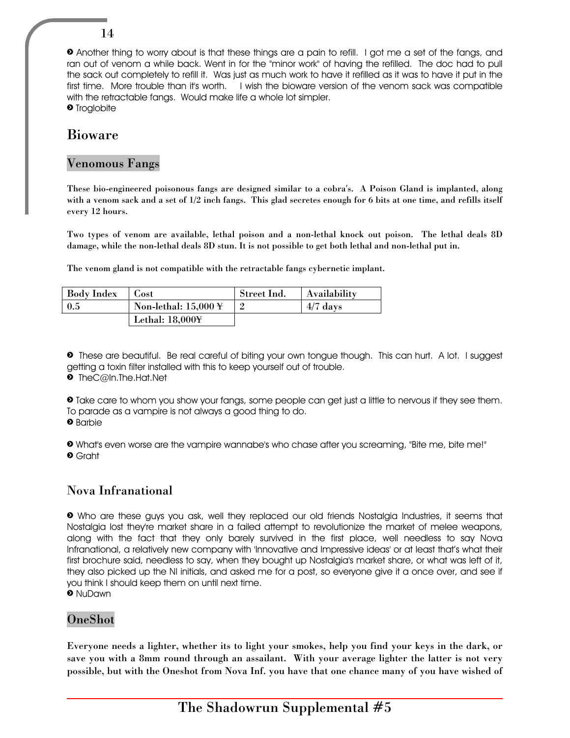❯ Another thing to worry about is that these things are a pain to refill. I got me a set of the fangs, and ran out of venom a while back. Went in for the "minor work" of having the refilled. The doc had to pull the sack out completely to refill it. Was just as much work to have it refilled as it was to have it put in the first time. More trouble than it's worth. I wish the bioware version of the venom sack was compatible with the retractable fangs. Would make life a whole lot simpler.
❯ Troglobite

## Bioware

### Venomous Fangs

**These bio-engineered poisonous fangs are designed similar to a cobra's. A Poison Gland is implanted, along with a venom sack and a set of 1/2 inch fangs. This glad secretes enough for 6 bits at one time, and refills itself every 12 hours.**

**Two types of venom are available, lethal poison and a non-lethal knock out poison. The lethal deals 8D damage, while the non-lethal deals 8D stun. It is not possible to get both lethal and non-lethal put in.**

**The venom gland is not compatible with the retractable fangs cybernetic implant.**

| Body Index | Cost | Street Ind. | Availability |
|---|---|---|---|
| 0.5 | Non-lethal: 15,000 ¥ | 2 | 4/7 days |
| | Lethal: 18,000¥ | | |

❯ These are beautiful. Be real careful of biting your own tongue though. This can hurt. A lot. I suggest getting a toxin filter installed with this to keep yourself out of trouble.
❯ TheC@In.The.Hat.Net

❯ Take care to whom you show your fangs, some people can get just a little to nervous if they see them. To parade as a vampire is not always a good thing to do.
❯ Barbie

❯ What's even worse are the vampire wannabe's who chase after you screaming, "Bite me, bite me!"
❯ Graht

## Nova Infranational

❯ Who are these guys you ask, well they replaced our old friends Nostalgia Industries, it seems that Nostalgia lost they're market share in a failed attempt to revolutionize the market of melee weapons, along with the fact that they only barely survived in the first place, well needless to say Nova Infranational, a relatively new company with 'Innovative and Impressive ideas' or at least that's what their first brochure said, needless to say, when they bought up Nostalgia's market share, or what was left of it, they also picked up the NI initials, and asked me for a post, so everyone give it a once over, and see if you think I should keep them on until next time.
❯ NuDawn

### OneShot

**Everyone needs a lighter, whether its to light your smokes, help you find your keys in the dark, or save you with a 8mm round through an assailant. With your average lighter the latter is not very possible, but with the Oneshot from Nova Inf. you have that one chance many of you have wished of**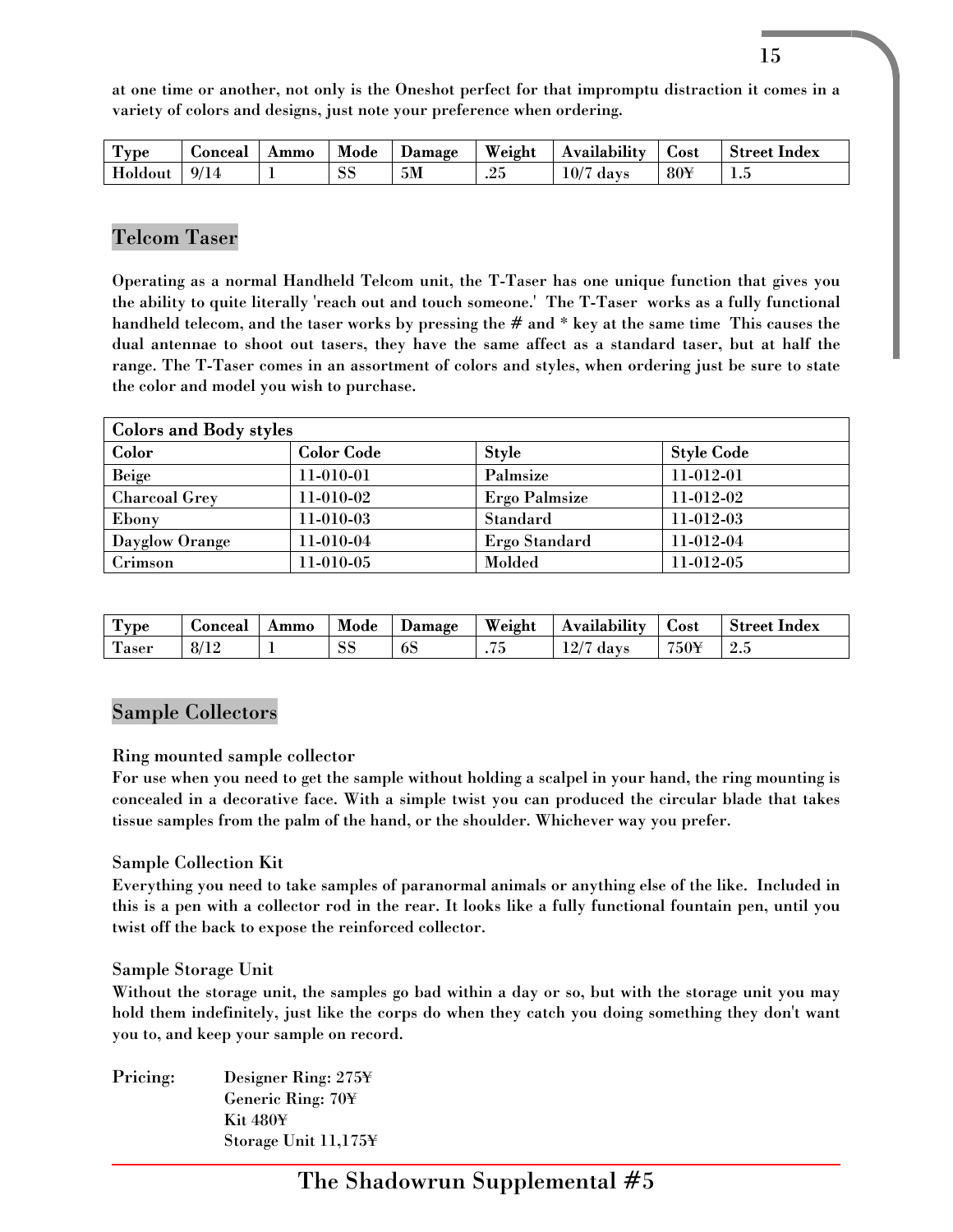at one time or another, not only is the Oneshot perfect for that impromptu distraction it comes in a variety of colors and designs, just note your preference when ordering.

| Type | Conceal | Ammo | Mode | Damage | Weight | Availability | Cost | Street Index |
|---|---|---|---|---|---|---|---|---|
| Holdout | 9/14 | 1 | SS | 5M | .25 | 10/7 days | 80¥ | 1.5 |

## Telcom Taser

Operating as a normal Handheld Telcom unit, the T-Taser has one unique function that gives you the ability to quite literally 'reach out and touch someone.' The T-Taser works as a fully functional handheld telecom, and the taser works by pressing the # and * key at the same time This causes the dual antennae to shoot out tasers, they have the same affect as a standard taser, but at half the range. The T-Taser comes in an assortment of colors and styles, when ordering just be sure to state the color and model you wish to purchase.

| Colors and Body styles | | | |
|---|---|---|---|
| Color | Color Code | Style | Style Code |
| Beige | 11-010-01 | Palmsize | 11-012-01 |
| Charcoal Grey | 11-010-02 | Ergo Palmsize | 11-012-02 |
| Ebony | 11-010-03 | Standard | 11-012-03 |
| Dayglow Orange | 11-010-04 | Ergo Standard | 11-012-04 |
| Crimson | 11-010-05 | Molded | 11-012-05 |

| Type | Conceal | Ammo | Mode | Damage | Weight | Availability | Cost | Street Index |
|---|---|---|---|---|---|---|---|---|
| Taser | 8/12 | 1 | SS | 6S | .75 | 12/7 days | 750¥ | 2.5 |

## Sample Collectors

### Ring mounted sample collector

For use when you need to get the sample without holding a scalpel in your hand, the ring mounting is concealed in a decorative face. With a simple twist you can produced the circular blade that takes tissue samples from the palm of the hand, or the shoulder. Whichever way you prefer.

### Sample Collection Kit

Everything you need to take samples of paranormal animals or anything else of the like. Included in this is a pen with a collector rod in the rear. It looks like a fully functional fountain pen, until you twist off the back to expose the reinforced collector.

### Sample Storage Unit

Without the storage unit, the samples go bad within a day or so, but with the storage unit you may hold them indefinitely, just like the corps do when they catch you doing something they don't want you to, and keep your sample on record.

**Pricing:**
- Designer Ring: 275¥
- Generic Ring: 70¥
- Kit 480¥
- Storage Unit 11,175¥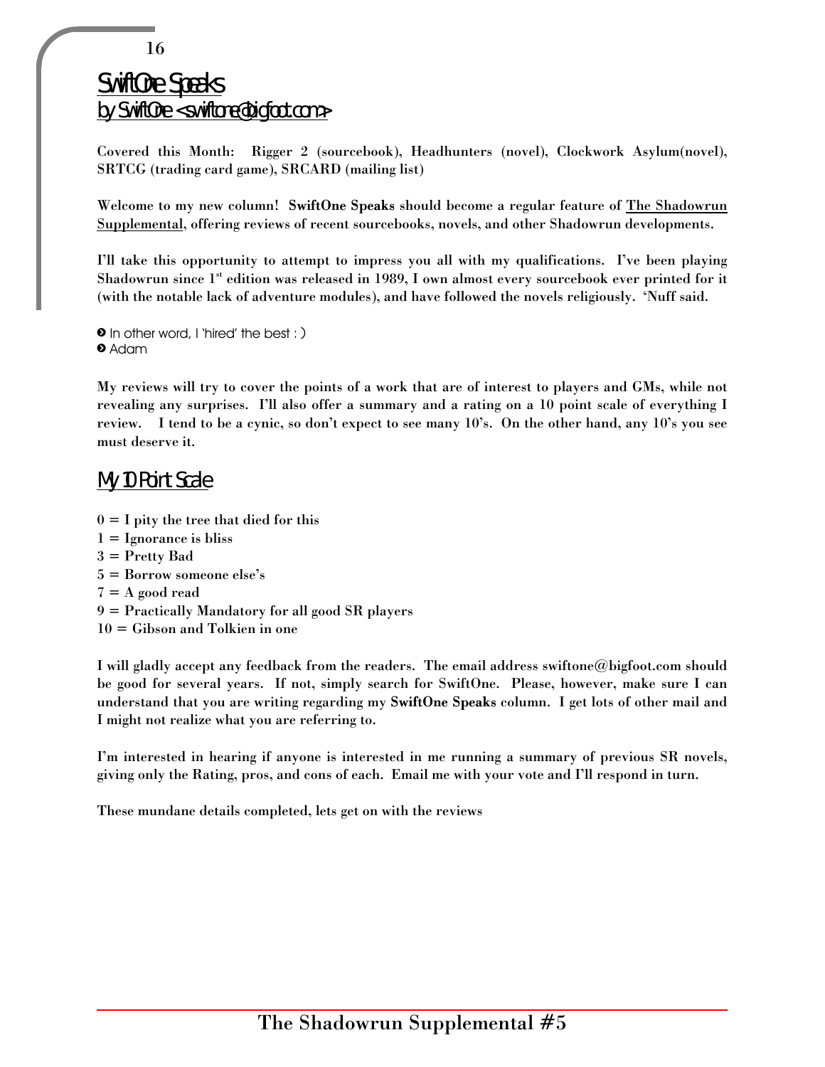## SwiftOne Speaks

by SwiftOne <swiftone@bigfoot.com>

Covered this Month: Rigger 2 (sourcebook), Headhunters (novel), Clockwork Asylum(novel), SRTCG (trading card game), SRCARD (mailing list)

Welcome to my new column! **SwiftOne Speaks** should become a regular feature of The Shadowrun Supplemental, offering reviews of recent sourcebooks, novels, and other Shadowrun developments.

I'll take this opportunity to attempt to impress you all with my qualifications. I've been playing Shadowrun since 1st edition was released in 1989, I own almost every sourcebook ever printed for it (with the notable lack of adventure modules), and have followed the novels religiously. 'Nuff said.

➋ In other word, I 'hired' the best : )
➋ Adam

My reviews will try to cover the points of a work that are of interest to players and GMs, while not revealing any surprises. I'll also offer a summary and a rating on a 10 point scale of everything I review. I tend to be a cynic, so don't expect to see many 10's. On the other hand, any 10's you see must deserve it.

## My 10 Point Scale

0 = I pity the tree that died for this
1 = Ignorance is bliss
3 = Pretty Bad
5 = Borrow someone else's
7 = A good read
9 = Practically Mandatory for all good SR players
10 = Gibson and Tolkien in one

I will gladly accept any feedback from the readers. The email address swiftone@bigfoot.com should be good for several years. If not, simply search for SwiftOne. Please, however, make sure I can understand that you are writing regarding my **SwiftOne Speaks** column. I get lots of other mail and I might not realize what you are referring to.

I'm interested in hearing if anyone is interested in me running a summary of previous SR novels, giving only the Rating, pros, and cons of each. Email me with your vote and I'll respond in turn.

These mundane details completed, lets get on with the reviews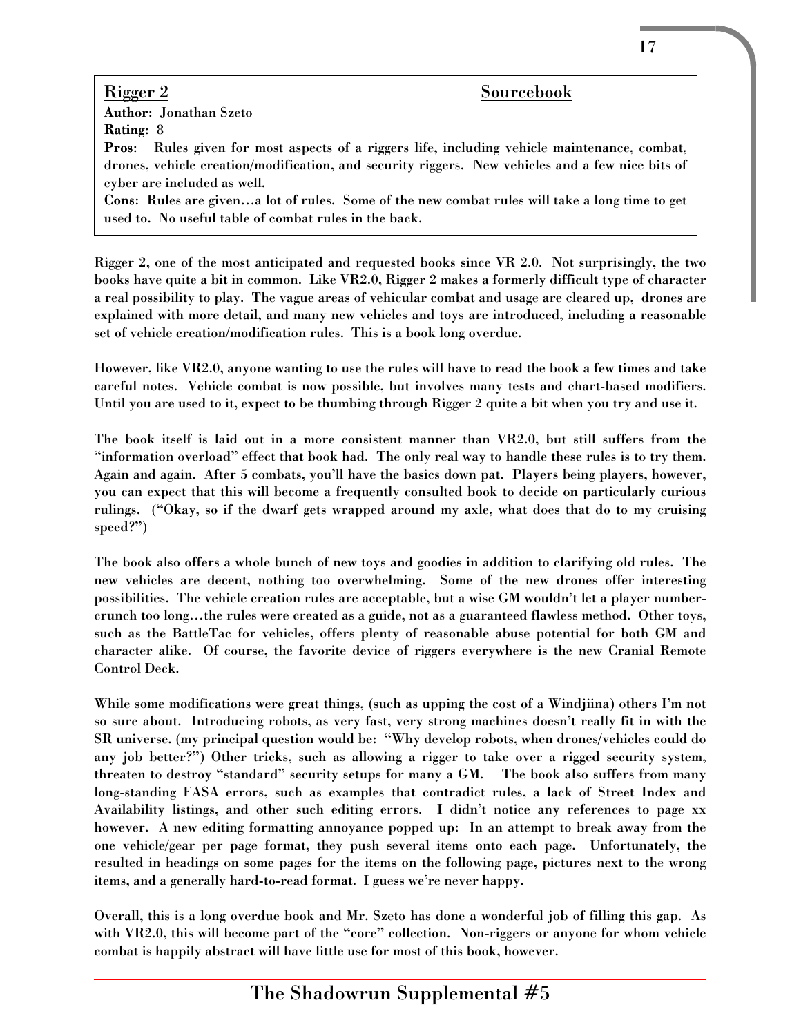**Rigger 2** **Sourcebook**

**Author:** Jonathan Szeto

**Rating:** 8

**Pros:** Rules given for most aspects of a riggers life, including vehicle maintenance, combat, drones, vehicle creation/modification, and security riggers. New vehicles and a few nice bits of cyber are included as well.

**Cons:** Rules are given…a lot of rules. Some of the new combat rules will take a long time to get used to. No useful table of combat rules in the back.

Rigger 2, one of the most anticipated and requested books since VR 2.0. Not surprisingly, the two books have quite a bit in common. Like VR2.0, Rigger 2 makes a formerly difficult type of character a real possibility to play. The vague areas of vehicular combat and usage are cleared up, drones are explained with more detail, and many new vehicles and toys are introduced, including a reasonable set of vehicle creation/modification rules. This is a book long overdue.

However, like VR2.0, anyone wanting to use the rules will have to read the book a few times and take careful notes. Vehicle combat is now possible, but involves many tests and chart-based modifiers. Until you are used to it, expect to be thumbing through Rigger 2 quite a bit when you try and use it.

The book itself is laid out in a more consistent manner than VR2.0, but still suffers from the "information overload" effect that book had. The only real way to handle these rules is to try them. Again and again. After 5 combats, you'll have the basics down pat. Players being players, however, you can expect that this will become a frequently consulted book to decide on particularly curious rulings. ("Okay, so if the dwarf gets wrapped around my axle, what does that do to my cruising speed?")

The book also offers a whole bunch of new toys and goodies in addition to clarifying old rules. The new vehicles are decent, nothing too overwhelming. Some of the new drones offer interesting possibilities. The vehicle creation rules are acceptable, but a wise GM wouldn't let a player number-crunch too long…the rules were created as a guide, not as a guaranteed flawless method. Other toys, such as the BattleTac for vehicles, offers plenty of reasonable abuse potential for both GM and character alike. Of course, the favorite device of riggers everywhere is the new Cranial Remote Control Deck.

While some modifications were great things, (such as upping the cost of a Windjiina) others I'm not so sure about. Introducing robots, as very fast, very strong machines doesn't really fit in with the SR universe. (my principal question would be: "Why develop robots, when drones/vehicles could do any job better?") Other tricks, such as allowing a rigger to take over a rigged security system, threaten to destroy "standard" security setups for many a GM. The book also suffers from many long-standing FASA errors, such as examples that contradict rules, a lack of Street Index and Availability listings, and other such editing errors. I didn't notice any references to page xx however. A new editing formatting annoyance popped up: In an attempt to break away from the one vehicle/gear per page format, they push several items onto each page. Unfortunately, the resulted in headings on some pages for the items on the following page, pictures next to the wrong items, and a generally hard-to-read format. I guess we're never happy.

Overall, this is a long overdue book and Mr. Szeto has done a wonderful job of filling this gap. As with VR2.0, this will become part of the "core" collection. Non-riggers or anyone for whom vehicle combat is happily abstract will have little use for most of this book, however.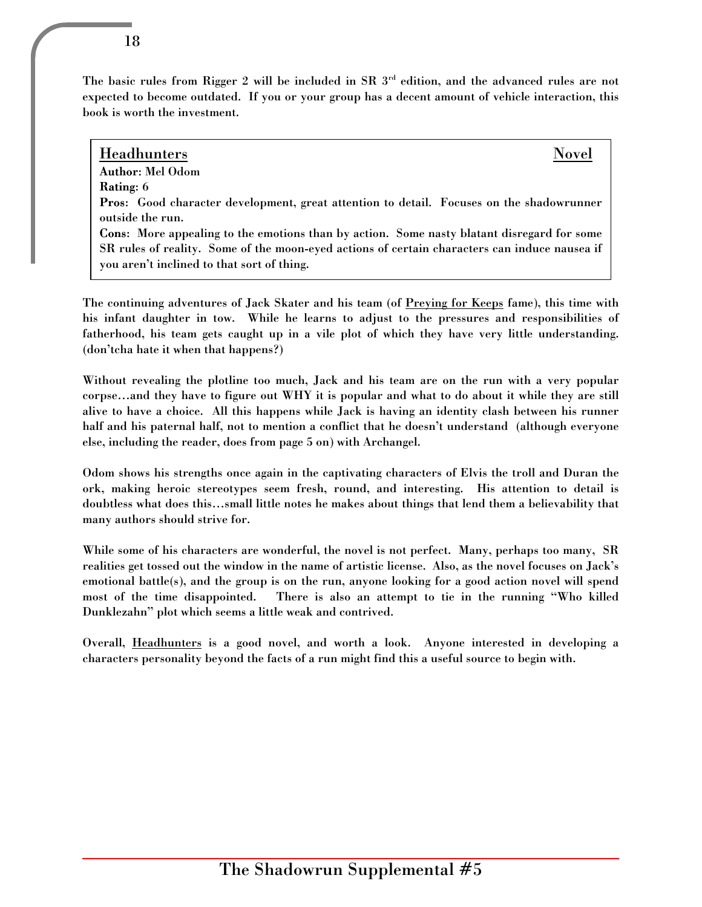The basic rules from Rigger 2 will be included in SR 3rd edition, and the advanced rules are not expected to become outdated. If you or your group has a decent amount of vehicle interaction, this book is worth the investment.

## Headhunters — Novel

**Author:** Mel Odom
**Rating:** 6
**Pros:** Good character development, great attention to detail. Focuses on the shadowrunner outside the run.
**Cons:** More appealing to the emotions than by action. Some nasty blatant disregard for some SR rules of reality. Some of the moon-eyed actions of certain characters can induce nausea if you aren't inclined to that sort of thing.

The continuing adventures of Jack Skater and his team (of Preying for Keeps fame), this time with his infant daughter in tow. While he learns to adjust to the pressures and responsibilities of fatherhood, his team gets caught up in a vile plot of which they have very little understanding. (don'tcha hate it when that happens?)

Without revealing the plotline too much, Jack and his team are on the run with a very popular corpse…and they have to figure out WHY it is popular and what to do about it while they are still alive to have a choice. All this happens while Jack is having an identity clash between his runner half and his paternal half, not to mention a conflict that he doesn't understand (although everyone else, including the reader, does from page 5 on) with Archangel.

Odom shows his strengths once again in the captivating characters of Elvis the troll and Duran the ork, making heroic stereotypes seem fresh, round, and interesting. His attention to detail is doubtless what does this…small little notes he makes about things that lend them a believability that many authors should strive for.

While some of his characters are wonderful, the novel is not perfect. Many, perhaps too many, SR realities get tossed out the window in the name of artistic license. Also, as the novel focuses on Jack's emotional battle(s), and the group is on the run, anyone looking for a good action novel will spend most of the time disappointed. There is also an attempt to tie in the running "Who killed Dunklezahn" plot which seems a little weak and contrived.

Overall, Headhunters is a good novel, and worth a look. Anyone interested in developing a characters personality beyond the facts of a run might find this a useful source to begin with.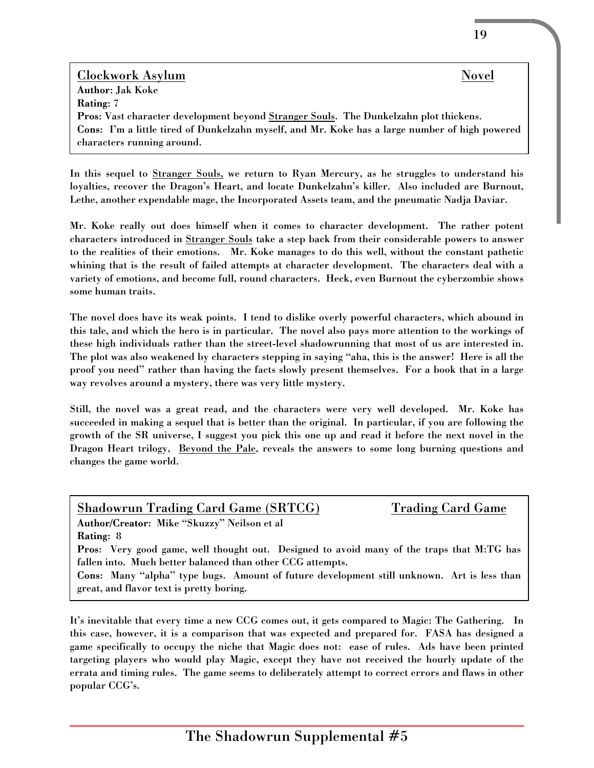## Clockwork Asylum — Novel

**Author**: Jak Koke
**Rating**: 7
**Pros**: Vast character development beyond Stranger Souls. The Dunkelzahn plot thickens.
**Cons**: I'm a little tired of Dunkelzahn myself, and Mr. Koke has a large number of high powered characters running around.

In this sequel to Stranger Souls, we return to Ryan Mercury, as he struggles to understand his loyalties, recover the Dragon's Heart, and locate Dunkelzahn's killer. Also included are Burnout, Lethe, another expendable mage, the Incorporated Assets team, and the pneumatic Nadja Daviar.

Mr. Koke really out does himself when it comes to character development. The rather potent characters introduced in Stranger Souls take a step back from their considerable powers to answer to the realities of their emotions. Mr. Koke manages to do this well, without the constant pathetic whining that is the result of failed attempts at character development. The characters deal with a variety of emotions, and become full, round characters. Heck, even Burnout the cyberzombie shows some human traits.

The novel does have its weak points. I tend to dislike overly powerful characters, which abound in this tale, and which the hero is in particular. The novel also pays more attention to the workings of these high individuals rather than the street-level shadowrunning that most of us are interested in. The plot was also weakened by characters stepping in saying "aha, this is the answer! Here is all the proof you need" rather than having the facts slowly present themselves. For a book that in a large way revolves around a mystery, there was very little mystery.

Still, the novel was a great read, and the characters were very well developed. Mr. Koke has succeeded in making a sequel that is better than the original. In particular, if you are following the growth of the SR universe, I suggest you pick this one up and read it before the next novel in the Dragon Heart trilogy, Beyond the Pale, reveals the answers to some long burning questions and changes the game world.

## Shadowrun Trading Card Game (SRTCG) — Trading Card Game

**Author/Creator**: Mike "Skuzzy" Neilson et al
**Rating**: 8
**Pros**: Very good game, well thought out. Designed to avoid many of the traps that M:TG has fallen into. Much better balanced than other CCG attempts.
**Cons**: Many "alpha" type bugs. Amount of future development still unknown. Art is less than great, and flavor text is pretty boring.

It's inevitable that every time a new CCG comes out, it gets compared to Magic: The Gathering. In this case, however, it is a comparison that was expected and prepared for. FASA has designed a game specifically to occupy the niche that Magic does not: ease of rules. Ads have been printed targeting players who would play Magic, except they have not received the hourly update of the errata and timing rules. The game seems to deliberately attempt to correct errors and flaws in other popular CCG's.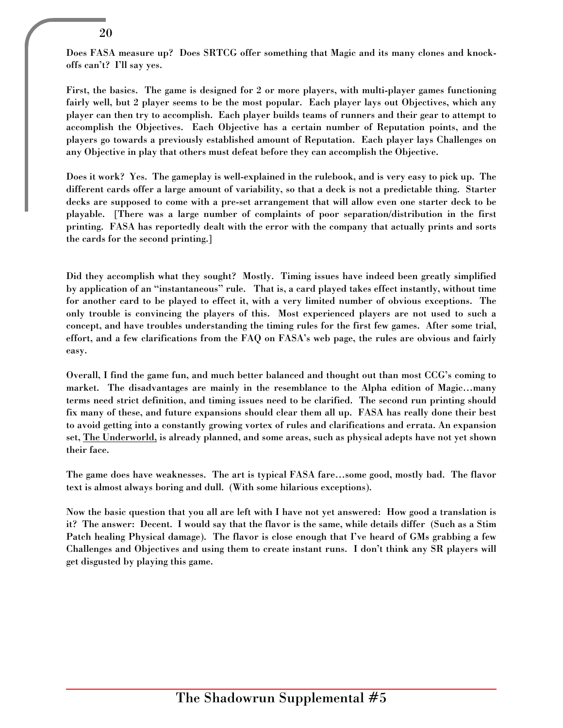Does FASA measure up? Does SRTCG offer something that Magic and its many clones and knock-offs can't? I'll say yes.

First, the basics. The game is designed for 2 or more players, with multi-player games functioning fairly well, but 2 player seems to be the most popular. Each player lays out Objectives, which any player can then try to accomplish. Each player builds teams of runners and their gear to attempt to accomplish the Objectives. Each Objective has a certain number of Reputation points, and the players go towards a previously established amount of Reputation. Each player lays Challenges on any Objective in play that others must defeat before they can accomplish the Objective.

Does it work? Yes. The gameplay is well-explained in the rulebook, and is very easy to pick up. The different cards offer a large amount of variability, so that a deck is not a predictable thing. Starter decks are supposed to come with a pre-set arrangement that will allow even one starter deck to be playable. [There was a large number of complaints of poor separation/distribution in the first printing. FASA has reportedly dealt with the error with the company that actually prints and sorts the cards for the second printing.]

Did they accomplish what they sought? Mostly. Timing issues have indeed been greatly simplified by application of an "instantaneous" rule. That is, a card played takes effect instantly, without time for another card to be played to effect it, with a very limited number of obvious exceptions. The only trouble is convincing the players of this. Most experienced players are not used to such a concept, and have troubles understanding the timing rules for the first few games. After some trial, effort, and a few clarifications from the FAQ on FASA's web page, the rules are obvious and fairly easy.

Overall, I find the game fun, and much better balanced and thought out than most CCG's coming to market. The disadvantages are mainly in the resemblance to the Alpha edition of Magic…many terms need strict definition, and timing issues need to be clarified. The second run printing should fix many of these, and future expansions should clear them all up. FASA has really done their best to avoid getting into a constantly growing vortex of rules and clarifications and errata. An expansion set, <u>The Underworld,</u> is already planned, and some areas, such as physical adepts have not yet shown their face.

The game does have weaknesses. The art is typical FASA fare…some good, mostly bad. The flavor text is almost always boring and dull. (With some hilarious exceptions).

Now the basic question that you all are left with I have not yet answered: How good a translation is it? The answer: Decent. I would say that the flavor is the same, while details differ (Such as a Stim Patch healing Physical damage). The flavor is close enough that I've heard of GMs grabbing a few Challenges and Objectives and using them to create instant runs. I don't think any SR players will get disgusted by playing this game.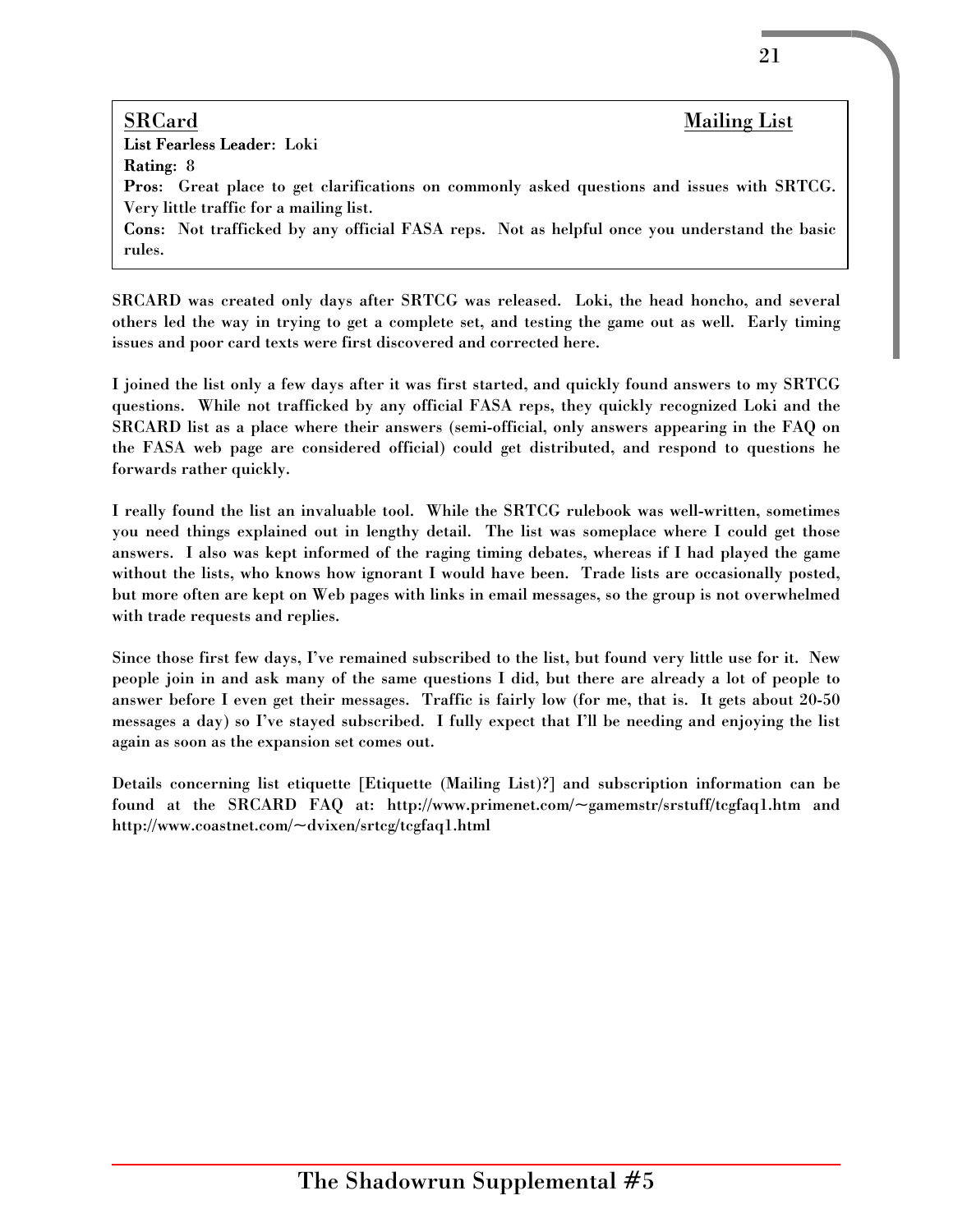**SRCard** **Mailing List**

**List Fearless Leader: Loki**
**Rating: 8**
**Pros:** Great place to get clarifications on commonly asked questions and issues with SRTCG. Very little traffic for a mailing list.
**Cons:** Not trafficked by any official FASA reps. Not as helpful once you understand the basic rules.

SRCARD was created only days after SRTCG was released. Loki, the head honcho, and several others led the way in trying to get a complete set, and testing the game out as well. Early timing issues and poor card texts were first discovered and corrected here.

I joined the list only a few days after it was first started, and quickly found answers to my SRTCG questions. While not trafficked by any official FASA reps, they quickly recognized Loki and the SRCARD list as a place where their answers (semi-official, only answers appearing in the FAQ on the FASA web page are considered official) could get distributed, and respond to questions he forwards rather quickly.

I really found the list an invaluable tool. While the SRTCG rulebook was well-written, sometimes you need things explained out in lengthy detail. The list was someplace where I could get those answers. I also was kept informed of the raging timing debates, whereas if I had played the game without the lists, who knows how ignorant I would have been. Trade lists are occasionally posted, but more often are kept on Web pages with links in email messages, so the group is not overwhelmed with trade requests and replies.

Since those first few days, I've remained subscribed to the list, but found very little use for it. New people join in and ask many of the same questions I did, but there are already a lot of people to answer before I even get their messages. Traffic is fairly low (for me, that is. It gets about 20-50 messages a day) so I've stayed subscribed. I fully expect that I'll be needing and enjoying the list again as soon as the expansion set comes out.

Details concerning list etiquette [Etiquette (Mailing List)?] and subscription information can be found at the SRCARD FAQ at: http://www.primenet.com/~gamemstr/srstuff/tcgfaq1.htm and http://www.coastnet.com/~dvixen/srtcg/tcgfaq1.html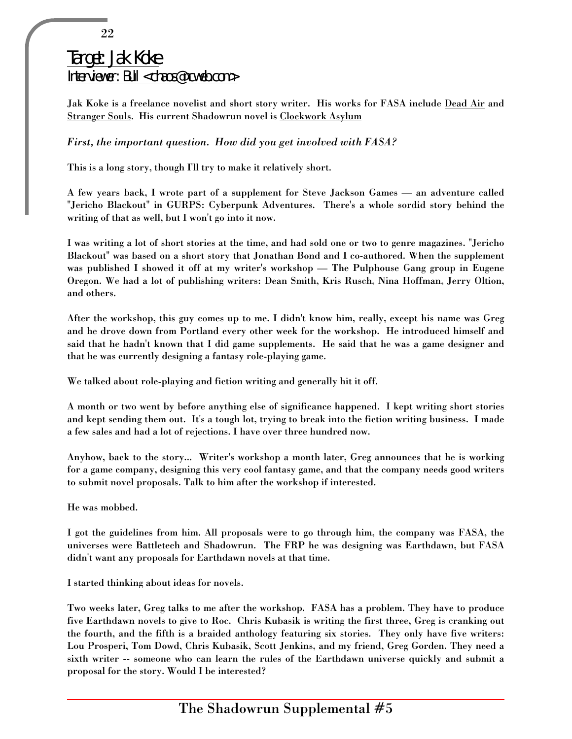# Target: Jak Koke

## Interviewer: Bull <chaos@nwlink.com>

**Jak Koke is a freelance novelist and short story writer. His works for FASA include Dead Air and Stranger Souls. His current Shadowrun novel is Clockwork Asylum**

***First, the important question. How did you get involved with FASA?***

**This is a long story, though I'll try to make it relatively short.**

**A few years back, I wrote part of a supplement for Steve Jackson Games — an adventure called "Jericho Blackout" in GURPS: Cyberpunk Adventures. There's a whole sordid story behind the writing of that as well, but I won't go into it now.**

**I was writing a lot of short stories at the time, and had sold one or two to genre magazines. "Jericho Blackout" was based on a short story that Jonathan Bond and I co-authored. When the supplement was published I showed it off at my writer's workshop — The Pulphouse Gang group in Eugene Oregon. We had a lot of publishing writers: Dean Smith, Kris Rusch, Nina Hoffman, Jerry Oltion, and others.**

**After the workshop, this guy comes up to me. I didn't know him, really, except his name was Greg and he drove down from Portland every other week for the workshop. He introduced himself and said that he hadn't known that I did game supplements. He said that he was a game designer and that he was currently designing a fantasy role-playing game.**

**We talked about role-playing and fiction writing and generally hit it off.**

**A month or two went by before anything else of significance happened. I kept writing short stories and kept sending them out. It's a tough lot, trying to break into the fiction writing business. I made a few sales and had a lot of rejections. I have over three hundred now.**

**Anyhow, back to the story... Writer's workshop a month later, Greg announces that he is working for a game company, designing this very cool fantasy game, and that the company needs good writers to submit novel proposals. Talk to him after the workshop if interested.**

**He was mobbed.**

**I got the guidelines from him. All proposals were to go through him, the company was FASA, the universes were Battletech and Shadowrun. The FRP he was designing was Earthdawn, but FASA didn't want any proposals for Earthdawn novels at that time.**

**I started thinking about ideas for novels.**

**Two weeks later, Greg talks to me after the workshop. FASA has a problem. They have to produce five Earthdawn novels to give to Roc. Chris Kubasik is writing the first three, Greg is cranking out the fourth, and the fifth is a braided anthology featuring six stories. They only have five writers: Lou Prosperi, Tom Dowd, Chris Kubasik, Scott Jenkins, and my friend, Greg Gorden. They need a sixth writer -- someone who can learn the rules of the Earthdawn universe quickly and submit a proposal for the story. Would I be interested?**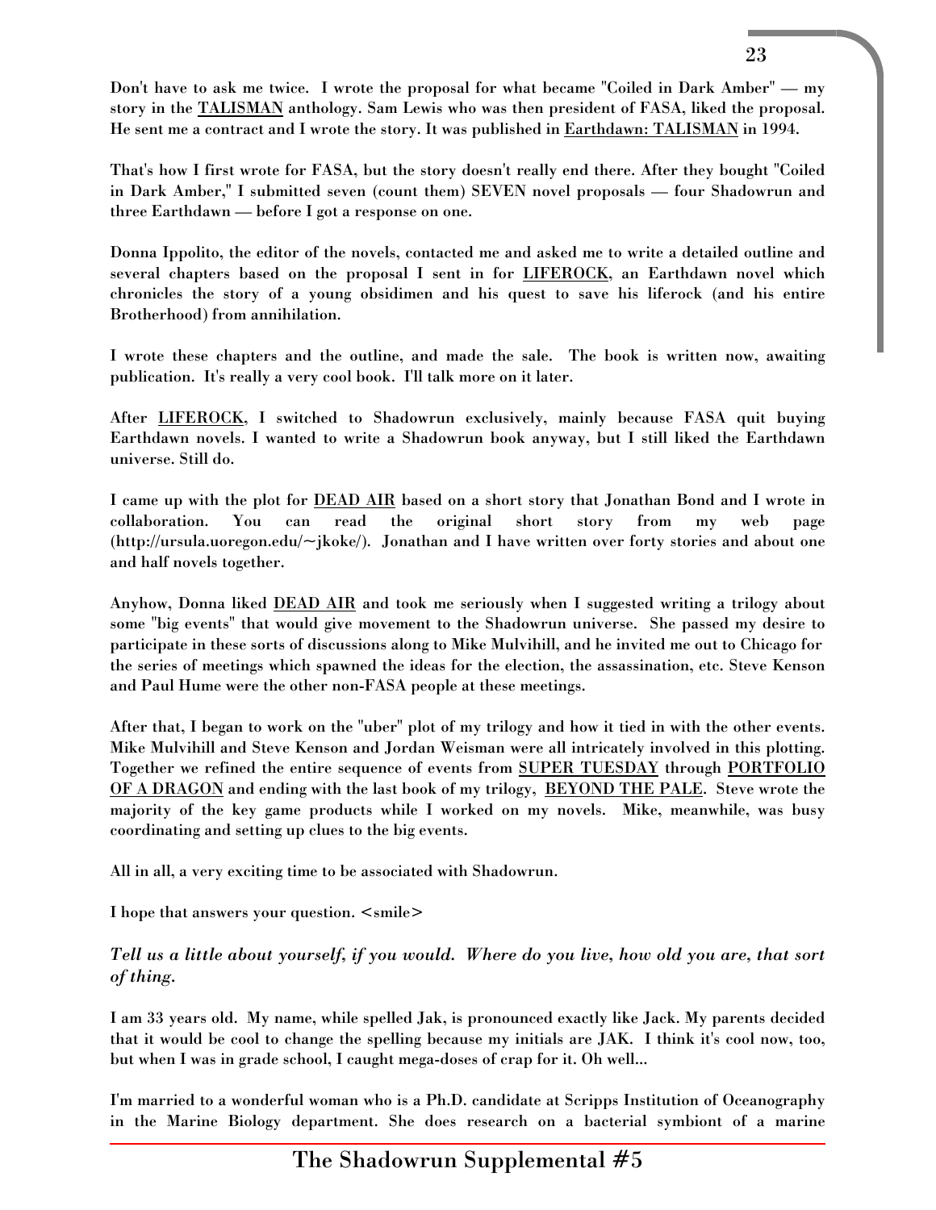**Don't have to ask me twice. I wrote the proposal for what became "Coiled in Dark Amber" — my story in the TALISMAN anthology. Sam Lewis who was then president of FASA, liked the proposal. He sent me a contract and I wrote the story. It was published in Earthdawn: TALISMAN in 1994.**

**That's how I first wrote for FASA, but the story doesn't really end there. After they bought "Coiled in Dark Amber," I submitted seven (count them) SEVEN novel proposals — four Shadowrun and three Earthdawn — before I got a response on one.**

**Donna Ippolito, the editor of the novels, contacted me and asked me to write a detailed outline and several chapters based on the proposal I sent in for LIFEROCK, an Earthdawn novel which chronicles the story of a young obsidimen and his quest to save his liferock (and his entire Brotherhood) from annihilation.**

**I wrote these chapters and the outline, and made the sale. The book is written now, awaiting publication. It's really a very cool book. I'll talk more on it later.**

**After LIFEROCK, I switched to Shadowrun exclusively, mainly because FASA quit buying Earthdawn novels. I wanted to write a Shadowrun book anyway, but I still liked the Earthdawn universe. Still do.**

**I came up with the plot for DEAD AIR based on a short story that Jonathan Bond and I wrote in collaboration. You can read the original short story from my web page (http://ursula.uoregon.edu/~jkoke/). Jonathan and I have written over forty stories and about one and half novels together.**

**Anyhow, Donna liked DEAD AIR and took me seriously when I suggested writing a trilogy about some "big events" that would give movement to the Shadowrun universe. She passed my desire to participate in these sorts of discussions along to Mike Mulvihill, and he invited me out to Chicago for the series of meetings which spawned the ideas for the election, the assassination, etc. Steve Kenson and Paul Hume were the other non-FASA people at these meetings.**

**After that, I began to work on the "uber" plot of my trilogy and how it tied in with the other events. Mike Mulvihill and Steve Kenson and Jordan Weisman were all intricately involved in this plotting. Together we refined the entire sequence of events from SUPER TUESDAY through PORTFOLIO OF A DRAGON and ending with the last book of my trilogy, BEYOND THE PALE. Steve wrote the majority of the key game products while I worked on my novels. Mike, meanwhile, was busy coordinating and setting up clues to the big events.**

**All in all, a very exciting time to be associated with Shadowrun.**

**I hope that answers your question. <smile>**

***Tell us a little about yourself, if you would. Where do you live, how old you are, that sort of thing.***

**I am 33 years old. My name, while spelled Jak, is pronounced exactly like Jack. My parents decided that it would be cool to change the spelling because my initials are JAK. I think it's cool now, too, but when I was in grade school, I caught mega-doses of crap for it. Oh well...**

**I'm married to a wonderful woman who is a Ph.D. candidate at Scripps Institution of Oceanography in the Marine Biology department. She does research on a bacterial symbiont of a marine**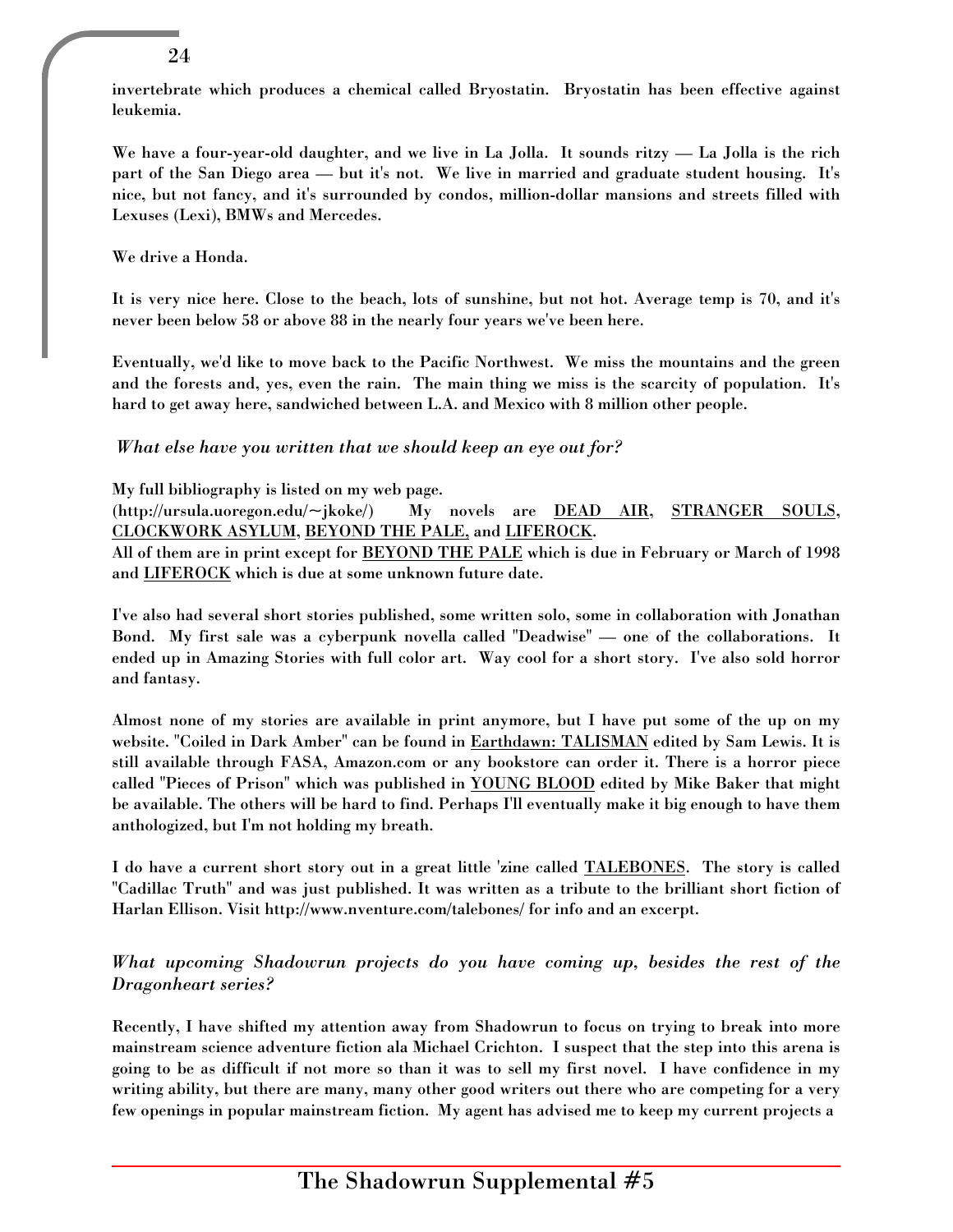**invertebrate which produces a chemical called Bryostatin. Bryostatin has been effective against leukemia.**

**We have a four-year-old daughter, and we live in La Jolla. It sounds ritzy — La Jolla is the rich part of the San Diego area — but it's not. We live in married and graduate student housing. It's nice, but not fancy, and it's surrounded by condos, million-dollar mansions and streets filled with Lexuses (Lexi), BMWs and Mercedes.**

**We drive a Honda.**

**It is very nice here. Close to the beach, lots of sunshine, but not hot. Average temp is 70, and it's never been below 58 or above 88 in the nearly four years we've been here.**

**Eventually, we'd like to move back to the Pacific Northwest. We miss the mountains and the green and the forests and, yes, even the rain. The main thing we miss is the scarcity of population. It's hard to get away here, sandwiched between L.A. and Mexico with 8 million other people.**

***What else have you written that we should keep an eye out for?***

**My full bibliography is listed on my web page. (http://ursula.uoregon.edu/~jkoke/) My novels are DEAD AIR, STRANGER SOULS, CLOCKWORK ASYLUM, BEYOND THE PALE, and LIFEROCK. All of them are in print except for BEYOND THE PALE which is due in February or March of 1998 and LIFEROCK which is due at some unknown future date.**

**I've also had several short stories published, some written solo, some in collaboration with Jonathan Bond. My first sale was a cyberpunk novella called "Deadwise" — one of the collaborations. It ended up in Amazing Stories with full color art. Way cool for a short story. I've also sold horror and fantasy.**

**Almost none of my stories are available in print anymore, but I have put some of the up on my website. "Coiled in Dark Amber" can be found in Earthdawn: TALISMAN edited by Sam Lewis. It is still available through FASA, Amazon.com or any bookstore can order it. There is a horror piece called "Pieces of Prison" which was published in YOUNG BLOOD edited by Mike Baker that might be available. The others will be hard to find. Perhaps I'll eventually make it big enough to have them anthologized, but I'm not holding my breath.**

**I do have a current short story out in a great little 'zine called TALEBONES. The story is called "Cadillac Truth" and was just published. It was written as a tribute to the brilliant short fiction of Harlan Ellison. Visit http://www.nventure.com/talebones/ for info and an excerpt.**

***What upcoming Shadowrun projects do you have coming up, besides the rest of the Dragonheart series?***

**Recently, I have shifted my attention away from Shadowrun to focus on trying to break into more mainstream science adventure fiction ala Michael Crichton. I suspect that the step into this arena is going to be as difficult if not more so than it was to sell my first novel. I have confidence in my writing ability, but there are many, many other good writers out there who are competing for a very few openings in popular mainstream fiction. My agent has advised me to keep my current projects a**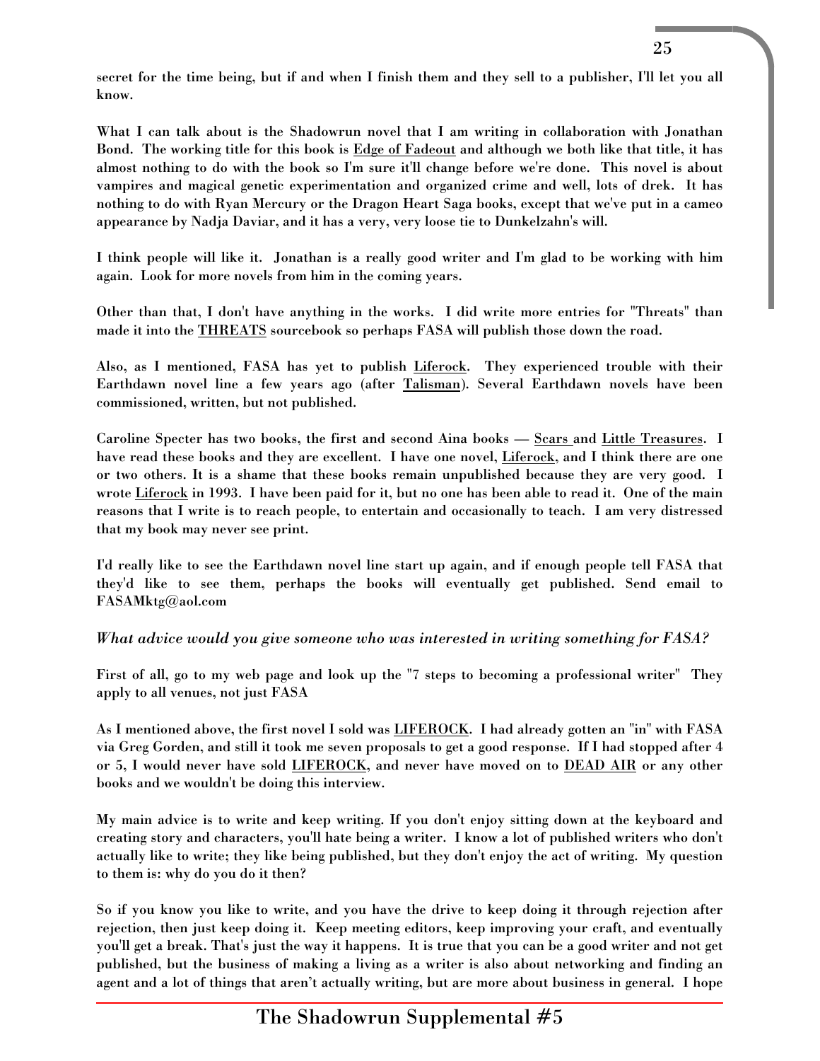**secret for the time being, but if and when I finish them and they sell to a publisher, I'll let you all know.**

**What I can talk about is the Shadowrun novel that I am writing in collaboration with Jonathan Bond. The working title for this book is Edge of Fadeout and although we both like that title, it has almost nothing to do with the book so I'm sure it'll change before we're done. This novel is about vampires and magical genetic experimentation and organized crime and well, lots of drek. It has nothing to do with Ryan Mercury or the Dragon Heart Saga books, except that we've put in a cameo appearance by Nadja Daviar, and it has a very, very loose tie to Dunkelzahn's will.**

**I think people will like it. Jonathan is a really good writer and I'm glad to be working with him again. Look for more novels from him in the coming years.**

**Other than that, I don't have anything in the works. I did write more entries for "Threats" than made it into the THREATS sourcebook so perhaps FASA will publish those down the road.**

**Also, as I mentioned, FASA has yet to publish Liferock. They experienced trouble with their Earthdawn novel line a few years ago (after Talisman). Several Earthdawn novels have been commissioned, written, but not published.**

**Caroline Specter has two books, the first and second Aina books — Scars and Little Treasures. I have read these books and they are excellent. I have one novel, Liferock, and I think there are one or two others. It is a shame that these books remain unpublished because they are very good. I wrote Liferock in 1993. I have been paid for it, but no one has been able to read it. One of the main reasons that I write is to reach people, to entertain and occasionally to teach. I am very distressed that my book may never see print.**

**I'd really like to see the Earthdawn novel line start up again, and if enough people tell FASA that they'd like to see them, perhaps the books will eventually get published. Send email to FASAMktg@aol.com**

*What advice would you give someone who was interested in writing something for FASA?*

**First of all, go to my web page and look up the "7 steps to becoming a professional writer" They apply to all venues, not just FASA**

**As I mentioned above, the first novel I sold was LIFEROCK. I had already gotten an "in" with FASA via Greg Gorden, and still it took me seven proposals to get a good response. If I had stopped after 4 or 5, I would never have sold LIFEROCK, and never have moved on to DEAD AIR or any other books and we wouldn't be doing this interview.**

**My main advice is to write and keep writing. If you don't enjoy sitting down at the keyboard and creating story and characters, you'll hate being a writer. I know a lot of published writers who don't actually like to write; they like being published, but they don't enjoy the act of writing. My question to them is: why do you do it then?**

**So if you know you like to write, and you have the drive to keep doing it through rejection after rejection, then just keep doing it. Keep meeting editors, keep improving your craft, and eventually you'll get a break. That's just the way it happens. It is true that you can be a good writer and not get published, but the business of making a living as a writer is also about networking and finding an agent and a lot of things that aren't actually writing, but are more about business in general. I hope**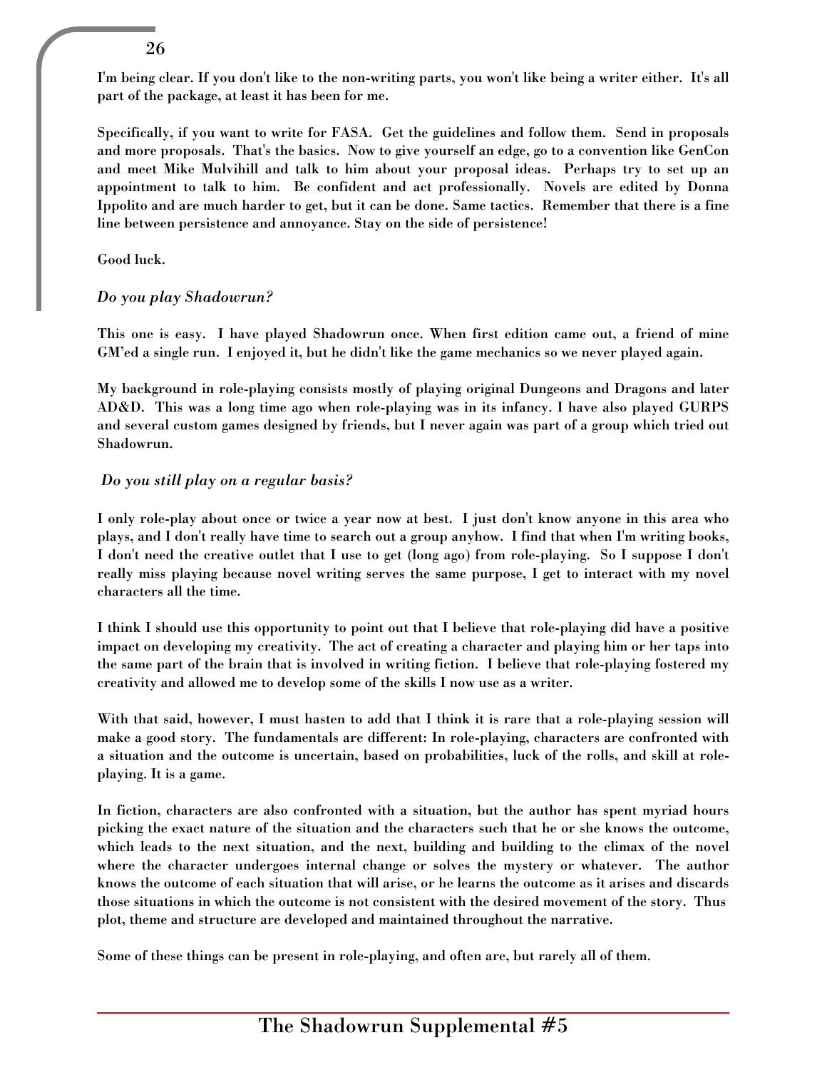I'm being clear. If you don't like to the non-writing parts, you won't like being a writer either. It's all part of the package, at least it has been for me.

Specifically, if you want to write for FASA. Get the guidelines and follow them. Send in proposals and more proposals. That's the basics. Now to give yourself an edge, go to a convention like GenCon and meet Mike Mulvihill and talk to him about your proposal ideas. Perhaps try to set up an appointment to talk to him. Be confident and act professionally. Novels are edited by Donna Ippolito and are much harder to get, but it can be done. Same tactics. Remember that there is a fine line between persistence and annoyance. Stay on the side of persistence!

Good luck.

*Do you play Shadowrun?*

This one is easy. I have played Shadowrun once. When first edition came out, a friend of mine GM'ed a single run. I enjoyed it, but he didn't like the game mechanics so we never played again.

My background in role-playing consists mostly of playing original Dungeons and Dragons and later AD&D. This was a long time ago when role-playing was in its infancy. I have also played GURPS and several custom games designed by friends, but I never again was part of a group which tried out Shadowrun.

*Do you still play on a regular basis?*

I only role-play about once or twice a year now at best. I just don't know anyone in this area who plays, and I don't really have time to search out a group anyhow. I find that when I'm writing books, I don't need the creative outlet that I use to get (long ago) from role-playing. So I suppose I don't really miss playing because novel writing serves the same purpose, I get to interact with my novel characters all the time.

I think I should use this opportunity to point out that I believe that role-playing did have a positive impact on developing my creativity. The act of creating a character and playing him or her taps into the same part of the brain that is involved in writing fiction. I believe that role-playing fostered my creativity and allowed me to develop some of the skills I now use as a writer.

With that said, however, I must hasten to add that I think it is rare that a role-playing session will make a good story. The fundamentals are different: In role-playing, characters are confronted with a situation and the outcome is uncertain, based on probabilities, luck of the rolls, and skill at role-playing. It is a game.

In fiction, characters are also confronted with a situation, but the author has spent myriad hours picking the exact nature of the situation and the characters such that he or she knows the outcome, which leads to the next situation, and the next, building and building to the climax of the novel where the character undergoes internal change or solves the mystery or whatever. The author knows the outcome of each situation that will arise, or he learns the outcome as it arises and discards those situations in which the outcome is not consistent with the desired movement of the story. Thus plot, theme and structure are developed and maintained throughout the narrative.

Some of these things can be present in role-playing, and often are, but rarely all of them.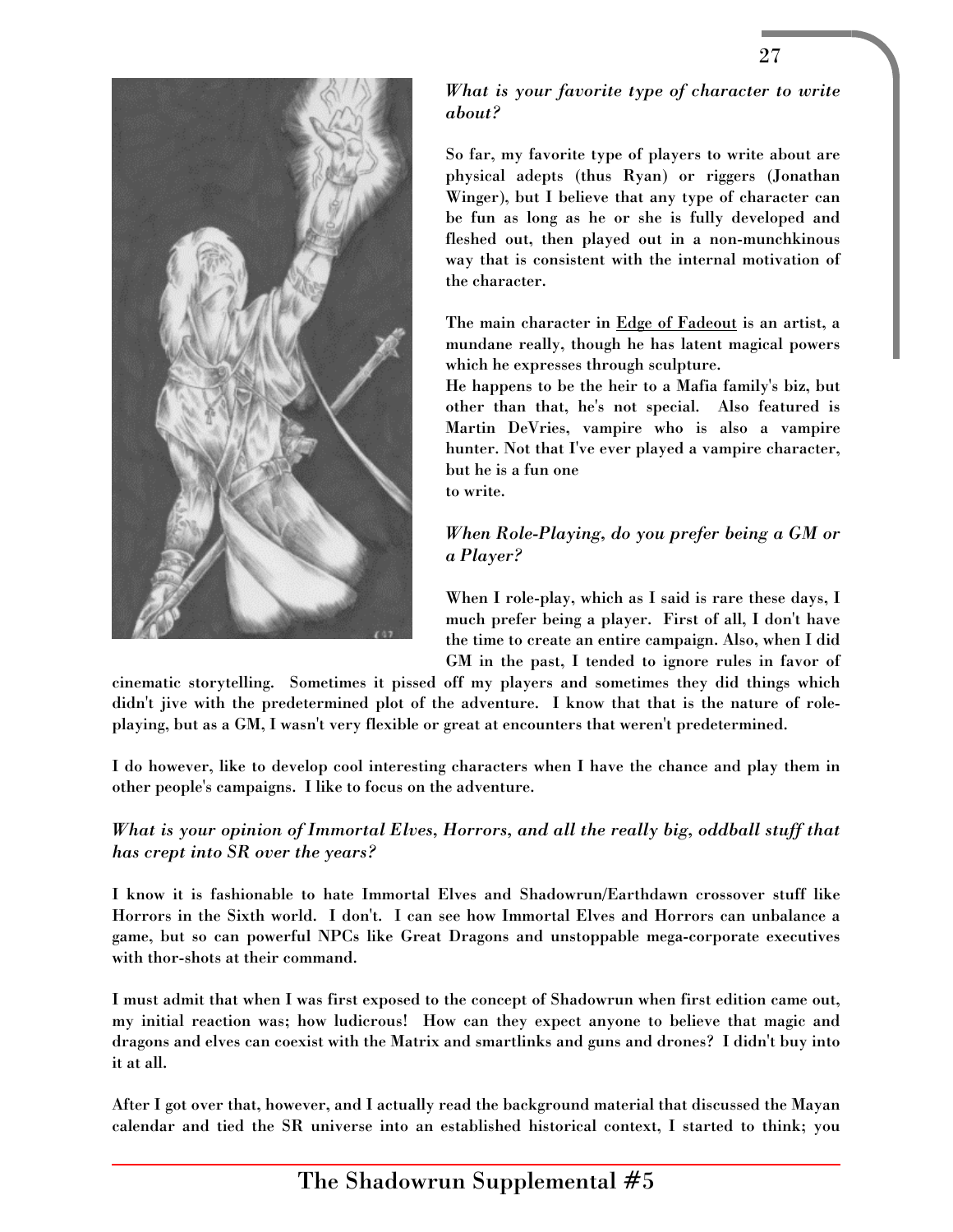*What is your favorite type of character to write about?*

So far, my favorite type of players to write about are physical adepts (thus Ryan) or riggers (Jonathan Winger), but I believe that any type of character can be fun as long as he or she is fully developed and fleshed out, then played out in a non-munchkinous way that is consistent with the internal motivation of the character.

The main character in Edge of Fadeout is an artist, a mundane really, though he has latent magical powers which he expresses through sculpture.

He happens to be the heir to a Mafia family's biz, but other than that, he's not special. Also featured is Martin DeVries, vampire who is also a vampire hunter. Not that I've ever played a vampire character, but he is a fun one to write.

*When Role-Playing, do you prefer being a GM or a Player?*

When I role-play, which as I said is rare these days, I much prefer being a player. First of all, I don't have the time to create an entire campaign. Also, when I did GM in the past, I tended to ignore rules in favor of cinematic storytelling. Sometimes it pissed off my players and sometimes they did things which didn't jive with the predetermined plot of the adventure. I know that that is the nature of role-playing, but as a GM, I wasn't very flexible or great at encounters that weren't predetermined.

I do however, like to develop cool interesting characters when I have the chance and play them in other people's campaigns. I like to focus on the adventure.

*What is your opinion of Immortal Elves, Horrors, and all the really big, oddball stuff that has crept into SR over the years?*

I know it is fashionable to hate Immortal Elves and Shadowrun/Earthdawn crossover stuff like Horrors in the Sixth world. I don't. I can see how Immortal Elves and Horrors can unbalance a game, but so can powerful NPCs like Great Dragons and unstoppable mega-corporate executives with thor-shots at their command.

I must admit that when I was first exposed to the concept of Shadowrun when first edition came out, my initial reaction was; how ludicrous! How can they expect anyone to believe that magic and dragons and elves can coexist with the Matrix and smartlinks and guns and drones? I didn't buy into it at all.

After I got over that, however, and I actually read the background material that discussed the Mayan calendar and tied the SR universe into an established historical context, I started to think; you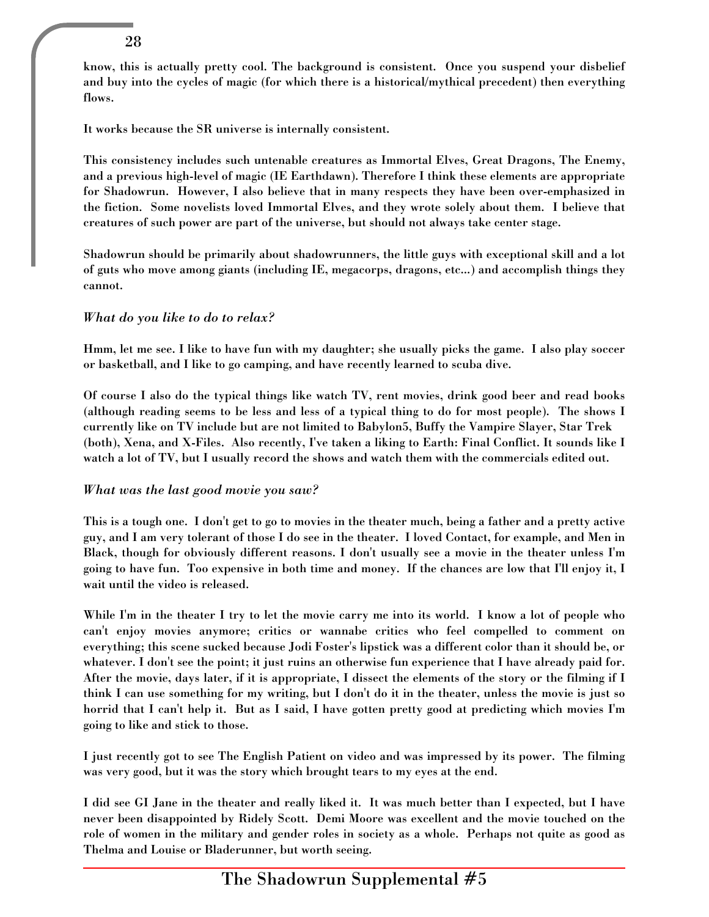know, this is actually pretty cool. The background is consistent. Once you suspend your disbelief and buy into the cycles of magic (for which there is a historical/mythical precedent) then everything flows.

It works because the SR universe is internally consistent.

This consistency includes such untenable creatures as Immortal Elves, Great Dragons, The Enemy, and a previous high-level of magic (IE Earthdawn). Therefore I think these elements are appropriate for Shadowrun. However, I also believe that in many respects they have been over-emphasized in the fiction. Some novelists loved Immortal Elves, and they wrote solely about them. I believe that creatures of such power are part of the universe, but should not always take center stage.

Shadowrun should be primarily about shadowrunners, the little guys with exceptional skill and a lot of guts who move among giants (including IE, megacorps, dragons, etc...) and accomplish things they cannot.

*What do you like to do to relax?*

Hmm, let me see. I like to have fun with my daughter; she usually picks the game. I also play soccer or basketball, and I like to go camping, and have recently learned to scuba dive.

Of course I also do the typical things like watch TV, rent movies, drink good beer and read books (although reading seems to be less and less of a typical thing to do for most people). The shows I currently like on TV include but are not limited to Babylon5, Buffy the Vampire Slayer, Star Trek (both), Xena, and X-Files. Also recently, I've taken a liking to Earth: Final Conflict. It sounds like I watch a lot of TV, but I usually record the shows and watch them with the commercials edited out.

*What was the last good movie you saw?*

This is a tough one. I don't get to go to movies in the theater much, being a father and a pretty active guy, and I am very tolerant of those I do see in the theater. I loved Contact, for example, and Men in Black, though for obviously different reasons. I don't usually see a movie in the theater unless I'm going to have fun. Too expensive in both time and money. If the chances are low that I'll enjoy it, I wait until the video is released.

While I'm in the theater I try to let the movie carry me into its world. I know a lot of people who can't enjoy movies anymore; critics or wannabe critics who feel compelled to comment on everything; this scene sucked because Jodi Foster's lipstick was a different color than it should be, or whatever. I don't see the point; it just ruins an otherwise fun experience that I have already paid for. After the movie, days later, if it is appropriate, I dissect the elements of the story or the filming if I think I can use something for my writing, but I don't do it in the theater, unless the movie is just so horrid that I can't help it. But as I said, I have gotten pretty good at predicting which movies I'm going to like and stick to those.

I just recently got to see The English Patient on video and was impressed by its power. The filming was very good, but it was the story which brought tears to my eyes at the end.

I did see GI Jane in the theater and really liked it. It was much better than I expected, but I have never been disappointed by Ridely Scott. Demi Moore was excellent and the movie touched on the role of women in the military and gender roles in society as a whole. Perhaps not quite as good as Thelma and Louise or Bladerunner, but worth seeing.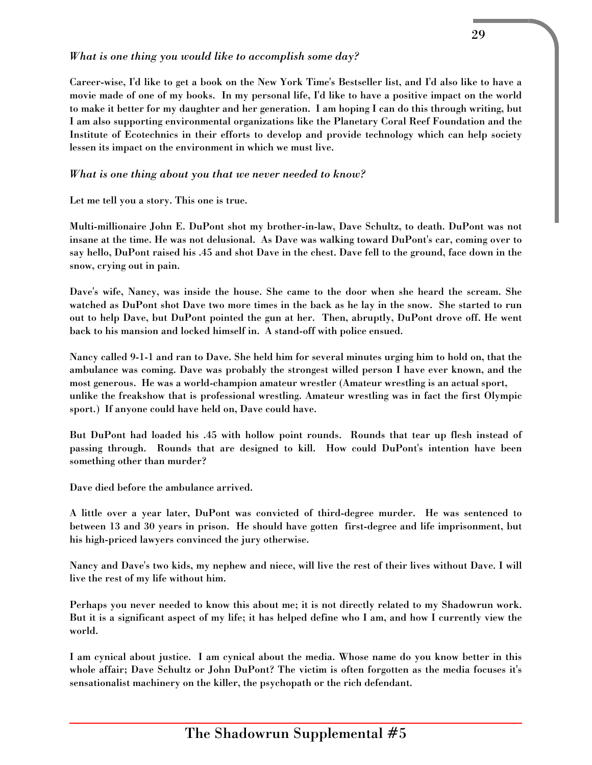*What is one thing you would like to accomplish some day?*

**Career-wise, I'd like to get a book on the New York Time's Bestseller list, and I'd also like to have a movie made of one of my books. In my personal life, I'd like to have a positive impact on the world to make it better for my daughter and her generation. I am hoping I can do this through writing, but I am also supporting environmental organizations like the Planetary Coral Reef Foundation and the Institute of Ecotechnics in their efforts to develop and provide technology which can help society lessen its impact on the environment in which we must live.**

*What is one thing about you that we never needed to know?*

**Let me tell you a story. This one is true.**

**Multi-millionaire John E. DuPont shot my brother-in-law, Dave Schultz, to death. DuPont was not insane at the time. He was not delusional. As Dave was walking toward DuPont's car, coming over to say hello, DuPont raised his .45 and shot Dave in the chest. Dave fell to the ground, face down in the snow, crying out in pain.**

**Dave's wife, Nancy, was inside the house. She came to the door when she heard the scream. She watched as DuPont shot Dave two more times in the back as he lay in the snow. She started to run out to help Dave, but DuPont pointed the gun at her. Then, abruptly, DuPont drove off. He went back to his mansion and locked himself in. A stand-off with police ensued.**

**Nancy called 9-1-1 and ran to Dave. She held him for several minutes urging him to hold on, that the ambulance was coming. Dave was probably the strongest willed person I have ever known, and the most generous. He was a world-champion amateur wrestler (Amateur wrestling is an actual sport, unlike the freakshow that is professional wrestling. Amateur wrestling was in fact the first Olympic sport.) If anyone could have held on, Dave could have.**

**But DuPont had loaded his .45 with hollow point rounds. Rounds that tear up flesh instead of passing through. Rounds that are designed to kill. How could DuPont's intention have been something other than murder?**

**Dave died before the ambulance arrived.**

**A little over a year later, DuPont was convicted of third-degree murder. He was sentenced to between 13 and 30 years in prison. He should have gotten first-degree and life imprisonment, but his high-priced lawyers convinced the jury otherwise.**

**Nancy and Dave's two kids, my nephew and niece, will live the rest of their lives without Dave. I will live the rest of my life without him.**

**Perhaps you never needed to know this about me; it is not directly related to my Shadowrun work. But it is a significant aspect of my life; it has helped define who I am, and how I currently view the world.**

**I am cynical about justice. I am cynical about the media. Whose name do you know better in this whole affair; Dave Schultz or John DuPont? The victim is often forgotten as the media focuses it's sensationalist machinery on the killer, the psychopath or the rich defendant.**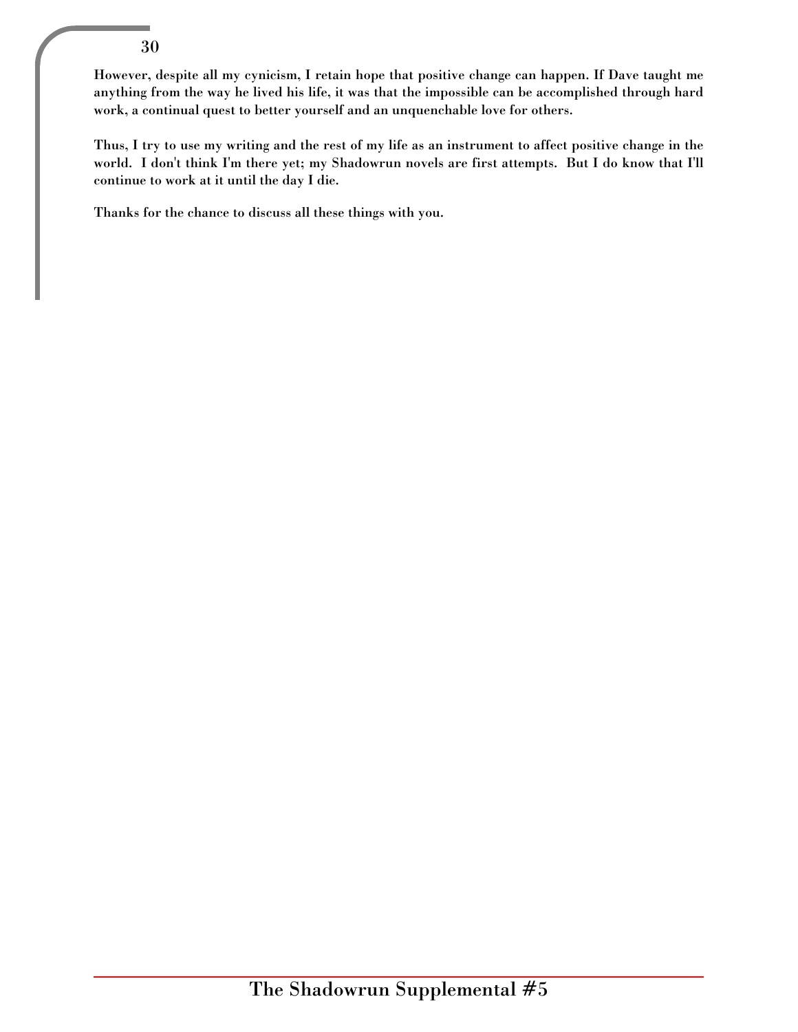However, despite all my cynicism, I retain hope that positive change can happen. If Dave taught me anything from the way he lived his life, it was that the impossible can be accomplished through hard work, a continual quest to better yourself and an unquenchable love for others.

Thus, I try to use my writing and the rest of my life as an instrument to affect positive change in the world. I don't think I'm there yet; my Shadowrun novels are first attempts. But I do know that I'll continue to work at it until the day I die.

Thanks for the chance to discuss all these things with you.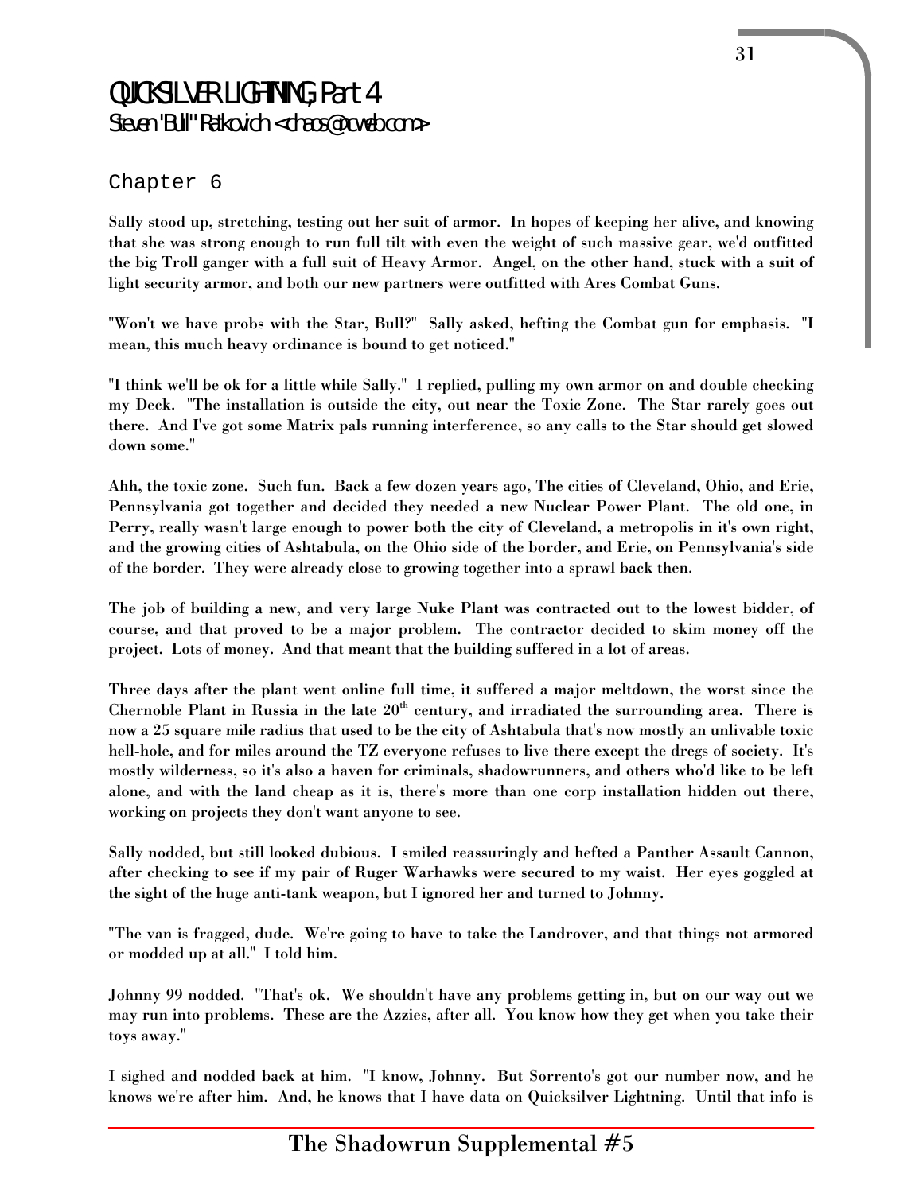# QUICKSILVER LIGHTNING, Part 4

Steven "Bull" Ratkovich <chaos@ncweb.com>

## Chapter 6

Sally stood up, stretching, testing out her suit of armor. In hopes of keeping her alive, and knowing that she was strong enough to run full tilt with even the weight of such massive gear, we'd outfitted the big Troll ganger with a full suit of Heavy Armor. Angel, on the other hand, stuck with a suit of light security armor, and both our new partners were outfitted with Ares Combat Guns.

"Won't we have probs with the Star, Bull?" Sally asked, hefting the Combat gun for emphasis. "I mean, this much heavy ordinance is bound to get noticed."

"I think we'll be ok for a little while Sally." I replied, pulling my own armor on and double checking my Deck. "The installation is outside the city, out near the Toxic Zone. The Star rarely goes out there. And I've got some Matrix pals running interference, so any calls to the Star should get slowed down some."

Ahh, the toxic zone. Such fun. Back a few dozen years ago, The cities of Cleveland, Ohio, and Erie, Pennsylvania got together and decided they needed a new Nuclear Power Plant. The old one, in Perry, really wasn't large enough to power both the city of Cleveland, a metropolis in it's own right, and the growing cities of Ashtabula, on the Ohio side of the border, and Erie, on Pennsylvania's side of the border. They were already close to growing together into a sprawl back then.

The job of building a new, and very large Nuke Plant was contracted out to the lowest bidder, of course, and that proved to be a major problem. The contractor decided to skim money off the project. Lots of money. And that meant that the building suffered in a lot of areas.

Three days after the plant went online full time, it suffered a major meltdown, the worst since the Chernoble Plant in Russia in the late 20th century, and irradiated the surrounding area. There is now a 25 square mile radius that used to be the city of Ashtabula that's now mostly an unlivable toxic hell-hole, and for miles around the TZ everyone refuses to live there except the dregs of society. It's mostly wilderness, so it's also a haven for criminals, shadowrunners, and others who'd like to be left alone, and with the land cheap as it is, there's more than one corp installation hidden out there, working on projects they don't want anyone to see.

Sally nodded, but still looked dubious. I smiled reassuringly and hefted a Panther Assault Cannon, after checking to see if my pair of Ruger Warhawks were secured to my waist. Her eyes goggled at the sight of the huge anti-tank weapon, but I ignored her and turned to Johnny.

"The van is fragged, dude. We're going to have to take the Landrover, and that things not armored or modded up at all." I told him.

Johnny 99 nodded. "That's ok. We shouldn't have any problems getting in, but on our way out we may run into problems. These are the Azzies, after all. You know how they get when you take their toys away."

I sighed and nodded back at him. "I know, Johnny. But Sorrento's got our number now, and he knows we're after him. And, he knows that I have data on Quicksilver Lightning. Until that info is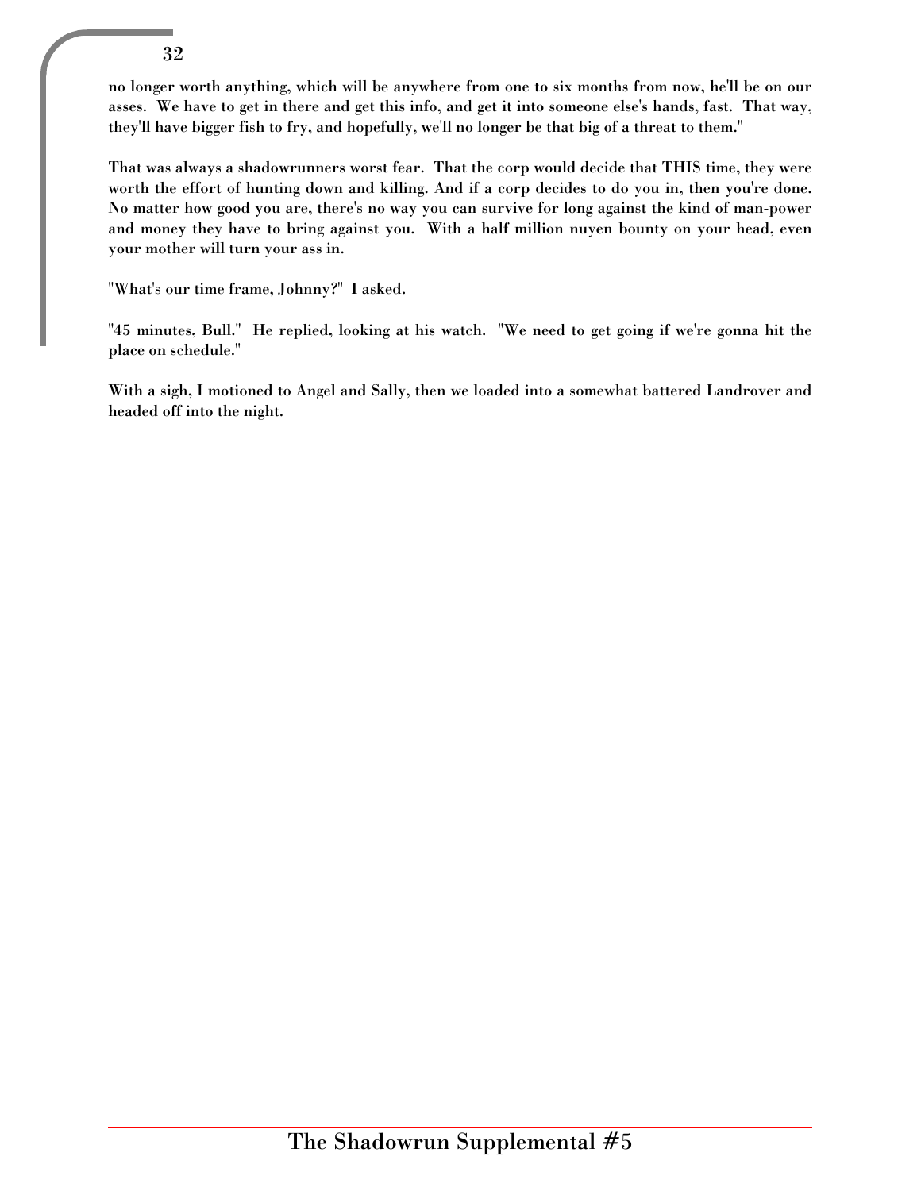no longer worth anything, which will be anywhere from one to six months from now, he'll be on our asses. We have to get in there and get this info, and get it into someone else's hands, fast. That way, they'll have bigger fish to fry, and hopefully, we'll no longer be that big of a threat to them."

That was always a shadowrunners worst fear. That the corp would decide that THIS time, they were worth the effort of hunting down and killing. And if a corp decides to do you in, then you're done. No matter how good you are, there's no way you can survive for long against the kind of man-power and money they have to bring against you. With a half million nuyen bounty on your head, even your mother will turn your ass in.

"What's our time frame, Johnny?" I asked.

"45 minutes, Bull." He replied, looking at his watch. "We need to get going if we're gonna hit the place on schedule."

With a sigh, I motioned to Angel and Sally, then we loaded into a somewhat battered Landrover and headed off into the night.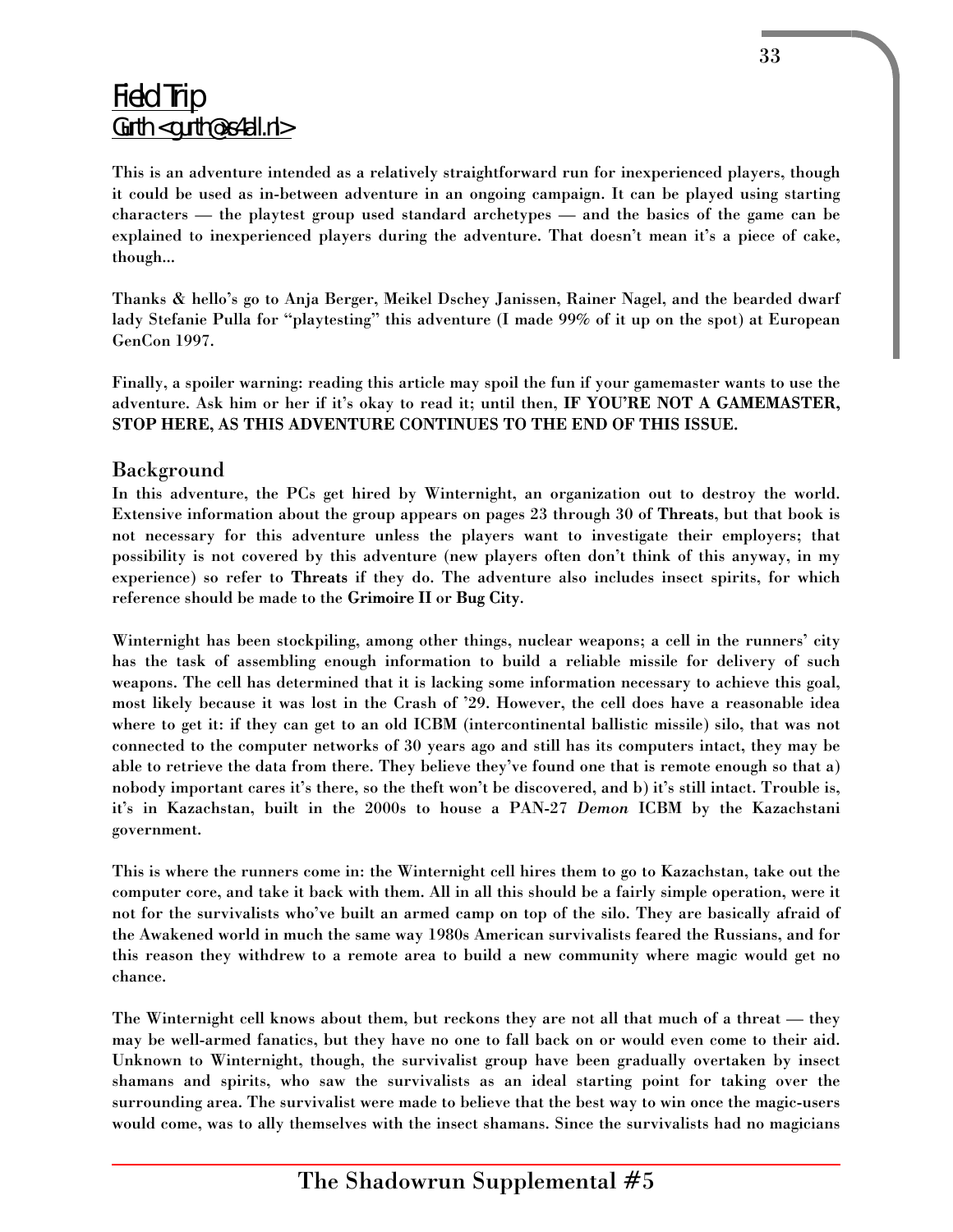# Field Trip

## Gurth <gurth@xs4all.nl>

This is an adventure intended as a relatively straightforward run for inexperienced players, though it could be used as in-between adventure in an ongoing campaign. It can be played using starting characters — the playtest group used standard archetypes — and the basics of the game can be explained to inexperienced players during the adventure. That doesn't mean it's a piece of cake, though...

Thanks & hello's go to Anja Berger, Meikel Dschey Janissen, Rainer Nagel, and the bearded dwarf lady Stefanie Pulla for "playtesting" this adventure (I made 99% of it up on the spot) at European GenCon 1997.

Finally, a spoiler warning: reading this article may spoil the fun if your gamemaster wants to use the adventure. Ask him or her if it's okay to read it; until then, **IF YOU'RE NOT A GAMEMASTER, STOP HERE, AS THIS ADVENTURE CONTINUES TO THE END OF THIS ISSUE.**

### Background

In this adventure, the PCs get hired by Winternight, an organization out to destroy the world. Extensive information about the group appears on pages 23 through 30 of **Threats**, but that book is not necessary for this adventure unless the players want to investigate their employers; that possibility is not covered by this adventure (new players often don't think of this anyway, in my experience) so refer to **Threats** if they do. The adventure also includes insect spirits, for which reference should be made to the **Grimoire II** or **Bug City**.

Winternight has been stockpiling, among other things, nuclear weapons; a cell in the runners' city has the task of assembling enough information to build a reliable missile for delivery of such weapons. The cell has determined that it is lacking some information necessary to achieve this goal, most likely because it was lost in the Crash of '29. However, the cell does have a reasonable idea where to get it: if they can get to an old ICBM (intercontinental ballistic missile) silo, that was not connected to the computer networks of 30 years ago and still has its computers intact, they may be able to retrieve the data from there. They believe they've found one that is remote enough so that a) nobody important cares it's there, so the theft won't be discovered, and b) it's still intact. Trouble is, it's in Kazachstan, built in the 2000s to house a PAN-27 *Demon* ICBM by the Kazachstani government.

This is where the runners come in: the Winternight cell hires them to go to Kazachstan, take out the computer core, and take it back with them. All in all this should be a fairly simple operation, were it not for the survivalists who've built an armed camp on top of the silo. They are basically afraid of the Awakened world in much the same way 1980s American survivalists feared the Russians, and for this reason they withdrew to a remote area to build a new community where magic would get no chance.

The Winternight cell knows about them, but reckons they are not all that much of a threat — they may be well-armed fanatics, but they have no one to fall back on or would even come to their aid. Unknown to Winternight, though, the survivalist group have been gradually overtaken by insect shamans and spirits, who saw the survivalists as an ideal starting point for taking over the surrounding area. The survivalist were made to believe that the best way to win once the magic-users would come, was to ally themselves with the insect shamans. Since the survivalists had no magicians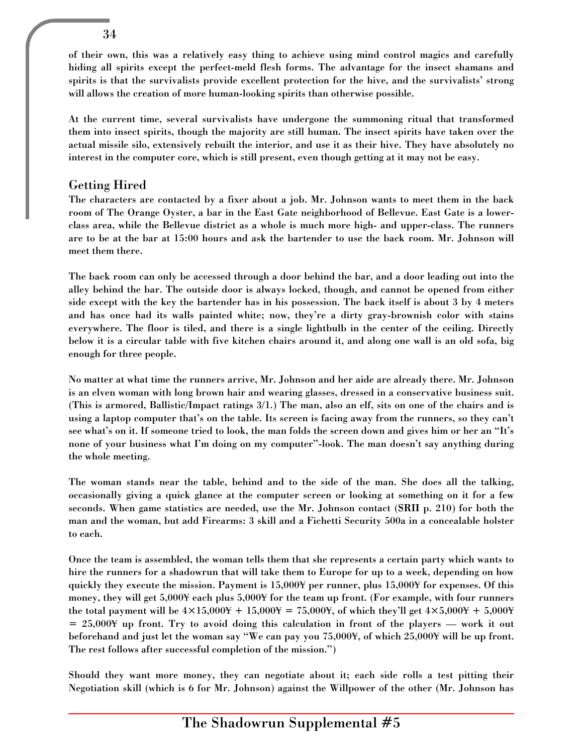of their own, this was a relatively easy thing to achieve using mind control magics and carefully hiding all spirits except the perfect-meld flesh forms. The advantage for the insect shamans and spirits is that the survivalists provide excellent protection for the hive, and the survivalists' strong will allows the creation of more human-looking spirits than otherwise possible.

At the current time, several survivalists have undergone the summoning ritual that transformed them into insect spirits, though the majority are still human. The insect spirits have taken over the actual missile silo, extensively rebuilt the interior, and use it as their hive. They have absolutely no interest in the computer core, which is still present, even though getting at it may not be easy.

## Getting Hired

The characters are contacted by a fixer about a job. Mr. Johnson wants to meet them in the back room of The Orange Oyster, a bar in the East Gate neighborhood of Bellevue. East Gate is a lower-class area, while the Bellevue district as a whole is much more high- and upper-class. The runners are to be at the bar at 15:00 hours and ask the bartender to use the back room. Mr. Johnson will meet them there.

The back room can only be accessed through a door behind the bar, and a door leading out into the alley behind the bar. The outside door is always locked, though, and cannot be opened from either side except with the key the bartender has in his possession. The back itself is about 3 by 4 meters and has once had its walls painted white; now, they're a dirty gray-brownish color with stains everywhere. The floor is tiled, and there is a single lightbulb in the center of the ceiling. Directly below it is a circular table with five kitchen chairs around it, and along one wall is an old sofa, big enough for three people.

No matter at what time the runners arrive, Mr. Johnson and her aide are already there. Mr. Johnson is an elven woman with long brown hair and wearing glasses, dressed in a conservative business suit. (This is armored, Ballistic/Impact ratings 3/1.) The man, also an elf, sits on one of the chairs and is using a laptop computer that's on the table. Its screen is facing away from the runners, so they can't see what's on it. If someone tried to look, the man folds the screen down and gives him or her an "It's none of your business what I'm doing on my computer"-look. The man doesn't say anything during the whole meeting.

The woman stands near the table, behind and to the side of the man. She does all the talking, occasionally giving a quick glance at the computer screen or looking at something on it for a few seconds. When game statistics are needed, use the Mr. Johnson contact (**SRII** p. 210) for both the man and the woman, but add Firearms: 3 skill and a Fichetti Security 500a in a concealable holster to each.

Once the team is assembled, the woman tells them that she represents a certain party which wants to hire the runners for a shadowrun that will take them to Europe for up to a week, depending on how quickly they execute the mission. Payment is 15,000¥ per runner, plus 15,000¥ for expenses. Of this money, they will get 5,000¥ each plus 5,000¥ for the team up front. (For example, with four runners the total payment will be 4×15,000¥ + 15,000¥ = 75,000¥, of which they'll get 4×5,000¥ + 5,000¥ = 25,000¥ up front. Try to avoid doing this calculation in front of the players — work it out beforehand and just let the woman say "We can pay you 75,000¥, of which 25,000¥ will be up front. The rest follows after successful completion of the mission.")

Should they want more money, they can negotiate about it; each side rolls a test pitting their Negotiation skill (which is 6 for Mr. Johnson) against the Willpower of the other (Mr. Johnson has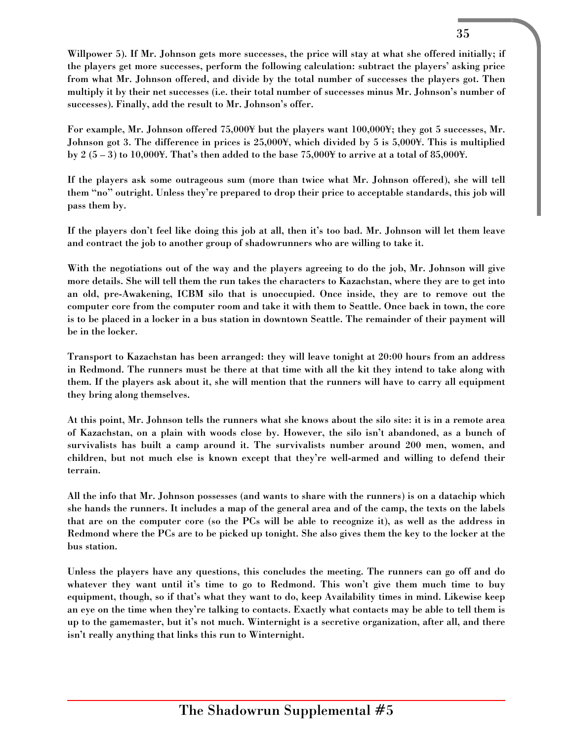Willpower 5). If Mr. Johnson gets more successes, the price will stay at what she offered initially; if the players get more successes, perform the following calculation: subtract the players' asking price from what Mr. Johnson offered, and divide by the total number of successes the players got. Then multiply it by their net successes (i.e. their total number of successes minus Mr. Johnson's number of successes). Finally, add the result to Mr. Johnson's offer.

For example, Mr. Johnson offered 75,000¥ but the players want 100,000¥; they got 5 successes, Mr. Johnson got 3. The difference in prices is 25,000¥, which divided by 5 is 5,000¥. This is multiplied by 2 (5 – 3) to 10,000¥. That's then added to the base 75,000¥ to arrive at a total of 85,000¥.

If the players ask some outrageous sum (more than twice what Mr. Johnson offered), she will tell them "no" outright. Unless they're prepared to drop their price to acceptable standards, this job will pass them by.

If the players don't feel like doing this job at all, then it's too bad. Mr. Johnson will let them leave and contract the job to another group of shadowrunners who are willing to take it.

With the negotiations out of the way and the players agreeing to do the job, Mr. Johnson will give more details. She will tell them the run takes the characters to Kazachstan, where they are to get into an old, pre-Awakening, ICBM silo that is unoccupied. Once inside, they are to remove out the computer core from the computer room and take it with them to Seattle. Once back in town, the core is to be placed in a locker in a bus station in downtown Seattle. The remainder of their payment will be in the locker.

Transport to Kazachstan has been arranged: they will leave tonight at 20:00 hours from an address in Redmond. The runners must be there at that time with all the kit they intend to take along with them. If the players ask about it, she will mention that the runners will have to carry all equipment they bring along themselves.

At this point, Mr. Johnson tells the runners what she knows about the silo site: it is in a remote area of Kazachstan, on a plain with woods close by. However, the silo isn't abandoned, as a bunch of survivalists has built a camp around it. The survivalists number around 200 men, women, and children, but not much else is known except that they're well-armed and willing to defend their terrain.

All the info that Mr. Johnson possesses (and wants to share with the runners) is on a datachip which she hands the runners. It includes a map of the general area and of the camp, the texts on the labels that are on the computer core (so the PCs will be able to recognize it), as well as the address in Redmond where the PCs are to be picked up tonight. She also gives them the key to the locker at the bus station.

Unless the players have any questions, this concludes the meeting. The runners can go off and do whatever they want until it's time to go to Redmond. This won't give them much time to buy equipment, though, so if that's what they want to do, keep Availability times in mind. Likewise keep an eye on the time when they're talking to contacts. Exactly what contacts may be able to tell them is up to the gamemaster, but it's not much. Winternight is a secretive organization, after all, and there isn't really anything that links this run to Winternight.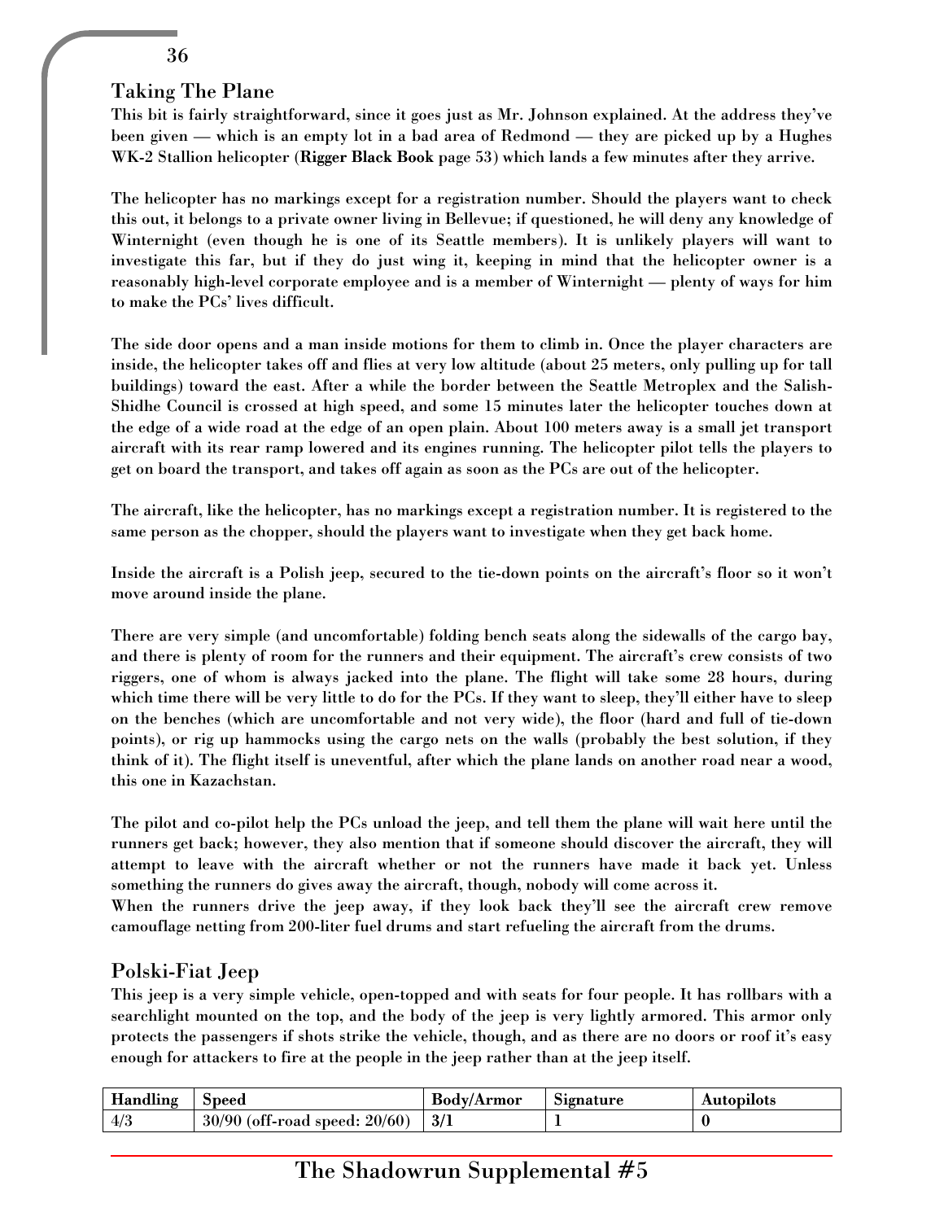## Taking The Plane

This bit is fairly straightforward, since it goes just as Mr. Johnson explained. At the address they've been given — which is an empty lot in a bad area of Redmond — they are picked up by a Hughes WK-2 Stallion helicopter (**Rigger Black Book** page 53) which lands a few minutes after they arrive.

The helicopter has no markings except for a registration number. Should the players want to check this out, it belongs to a private owner living in Bellevue; if questioned, he will deny any knowledge of Winternight (even though he is one of its Seattle members). It is unlikely players will want to investigate this far, but if they do just wing it, keeping in mind that the helicopter owner is a reasonably high-level corporate employee and is a member of Winternight — plenty of ways for him to make the PCs' lives difficult.

The side door opens and a man inside motions for them to climb in. Once the player characters are inside, the helicopter takes off and flies at very low altitude (about 25 meters, only pulling up for tall buildings) toward the east. After a while the border between the Seattle Metroplex and the Salish-Shidhe Council is crossed at high speed, and some 15 minutes later the helicopter touches down at the edge of a wide road at the edge of an open plain. About 100 meters away is a small jet transport aircraft with its rear ramp lowered and its engines running. The helicopter pilot tells the players to get on board the transport, and takes off again as soon as the PCs are out of the helicopter.

The aircraft, like the helicopter, has no markings except a registration number. It is registered to the same person as the chopper, should the players want to investigate when they get back home.

Inside the aircraft is a Polish jeep, secured to the tie-down points on the aircraft's floor so it won't move around inside the plane.

There are very simple (and uncomfortable) folding bench seats along the sidewalls of the cargo bay, and there is plenty of room for the runners and their equipment. The aircraft's crew consists of two riggers, one of whom is always jacked into the plane. The flight will take some 28 hours, during which time there will be very little to do for the PCs. If they want to sleep, they'll either have to sleep on the benches (which are uncomfortable and not very wide), the floor (hard and full of tie-down points), or rig up hammocks using the cargo nets on the walls (probably the best solution, if they think of it). The flight itself is uneventful, after which the plane lands on another road near a wood, this one in Kazachstan.

The pilot and co-pilot help the PCs unload the jeep, and tell them the plane will wait here until the runners get back; however, they also mention that if someone should discover the aircraft, they will attempt to leave with the aircraft whether or not the runners have made it back yet. Unless something the runners do gives away the aircraft, though, nobody will come across it.
When the runners drive the jeep away, if they look back they'll see the aircraft crew remove camouflage netting from 200-liter fuel drums and start refueling the aircraft from the drums.

## Polski-Fiat Jeep

This jeep is a very simple vehicle, open-topped and with seats for four people. It has rollbars with a searchlight mounted on the top, and the body of the jeep is very lightly armored. This armor only protects the passengers if shots strike the vehicle, though, and as there are no doors or roof it's easy enough for attackers to fire at the people in the jeep rather than at the jeep itself.

| Handling | Speed | Body/Armor | Signature | Autopilots |
|---|---|---|---|---|
| 4/3 | 30/90 (off-road speed: 20/60) | 3/1 | 1 | 0 |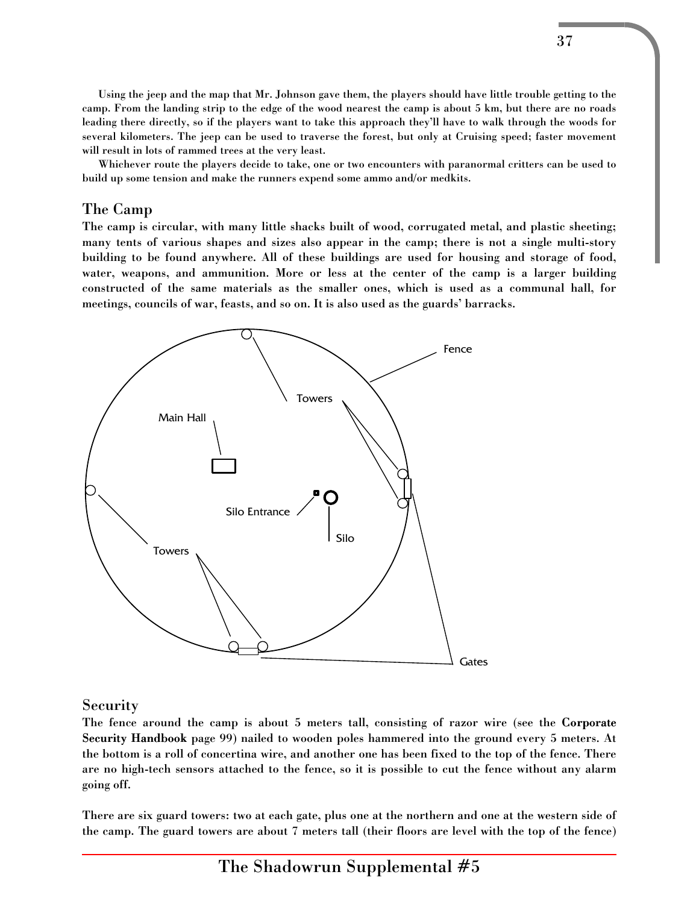Using the jeep and the map that Mr. Johnson gave them, the players should have little trouble getting to the camp. From the landing strip to the edge of the wood nearest the camp is about 5 km, but there are no roads leading there directly, so if the players want to take this approach they'll have to walk through the woods for several kilometers. The jeep can be used to traverse the forest, but only at Cruising speed; faster movement will result in lots of rammed trees at the very least.

Whichever route the players decide to take, one or two encounters with paranormal critters can be used to build up some tension and make the runners expend some ammo and/or medkits.

## The Camp

**The camp is circular, with many little shacks built of wood, corrugated metal, and plastic sheeting; many tents of various shapes and sizes also appear in the camp; there is not a single multi-story building to be found anywhere. All of these buildings are used for housing and storage of food, water, weapons, and ammunition. More or less at the center of the camp is a larger building constructed of the same materials as the smaller ones, which is used as a communal hall, for meetings, councils of war, feasts, and so on. It is also used as the guards' barracks.**

## Security

**The fence around the camp is about 5 meters tall, consisting of razor wire (see the Corporate Security Handbook page 99) nailed to wooden poles hammered into the ground every 5 meters. At the bottom is a roll of concertina wire, and another one has been fixed to the top of the fence. There are no high-tech sensors attached to the fence, so it is possible to cut the fence without any alarm going off.**

**There are six guard towers: two at each gate, plus one at the northern and one at the western side of the camp. The guard towers are about 7 meters tall (their floors are level with the top of the fence)**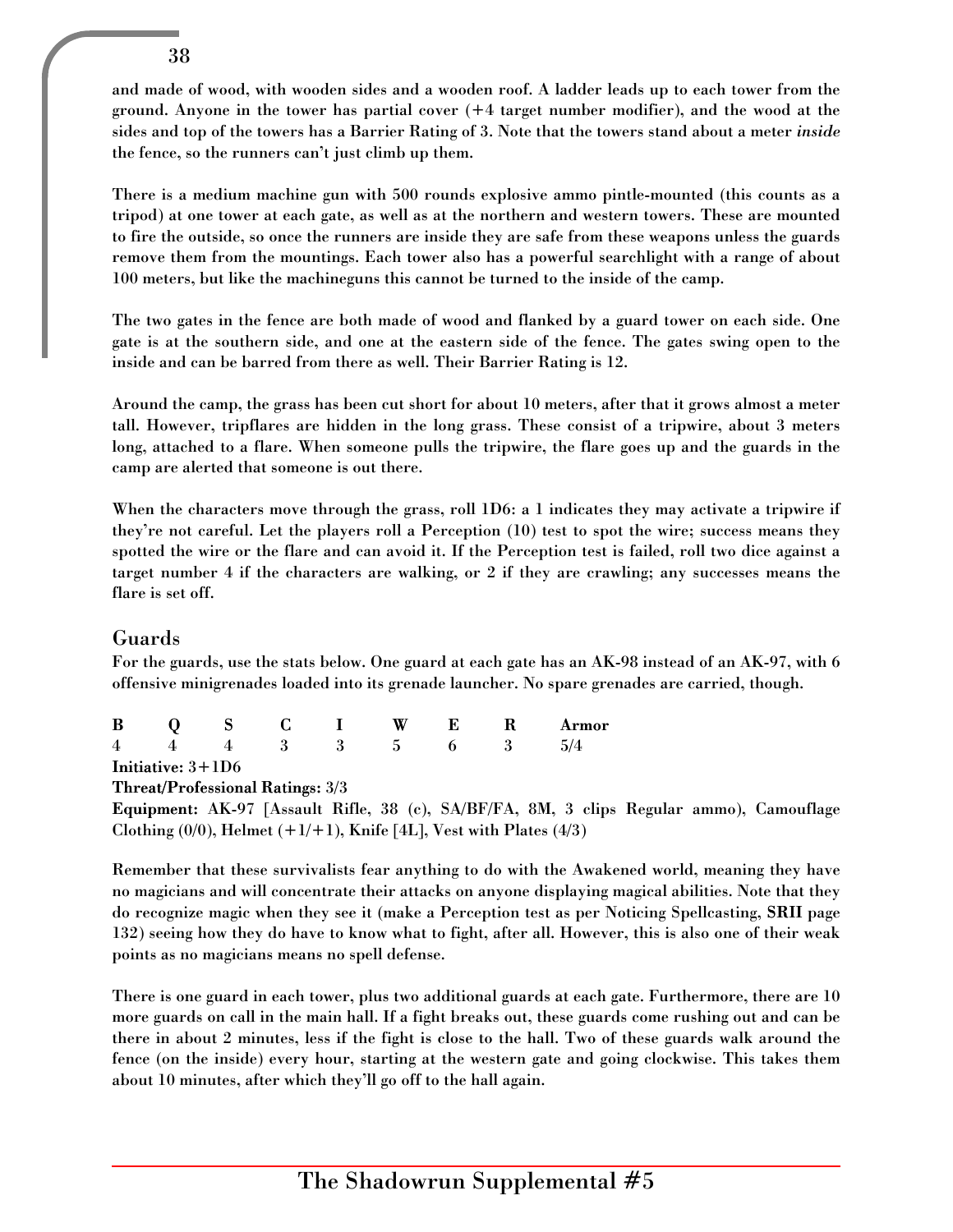and made of wood, with wooden sides and a wooden roof. A ladder leads up to each tower from the ground. Anyone in the tower has partial cover (+4 target number modifier), and the wood at the sides and top of the towers has a Barrier Rating of 3. Note that the towers stand about a meter *inside* the fence, so the runners can't just climb up them.

There is a medium machine gun with 500 rounds explosive ammo pintle-mounted (this counts as a tripod) at one tower at each gate, as well as at the northern and western towers. These are mounted to fire the outside, so once the runners are inside they are safe from these weapons unless the guards remove them from the mountings. Each tower also has a powerful searchlight with a range of about 100 meters, but like the machineguns this cannot be turned to the inside of the camp.

The two gates in the fence are both made of wood and flanked by a guard tower on each side. One gate is at the southern side, and one at the eastern side of the fence. The gates swing open to the inside and can be barred from there as well. Their Barrier Rating is 12.

Around the camp, the grass has been cut short for about 10 meters, after that it grows almost a meter tall. However, tripflares are hidden in the long grass. These consist of a tripwire, about 3 meters long, attached to a flare. When someone pulls the tripwire, the flare goes up and the guards in the camp are alerted that someone is out there.

When the characters move through the grass, roll 1D6: a 1 indicates they may activate a tripwire if they're not careful. Let the players roll a Perception (10) test to spot the wire; success means they spotted the wire or the flare and can avoid it. If the Perception test is failed, roll two dice against a target number 4 if the characters are walking, or 2 if they are crawling; any successes means the flare is set off.

## Guards

For the guards, use the stats below. One guard at each gate has an AK-98 instead of an AK-97, with 6 offensive minigrenades loaded into its grenade launcher. No spare grenades are carried, though.

| B | Q | S | C | I | W | E | R | Armor |
|---|---|---|---|---|---|---|---|---|
| 4 | 4 | 4 | 3 | 3 | 5 | 6 | 3 | 5/4 |

**Initiative:** 3+1D6

**Threat/Professional Ratings:** 3/3

**Equipment:** AK-97 [Assault Rifle, 38 (c), SA/BF/FA, 8M, 3 clips Regular ammo), Camouflage Clothing (0/0), Helmet (+1/+1), Knife [4L], Vest with Plates (4/3)

Remember that these survivalists fear anything to do with the Awakened world, meaning they have no magicians and will concentrate their attacks on anyone displaying magical abilities. Note that they do recognize magic when they see it (make a Perception test as per Noticing Spellcasting, **SRII** page 132) seeing how they do have to know what to fight, after all. However, this is also one of their weak points as no magicians means no spell defense.

There is one guard in each tower, plus two additional guards at each gate. Furthermore, there are 10 more guards on call in the main hall. If a fight breaks out, these guards come rushing out and can be there in about 2 minutes, less if the fight is close to the hall. Two of these guards walk around the fence (on the inside) every hour, starting at the western gate and going clockwise. This takes them about 10 minutes, after which they'll go off to the hall again.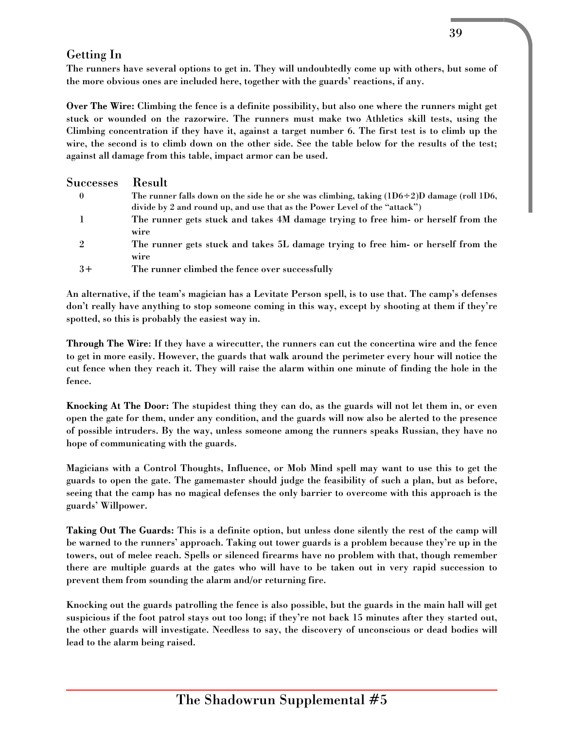## Getting In

The runners have several options to get in. They will undoubtedly come up with others, but some of the more obvious ones are included here, together with the guards' reactions, if any.

**Over The Wire:** Climbing the fence is a definite possibility, but also one where the runners might get stuck or wounded on the razorwire. The runners must make two Athletics skill tests, using the Climbing concentration if they have it, against a target number 6. The first test is to climb up the wire, the second is to climb down on the other side. See the table below for the results of the test; against all damage from this table, impact armor can be used.

| Successes | Result |
|---|---|
| 0 | The runner falls down on the side he or she was climbing, taking (1D6÷2)D damage (roll 1D6, divide by 2 and round up, and use that as the Power Level of the "attack") |
| 1 | The runner gets stuck and takes 4M damage trying to free him- or herself from the wire |
| 2 | The runner gets stuck and takes 5L damage trying to free him- or herself from the wire |
| 3+ | The runner climbed the fence over successfully |

An alternative, if the team's magician has a Levitate Person spell, is to use that. The camp's defenses don't really have anything to stop someone coming in this way, except by shooting at them if they're spotted, so this is probably the easiest way in.

**Through The Wire**: If they have a wirecutter, the runners can cut the concertina wire and the fence to get in more easily. However, the guards that walk around the perimeter every hour will notice the cut fence when they reach it. They will raise the alarm within one minute of finding the hole in the fence.

**Knocking At The Door:** The stupidest thing they can do, as the guards will not let them in, or even open the gate for them, under any condition, and the guards will now also be alerted to the presence of possible intruders. By the way, unless someone among the runners speaks Russian, they have no hope of communicating with the guards.

Magicians with a Control Thoughts, Influence, or Mob Mind spell may want to use this to get the guards to open the gate. The gamemaster should judge the feasibility of such a plan, but as before, seeing that the camp has no magical defenses the only barrier to overcome with this approach is the guards' Willpower.

**Taking Out The Guards:** This is a definite option, but unless done silently the rest of the camp will be warned to the runners' approach. Taking out tower guards is a problem because they're up in the towers, out of melee reach. Spells or silenced firearms have no problem with that, though remember there are multiple guards at the gates who will have to be taken out in very rapid succession to prevent them from sounding the alarm and/or returning fire.

Knocking out the guards patrolling the fence is also possible, but the guards in the main hall will get suspicious if the foot patrol stays out too long; if they're not back 15 minutes after they started out, the other guards will investigate. Needless to say, the discovery of unconscious or dead bodies will lead to the alarm being raised.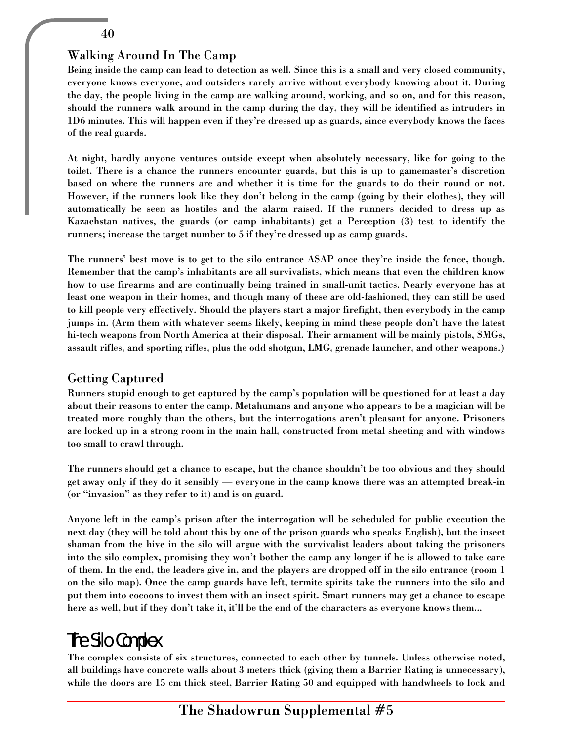### Walking Around In The Camp

Being inside the camp can lead to detection as well. Since this is a small and very closed community, everyone knows everyone, and outsiders rarely arrive without everybody knowing about it. During the day, the people living in the camp are walking around, working, and so on, and for this reason, should the runners walk around in the camp during the day, they will be identified as intruders in 1D6 minutes. This will happen even if they're dressed up as guards, since everybody knows the faces of the real guards.

At night, hardly anyone ventures outside except when absolutely necessary, like for going to the toilet. There is a chance the runners encounter guards, but this is up to gamemaster's discretion based on where the runners are and whether it is time for the guards to do their round or not. However, if the runners look like they don't belong in the camp (going by their clothes), they will automatically be seen as hostiles and the alarm raised. If the runners decided to dress up as Kazachstan natives, the guards (or camp inhabitants) get a Perception (3) test to identify the runners; increase the target number to 5 if they're dressed up as camp guards.

The runners' best move is to get to the silo entrance ASAP once they're inside the fence, though. Remember that the camp's inhabitants are all survivalists, which means that even the children know how to use firearms and are continually being trained in small-unit tactics. Nearly everyone has at least one weapon in their homes, and though many of these are old-fashioned, they can still be used to kill people very effectively. Should the players start a major firefight, then everybody in the camp jumps in. (Arm them with whatever seems likely, keeping in mind these people don't have the latest hi-tech weapons from North America at their disposal. Their armament will be mainly pistols, SMGs, assault rifles, and sporting rifles, plus the odd shotgun, LMG, grenade launcher, and other weapons.)

### Getting Captured

Runners stupid enough to get captured by the camp's population will be questioned for at least a day about their reasons to enter the camp. Metahumans and anyone who appears to be a magician will be treated more roughly than the others, but the interrogations aren't pleasant for anyone. Prisoners are locked up in a strong room in the main hall, constructed from metal sheeting and with windows too small to crawl through.

The runners should get a chance to escape, but the chance shouldn't be too obvious and they should get away only if they do it sensibly — everyone in the camp knows there was an attempted break-in (or "invasion" as they refer to it) and is on guard.

Anyone left in the camp's prison after the interrogation will be scheduled for public execution the next day (they will be told about this by one of the prison guards who speaks English), but the insect shaman from the hive in the silo will argue with the survivalist leaders about taking the prisoners into the silo complex, promising they won't bother the camp any longer if he is allowed to take care of them. In the end, the leaders give in, and the players are dropped off in the silo entrance (room 1 on the silo map). Once the camp guards have left, termite spirits take the runners into the silo and put them into cocoons to invest them with an insect spirit. Smart runners may get a chance to escape here as well, but if they don't take it, it'll be the end of the characters as everyone knows them...

## The Silo Complex

The complex consists of six structures, connected to each other by tunnels. Unless otherwise noted, all buildings have concrete walls about 3 meters thick (giving them a Barrier Rating is unnecessary), while the doors are 15 cm thick steel, Barrier Rating 50 and equipped with handwheels to lock and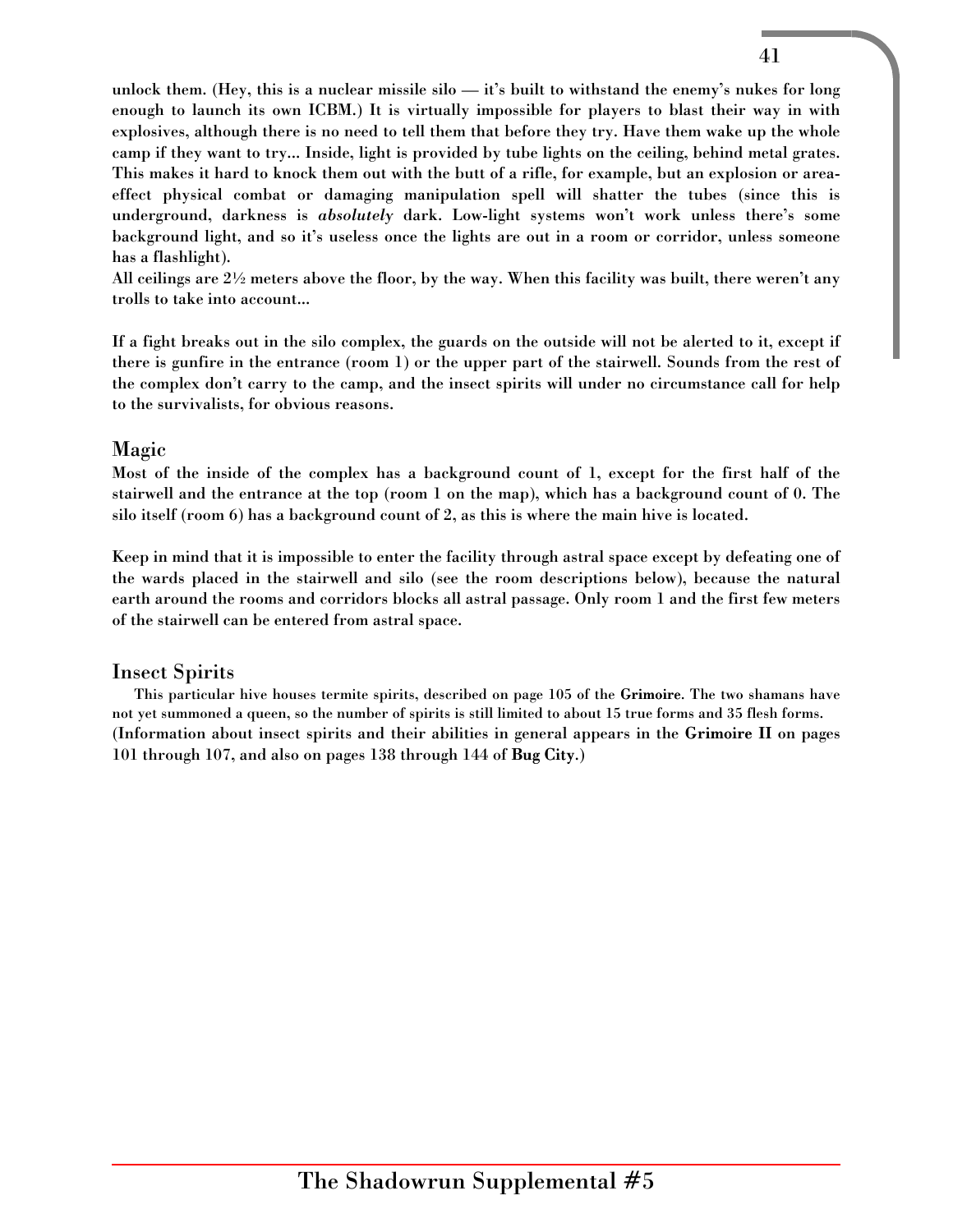unlock them. (Hey, this is a nuclear missile silo — it's built to withstand the enemy's nukes for long enough to launch its own ICBM.) It is virtually impossible for players to blast their way in with explosives, although there is no need to tell them that before they try. Have them wake up the whole camp if they want to try... Inside, light is provided by tube lights on the ceiling, behind metal grates. This makes it hard to knock them out with the butt of a rifle, for example, but an explosion or area-effect physical combat or damaging manipulation spell will shatter the tubes (since this is underground, darkness is *absolutely* dark. Low-light systems won't work unless there's some background light, and so it's useless once the lights are out in a room or corridor, unless someone has a flashlight).

All ceilings are 2½ meters above the floor, by the way. When this facility was built, there weren't any trolls to take into account...

If a fight breaks out in the silo complex, the guards on the outside will not be alerted to it, except if there is gunfire in the entrance (room 1) or the upper part of the stairwell. Sounds from the rest of the complex don't carry to the camp, and the insect spirits will under no circumstance call for help to the survivalists, for obvious reasons.

## Magic

Most of the inside of the complex has a background count of 1, except for the first half of the stairwell and the entrance at the top (room 1 on the map), which has a background count of 0. The silo itself (room 6) has a background count of 2, as this is where the main hive is located.

Keep in mind that it is impossible to enter the facility through astral space except by defeating one of the wards placed in the stairwell and silo (see the room descriptions below), because the natural earth around the rooms and corridors blocks all astral passage. Only room 1 and the first few meters of the stairwell can be entered from astral space.

## Insect Spirits

This particular hive houses termite spirits, described on page 105 of the **Grimoire**. The two shamans have not yet summoned a queen, so the number of spirits is still limited to about 15 true forms and 35 flesh forms. (Information about insect spirits and their abilities in general appears in the **Grimoire II** on pages 101 through 107, and also on pages 138 through 144 of **Bug City**.)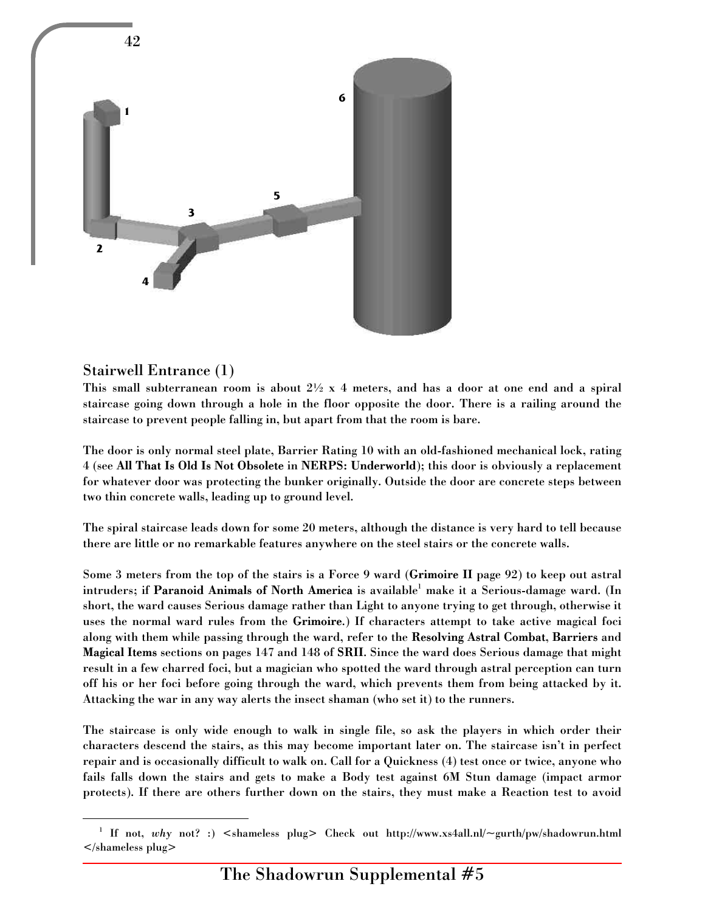## Stairwell Entrance (1)

This small subterranean room is about 2½ x 4 meters, and has a door at one end and a spiral staircase going down through a hole in the floor opposite the door. There is a railing around the staircase to prevent people falling in, but apart from that the room is bare.

The door is only normal steel plate, Barrier Rating 10 with an old-fashioned mechanical lock, rating 4 (see **All That Is Old Is Not Obsolete** in **NERPS: Underworld**); this door is obviously a replacement for whatever door was protecting the bunker originally. Outside the door are concrete steps between two thin concrete walls, leading up to ground level.

The spiral staircase leads down for some 20 meters, although the distance is very hard to tell because there are little or no remarkable features anywhere on the steel stairs or the concrete walls.

Some 3 meters from the top of the stairs is a Force 9 ward (**Grimoire II** page 92) to keep out astral intruders; if **Paranoid Animals of North America** is available[1] make it a Serious-damage ward. (In short, the ward causes Serious damage rather than Light to anyone trying to get through, otherwise it uses the normal ward rules from the **Grimoire**.) If characters attempt to take active magical foci along with them while passing through the ward, refer to the **Resolving Astral Combat**, **Barriers** and **Magical Items** sections on pages 147 and 148 of **SRII**. Since the ward does Serious damage that might result in a few charred foci, but a magician who spotted the ward through astral perception can turn off his or her foci before going through the ward, which prevents them from being attacked by it. Attacking the war in any way alerts the insect shaman (who set it) to the runners.

The staircase is only wide enough to walk in single file, so ask the players in which order their characters descend the stairs, as this may become important later on. The staircase isn't in perfect repair and is occasionally difficult to walk on. Call for a Quickness (4) test once or twice, anyone who fails falls down the stairs and gets to make a Body test against 6M Stun damage (impact armor protects). If there are others further down on the stairs, they must make a Reaction test to avoid

---

[1] If not, *why* not? :) <shameless plug> Check out http://www.xs4all.nl/~gurth/pw/shadowrun.html </shameless plug>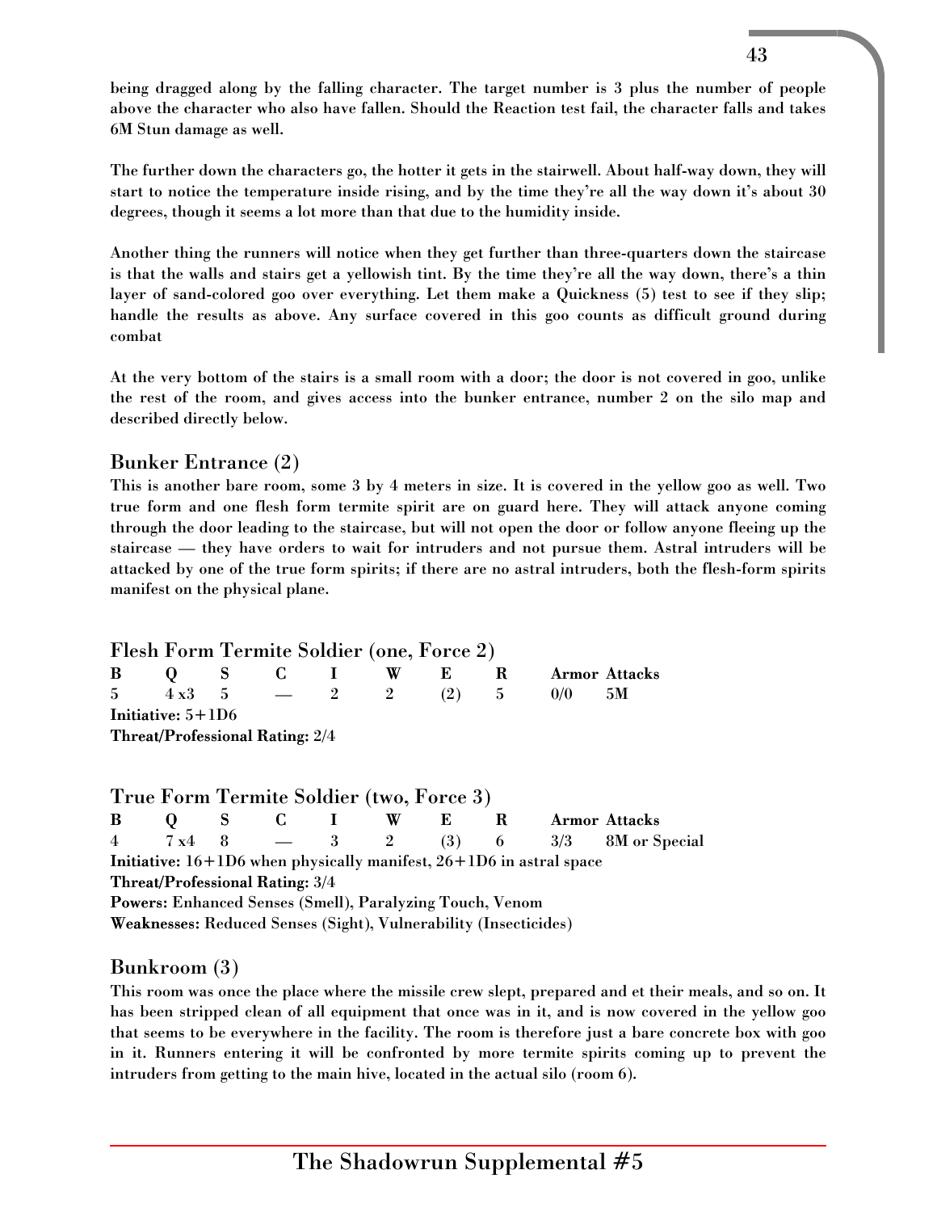being dragged along by the falling character. The target number is 3 plus the number of people above the character who also have fallen. Should the Reaction test fail, the character falls and takes 6M Stun damage as well.

The further down the characters go, the hotter it gets in the stairwell. About half-way down, they will start to notice the temperature inside rising, and by the time they're all the way down it's about 30 degrees, though it seems a lot more than that due to the humidity inside.

Another thing the runners will notice when they get further than three-quarters down the staircase is that the walls and stairs get a yellowish tint. By the time they're all the way down, there's a thin layer of sand-colored goo over everything. Let them make a Quickness (5) test to see if they slip; handle the results as above. Any surface covered in this goo counts as difficult ground during combat

At the very bottom of the stairs is a small room with a door; the door is not covered in goo, unlike the rest of the room, and gives access into the bunker entrance, number 2 on the silo map and described directly below.

## Bunker Entrance (2)

This is another bare room, some 3 by 4 meters in size. It is covered in the yellow goo as well. Two true form and one flesh form termite spirit are on guard here. They will attack anyone coming through the door leading to the staircase, but will not open the door or follow anyone fleeing up the staircase — they have orders to wait for intruders and not pursue them. Astral intruders will be attacked by one of the true form spirits; if there are no astral intruders, both the flesh-form spirits manifest on the physical plane.

### Flesh Form Termite Soldier (one, Force 2)

| B | Q | S | C | I | W | E | R | Armor | Attacks |
|---|---|---|---|---|---|---|---|---|---|
| 5 | 4 x3 | 5 | — | 2 | 2 | (2) | 5 | 0/0 | 5M |

**Initiative:** 5+1D6
**Threat/Professional Rating:** 2/4

### True Form Termite Soldier (two, Force 3)

| B | Q | S | C | I | W | E | R | Armor | Attacks |
|---|---|---|---|---|---|---|---|---|---|
| 4 | 7 x4 | 8 | — | 3 | 2 | (3) | 6 | 3/3 | 8M or Special |

**Initiative:** 16+1D6 when physically manifest, 26+1D6 in astral space
**Threat/Professional Rating:** 3/4
**Powers:** Enhanced Senses (Smell), Paralyzing Touch, Venom
**Weaknesses:** Reduced Senses (Sight), Vulnerability (Insecticides)

## Bunkroom (3)

This room was once the place where the missile crew slept, prepared and et their meals, and so on. It has been stripped clean of all equipment that once was in it, and is now covered in the yellow goo that seems to be everywhere in the facility. The room is therefore just a bare concrete box with goo in it. Runners entering it will be confronted by more termite spirits coming up to prevent the intruders from getting to the main hive, located in the actual silo (room 6).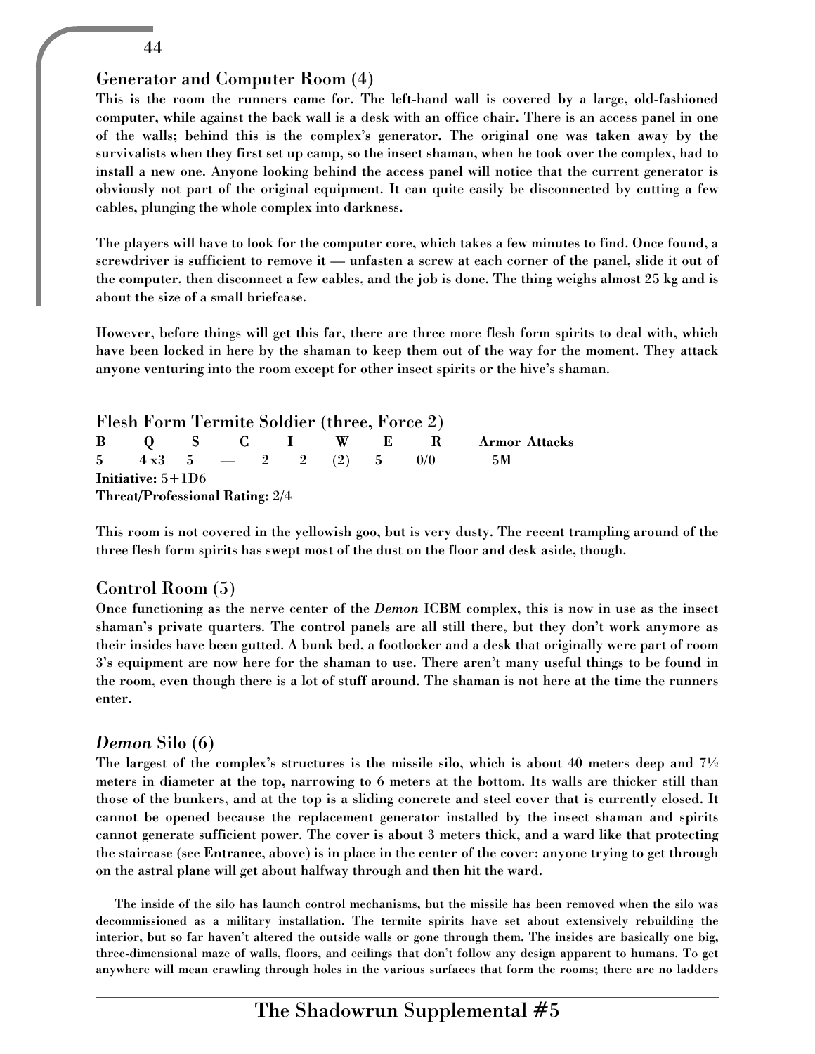## Generator and Computer Room (4)

This is the room the runners came for. The left-hand wall is covered by a large, old-fashioned computer, while against the back wall is a desk with an office chair. There is an access panel in one of the walls; behind this is the complex's generator. The original one was taken away by the survivalists when they first set up camp, so the insect shaman, when he took over the complex, had to install a new one. Anyone looking behind the access panel will notice that the current generator is obviously not part of the original equipment. It can quite easily be disconnected by cutting a few cables, plunging the whole complex into darkness.

The players will have to look for the computer core, which takes a few minutes to find. Once found, a screwdriver is sufficient to remove it — unfasten a screw at each corner of the panel, slide it out of the computer, then disconnect a few cables, and the job is done. The thing weighs almost 25 kg and is about the size of a small briefcase.

However, before things will get this far, there are three more flesh form spirits to deal with, which have been locked in here by the shaman to keep them out of the way for the moment. They attack anyone venturing into the room except for other insect spirits or the hive's shaman.

### Flesh Form Termite Soldier (three, Force 2)

| B | Q | S | C | I | W | E | R | Armor | Attacks |
|---|---|---|---|---|---|---|---|---|---|
| 5 | 4 x3 | 5 | — | 2 | 2 | (2) | 5 | 0/0 | 5M |

**Initiative:** 5+1D6
**Threat/Professional Rating:** 2/4

This room is not covered in the yellowish goo, but is very dusty. The recent trampling around of the three flesh form spirits has swept most of the dust on the floor and desk aside, though.

## Control Room (5)

Once functioning as the nerve center of the *Demon* ICBM complex, this is now in use as the insect shaman's private quarters. The control panels are all still there, but they don't work anymore as their insides have been gutted. A bunk bed, a footlocker and a desk that originally were part of room 3's equipment are now here for the shaman to use. There aren't many useful things to be found in the room, even though there is a lot of stuff around. The shaman is not here at the time the runners enter.

## *Demon* Silo (6)

The largest of the complex's structures is the missile silo, which is about 40 meters deep and 7½ meters in diameter at the top, narrowing to 6 meters at the bottom. Its walls are thicker still than those of the bunkers, and at the top is a sliding concrete and steel cover that is currently closed. It cannot be opened because the replacement generator installed by the insect shaman and spirits cannot generate sufficient power. The cover is about 3 meters thick, and a ward like that protecting the staircase (see **Entrance**, above) is in place in the center of the cover: anyone trying to get through on the astral plane will get about halfway through and then hit the ward.

The inside of the silo has launch control mechanisms, but the missile has been removed when the silo was decommissioned as a military installation. The termite spirits have set about extensively rebuilding the interior, but so far haven't altered the outside walls or gone through them. The insides are basically one big, three-dimensional maze of walls, floors, and ceilings that don't follow any design apparent to humans. To get anywhere will mean crawling through holes in the various surfaces that form the rooms; there are no ladders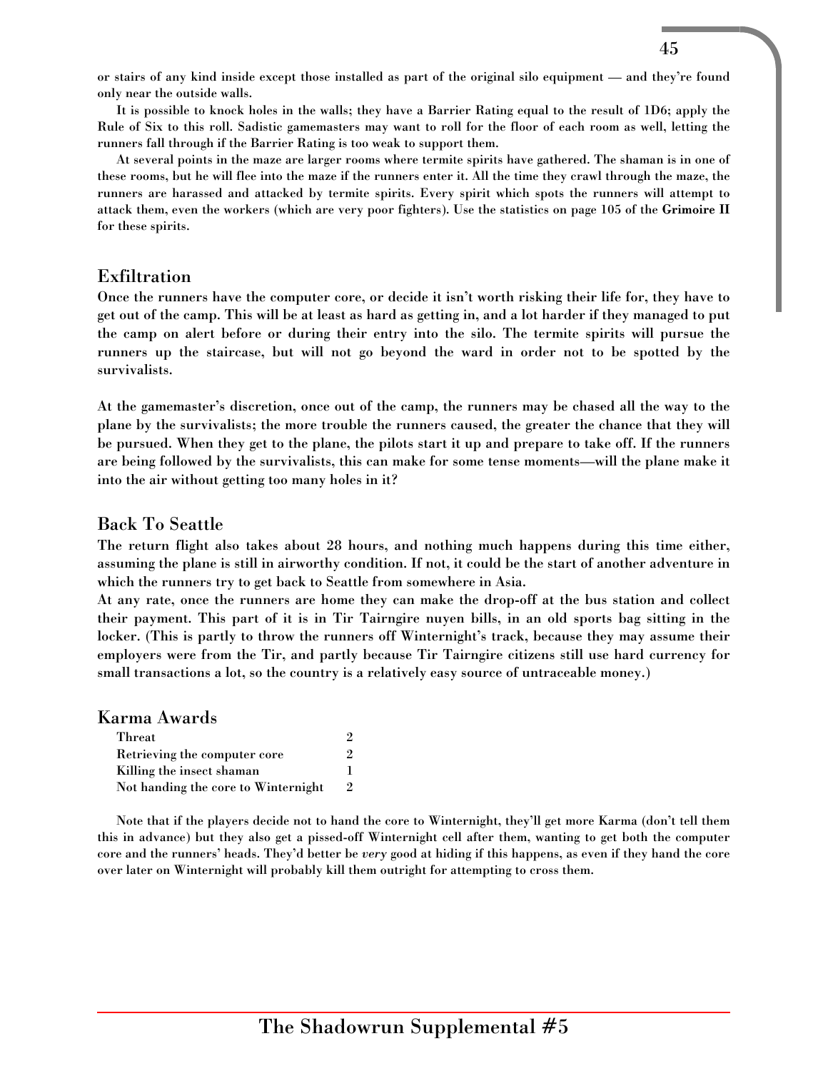or stairs of any kind inside except those installed as part of the original silo equipment — and they're found only near the outside walls.

It is possible to knock holes in the walls; they have a Barrier Rating equal to the result of 1D6; apply the Rule of Six to this roll. Sadistic gamemasters may want to roll for the floor of each room as well, letting the runners fall through if the Barrier Rating is too weak to support them.

At several points in the maze are larger rooms where termite spirits have gathered. The shaman is in one of these rooms, but he will flee into the maze if the runners enter it. All the time they crawl through the maze, the runners are harassed and attacked by termite spirits. Every spirit which spots the runners will attempt to attack them, even the workers (which are very poor fighters). Use the statistics on page 105 of the **Grimoire II** for these spirits.

## Exfiltration

Once the runners have the computer core, or decide it isn't worth risking their life for, they have to get out of the camp. This will be at least as hard as getting in, and a lot harder if they managed to put the camp on alert before or during their entry into the silo. The termite spirits will pursue the runners up the staircase, but will not go beyond the ward in order not to be spotted by the survivalists.

At the gamemaster's discretion, once out of the camp, the runners may be chased all the way to the plane by the survivalists; the more trouble the runners caused, the greater the chance that they will be pursued. When they get to the plane, the pilots start it up and prepare to take off. If the runners are being followed by the survivalists, this can make for some tense moments—will the plane make it into the air without getting too many holes in it?

## Back To Seattle

The return flight also takes about 28 hours, and nothing much happens during this time either, assuming the plane is still in airworthy condition. If not, it could be the start of another adventure in which the runners try to get back to Seattle from somewhere in Asia.

At any rate, once the runners are home they can make the drop-off at the bus station and collect their payment. This part of it is in Tir Tairngire nuyen bills, in an old sports bag sitting in the locker. (This is partly to throw the runners off Winternight's track, because they may assume their employers were from the Tir, and partly because Tir Tairngire citizens still use hard currency for small transactions a lot, so the country is a relatively easy source of untraceable money.)

## Karma Awards

| | |
|---|---|
| Threat | 2 |
| Retrieving the computer core | 2 |
| Killing the insect shaman | 1 |
| Not handing the core to Winternight | 2 |

Note that if the players decide not to hand the core to Winternight, they'll get more Karma (don't tell them this in advance) but they also get a pissed-off Winternight cell after them, wanting to get both the computer core and the runners' heads. They'd better be *very* good at hiding if this happens, as even if they hand the core over later on Winternight will probably kill them outright for attempting to cross them.